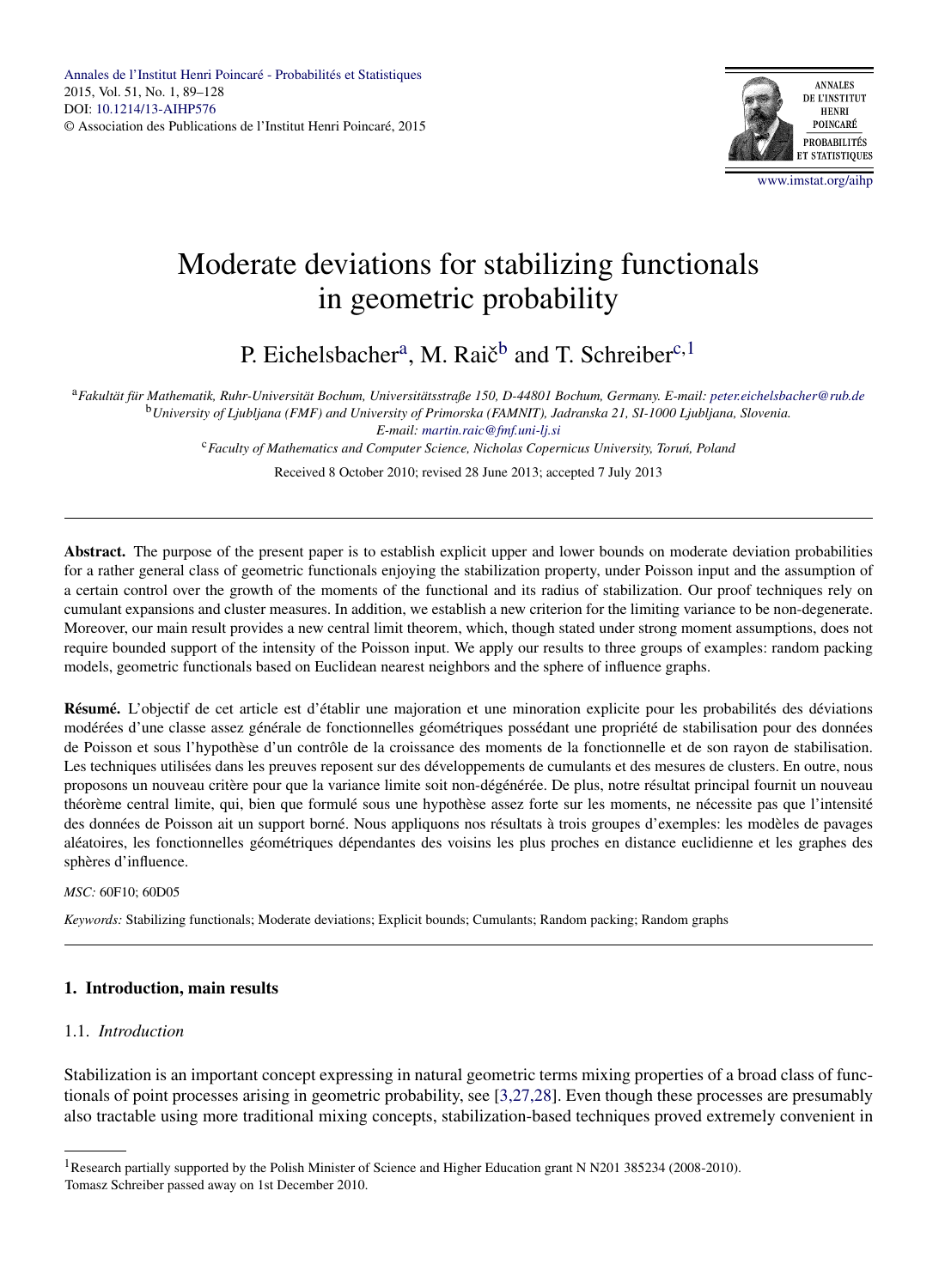# Moderate deviations for stabilizing functionals in geometric probability

P. Eichelsbacher[a], M. Raič[b] and T. Schreiber[c,1]

[a]*Fakultät für Mathematik, Ruhr-Universität Bochum, Universitätsstraße 150, D-44801 Bochum, Germany. E-mail: peter.eichelsbacher@rub.de*

[b]*University of Ljubljana (FMF) and University of Primorska (FAMNIT), Jadranska 21, SI-1000 Ljubljana, Slovenia. E-mail: martin.raic@fmf.uni-lj.si*

[c]*Faculty of Mathematics and Computer Science, Nicholas Copernicus University, Toruń, Poland*

Received 8 October 2010; revised 28 June 2013; accepted 7 July 2013

---

**Abstract.** The purpose of the present paper is to establish explicit upper and lower bounds on moderate deviation probabilities for a rather general class of geometric functionals enjoying the stabilization property, under Poisson input and the assumption of a certain control over the growth of the moments of the functional and its radius of stabilization. Our proof techniques rely on cumulant expansions and cluster measures. In addition, we establish a new criterion for the limiting variance to be non-degenerate. Moreover, our main result provides a new central limit theorem, which, though stated under strong moment assumptions, does not require bounded support of the intensity of the Poisson input. We apply our results to three groups of examples: random packing models, geometric functionals based on Euclidean nearest neighbors and the sphere of influence graphs.

**Résumé.** L'objectif de cet article est d'établir une majoration et une minoration explicite pour les probabilités des déviations modérées d'une classe assez générale de fonctionnelles géométriques possédant une propriété de stabilisation pour des données de Poisson et sous l'hypothèse d'un contrôle de la croissance des moments de la fonctionnelle et de son rayon de stabilisation. Les techniques utilisées dans les preuves reposent sur des développements de cumulants et des mesures de clusters. En outre, nous proposons un nouveau critère pour que la variance limite soit non-dégénérée. De plus, notre résultat principal fournit un nouveau théorème central limite, qui, bien que formulé sous une hypothèse assez forte sur les moments, ne nécessite pas que l'intensité des données de Poisson ait un support borné. Nous appliquons nos résultats à trois groupes d'exemples: les modèles de pavages aléatoires, les fonctionnelles géométriques dépendantes des voisins les plus proches en distance euclidienne et les graphes des sphères d'influence.

*MSC:* 60F10; 60D05

*Keywords:* Stabilizing functionals; Moderate deviations; Explicit bounds; Cumulants; Random packing; Random graphs

---

## 1. Introduction, main results

### 1.1. *Introduction*

Stabilization is an important concept expressing in natural geometric terms mixing properties of a broad class of functionals of point processes arising in geometric probability, see [3,27,28]. Even though these processes are presumably also tractable using more traditional mixing concepts, stabilization-based techniques proved extremely convenient in

---

[1]Research partially supported by the Polish Minister of Science and Higher Education grant N N201 385234 (2008-2010).
Tomasz Schreiber passed away on 1st December 2010.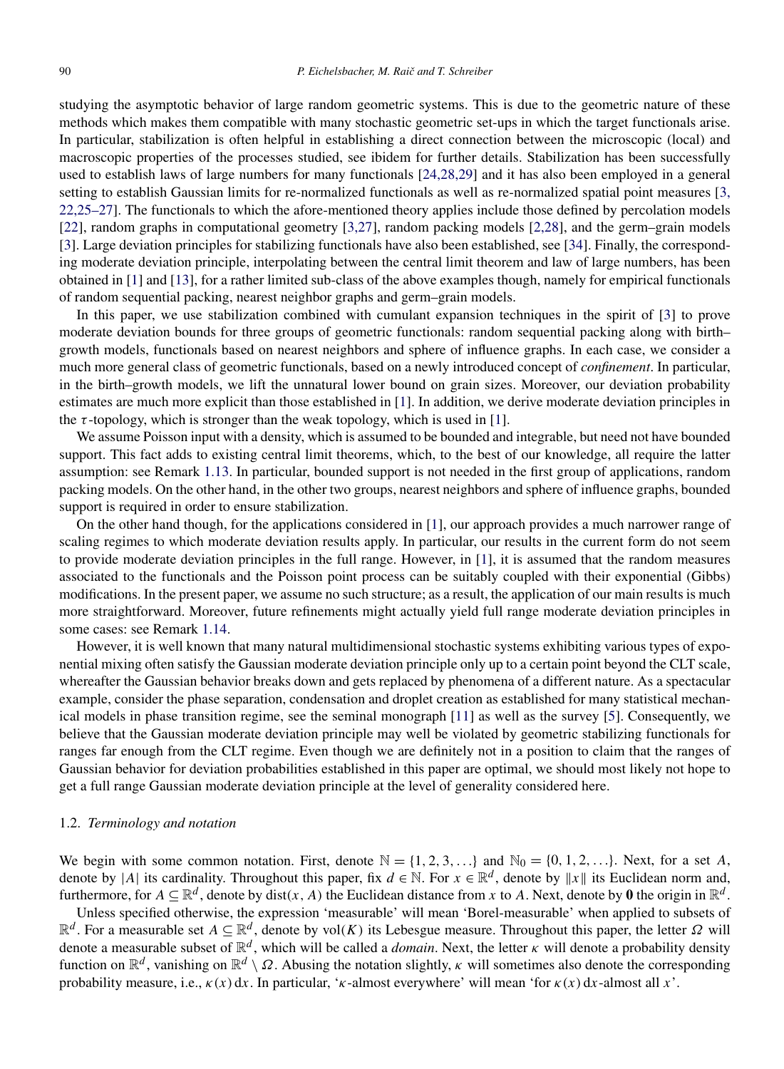studying the asymptotic behavior of large random geometric systems. This is due to the geometric nature of these methods which makes them compatible with many stochastic geometric set-ups in which the target functionals arise. In particular, stabilization is often helpful in establishing a direct connection between the microscopic (local) and macroscopic properties of the processes studied, see ibidem for further details. Stabilization has been successfully used to establish laws of large numbers for many functionals [24,28,29] and it has also been employed in a general setting to establish Gaussian limits for re-normalized functionals as well as re-normalized spatial point measures [3, 22,25–27]. The functionals to which the afore-mentioned theory applies include those defined by percolation models [22], random graphs in computational geometry [3,27], random packing models [2,28], and the germ–grain models [3]. Large deviation principles for stabilizing functionals have also been established, see [34]. Finally, the corresponding moderate deviation principle, interpolating between the central limit theorem and law of large numbers, has been obtained in [1] and [13], for a rather limited sub-class of the above examples though, namely for empirical functionals of random sequential packing, nearest neighbor graphs and germ–grain models.

In this paper, we use stabilization combined with cumulant expansion techniques in the spirit of [3] to prove moderate deviation bounds for three groups of geometric functionals: random sequential packing along with birth–growth models, functionals based on nearest neighbors and sphere of influence graphs. In each case, we consider a much more general class of geometric functionals, based on a newly introduced concept of *confinement*. In particular, in the birth–growth models, we lift the unnatural lower bound on grain sizes. Moreover, our deviation probability estimates are much more explicit than those established in [1]. In addition, we derive moderate deviation principles in the $\tau$-topology, which is stronger than the weak topology, which is used in [1].

We assume Poisson input with a density, which is assumed to be bounded and integrable, but need not have bounded support. This fact adds to existing central limit theorems, which, to the best of our knowledge, all require the latter assumption: see Remark 1.13. In particular, bounded support is not needed in the first group of applications, random packing models. On the other hand, in the other two groups, nearest neighbors and sphere of influence graphs, bounded support is required in order to ensure stabilization.

On the other hand though, for the applications considered in [1], our approach provides a much narrower range of scaling regimes to which moderate deviation results apply. In particular, our results in the current form do not seem to provide moderate deviation principles in the full range. However, in [1], it is assumed that the random measures associated to the functionals and the Poisson point process can be suitably coupled with their exponential (Gibbs) modifications. In the present paper, we assume no such structure; as a result, the application of our main results is much more straightforward. Moreover, future refinements might actually yield full range moderate deviation principles in some cases: see Remark 1.14.

However, it is well known that many natural multidimensional stochastic systems exhibiting various types of exponential mixing often satisfy the Gaussian moderate deviation principle only up to a certain point beyond the CLT scale, whereafter the Gaussian behavior breaks down and gets replaced by phenomena of a different nature. As a spectacular example, consider the phase separation, condensation and droplet creation as established for many statistical mechanical models in phase transition regime, see the seminal monograph [11] as well as the survey [5]. Consequently, we believe that the Gaussian moderate deviation principle may well be violated by geometric stabilizing functionals for ranges far enough from the CLT regime. Even though we are definitely not in a position to claim that the ranges of Gaussian behavior for deviation probabilities established in this paper are optimal, we should most likely not hope to get a full range Gaussian moderate deviation principle at the level of generality considered here.

### 1.2. *Terminology and notation*

We begin with some common notation. First, denote $\mathbb{N} = \{1, 2, 3, \dots\}$ and $\mathbb{N}_0 = \{0, 1, 2, \dots\}$. Next, for a set $A$, denote by $|A|$ its cardinality. Throughout this paper, fix $d \in \mathbb{N}$. For $x \in \mathbb{R}^d$, denote by $\|x\|$ its Euclidean norm and, furthermore, for $A \subseteq \mathbb{R}^d$, denote by $\operatorname{dist}(x, A)$ the Euclidean distance from $x$ to $A$. Next, denote by $\mathbf{0}$ the origin in $\mathbb{R}^d$.

Unless specified otherwise, the expression 'measurable' will mean 'Borel-measurable' when applied to subsets of $\mathbb{R}^d$. For a measurable set $A \subseteq \mathbb{R}^d$, denote by $\operatorname{vol}(K)$ its Lebesgue measure. Throughout this paper, the letter $\Omega$ will denote a measurable subset of $\mathbb{R}^d$, which will be called a *domain*. Next, the letter $\kappa$ will denote a probability density function on $\mathbb{R}^d$, vanishing on $\mathbb{R}^d \setminus \Omega$. Abusing the notation slightly, $\kappa$ will sometimes also denote the corresponding probability measure, i.e., $\kappa(x)\,\mathrm{d}x$. In particular, '$\kappa$-almost everywhere' will mean 'for $\kappa(x)\,\mathrm{d}x$-almost all $x$'.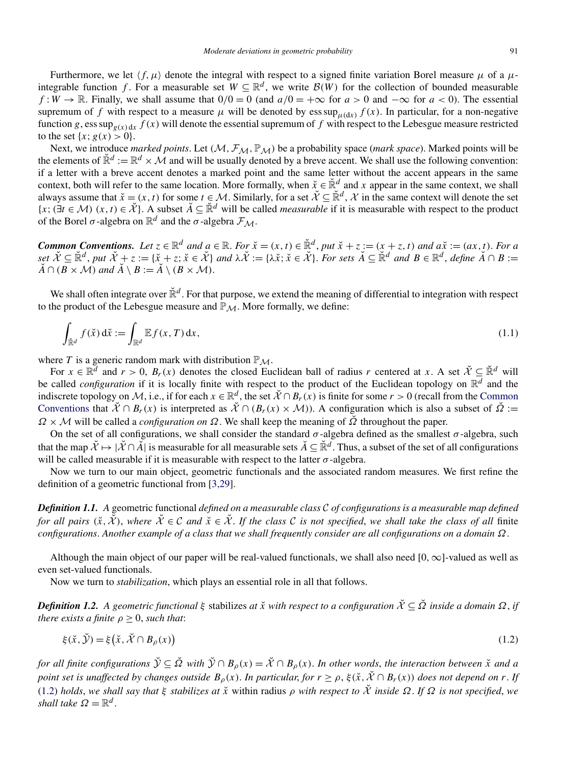Furthermore, we let $\langle f, \mu \rangle$ denote the integral with respect to a signed finite variation Borel measure $\mu$ of a $\mu$-integrable function $f$. For a measurable set $W \subseteq \mathbb{R}^d$, we write $\mathcal{B}(W)$ for the collection of bounded measurable $f : W \to \mathbb{R}$. Finally, we shall assume that $0/0 = 0$ (and $a/0 = +\infty$ for $a > 0$ and $-\infty$ for $a < 0$). The essential supremum of $f$ with respect to a measure $\mu$ will be denoted by $\operatorname{ess\,sup}_{\mu(\mathrm{d}x)} f(x)$. In particular, for a non-negative function $g$, $\operatorname{ess\,sup}_{g(x)\,\mathrm{d}x} f(x)$ will denote the essential supremum of $f$ with respect to the Lebesgue measure restricted to the set $\{x; g(x) > 0\}$.

Next, we introduce *marked points*. Let $(\mathcal{M}, \mathcal{F}_{\mathcal{M}}, \mathbb{P}_{\mathcal{M}})$ be a probability space (*mark space*). Marked points will be the elements of $\breve{\mathbb{R}}^d := \mathbb{R}^d \times \mathcal{M}$ and will be usually denoted by a breve accent. We shall use the following convention: if a letter with a breve accent denotes a marked point and the same letter without the accent appears in the same context, both will refer to the same location. More formally, when $\breve{x} \in \breve{\mathbb{R}}^d$ and $x$ appear in the same context, we shall always assume that $\breve{x} = (x, t)$ for some $t \in \mathcal{M}$. Similarly, for a set $\breve{\mathcal{X}} \subseteq \breve{\mathbb{R}}^d$, $\mathcal{X}$ in the same context will denote the set $\{x; (\exists t \in \mathcal{M})\ (x, t) \in \breve{\mathcal{X}}\}$. A subset $\breve{A} \subseteq \breve{\mathbb{R}}^d$ will be called *measurable* if it is measurable with respect to the product of the Borel $\sigma$-algebra on $\mathbb{R}^d$ and the $\sigma$-algebra $\mathcal{F}_{\mathcal{M}}$.

***Common Conventions.*** *Let $z \in \mathbb{R}^d$ and $a \in \mathbb{R}$. For $\breve{x} = (x, t) \in \breve{\mathbb{R}}^d$, put $\breve{x} + z := (x + z, t)$ and $a\breve{x} := (ax, t)$. For a set $\breve{\mathcal{X}} \subseteq \breve{\mathbb{R}}^d$, put $\breve{\mathcal{X}} + z := \{\breve{x} + z; \breve{x} \in \breve{\mathcal{X}}\}$ and $\lambda\breve{\mathcal{X}} := \{\lambda\breve{x}; \breve{x} \in \breve{\mathcal{X}}\}$. For sets $\breve{A} \subseteq \breve{\mathbb{R}}^d$ and $B \in \mathbb{R}^d$, define $\breve{A} \cap B := \breve{A} \cap (B \times \mathcal{M})$ and $\breve{A} \setminus B := \breve{A} \setminus (B \times \mathcal{M})$.*

We shall often integrate over $\breve{\mathbb{R}}^d$. For that purpose, we extend the meaning of differential to integration with respect to the product of the Lebesgue measure and $\mathbb{P}_{\mathcal{M}}$. More formally, we define:

$$\int_{\breve{\mathbb{R}}^d} f(\breve{x})\,\mathrm{d}\breve{x} := \int_{\mathbb{R}^d} \mathbb{E} f(x, T)\,\mathrm{d}x, \tag{1.1}$$

where $T$ is a generic random mark with distribution $\mathbb{P}_{\mathcal{M}}$.

For $x \in \mathbb{R}^d$ and $r > 0$, $B_r(x)$ denotes the closed Euclidean ball of radius $r$ centered at $x$. A set $\breve{\mathcal{X}} \subseteq \breve{\mathbb{R}}^d$ will be called *configuration* if it is locally finite with respect to the product of the Euclidean topology on $\mathbb{R}^d$ and the indiscrete topology on $\mathcal{M}$, i.e., if for each $x \in \mathbb{R}^d$, the set $\breve{\mathcal{X}} \cap B_r(x)$ is finite for some $r > 0$ (recall from the Common Conventions that $\breve{\mathcal{X}} \cap B_r(x)$ is interpreted as $\breve{\mathcal{X}} \cap (B_r(x) \times \mathcal{M})$). A configuration which is also a subset of $\breve{\Omega} := \Omega \times \mathcal{M}$ will be called a *configuration on $\Omega$*. We shall keep the meaning of $\breve{\Omega}$ throughout the paper.

On the set of all configurations, we shall consider the standard $\sigma$-algebra defined as the smallest $\sigma$-algebra, such that the map $\breve{\mathcal{X}} \mapsto |\breve{\mathcal{X}} \cap \breve{A}|$ is measurable for all measurable sets $\breve{A} \subseteq \breve{\mathbb{R}}^d$. Thus, a subset of the set of all configurations will be called measurable if it is measurable with respect to the latter $\sigma$-algebra.

Now we turn to our main object, geometric functionals and the associated random measures. We first refine the definition of a geometric functional from [3,29].

***Definition 1.1.*** *A* geometric functional *defined on a measurable class $\mathcal{C}$ of configurations is a measurable map defined for all pairs $(\breve{x}, \breve{\mathcal{X}})$, where $\breve{\mathcal{X}} \in \mathcal{C}$ and $\breve{x} \in \breve{\mathcal{X}}$. If the class $\mathcal{C}$ is not specified, we shall take the class of all* finite *configurations. Another example of a class that we shall frequently consider are all configurations on a domain $\Omega$.*

Although the main object of our paper will be real-valued functionals, we shall also need $[0, \infty]$-valued as well as even set-valued functionals.

Now we turn to *stabilization*, which plays an essential role in all that follows.

***Definition 1.2.*** *A geometric functional $\xi$* stabilizes *at $\breve{x}$ with respect to a configuration $\breve{\mathcal{X}} \subseteq \breve{\Omega}$ inside a domain $\Omega$, if there exists a finite $\rho \geq 0$, such that*:

$$\xi(\breve{x}, \breve{\mathcal{Y}}) = \xi\big(\breve{x}, \breve{\mathcal{X}} \cap B_\rho(x)\big) \tag{1.2}$$

*for all finite configurations $\breve{\mathcal{Y}} \subseteq \breve{\Omega}$ with $\breve{\mathcal{Y}} \cap B_\rho(x) = \breve{\mathcal{X}} \cap B_\rho(x)$. In other words, the interaction between $\breve{x}$ and a point set is unaffected by changes outside $B_\rho(x)$. In particular, for $r \geq \rho$, $\xi(\breve{x}, \breve{\mathcal{X}} \cap B_r(x))$ does not depend on $r$. If* (1.2) *holds, we shall say that $\xi$ stabilizes at $\breve{x}$* within radius *$\rho$ with respect to $\breve{\mathcal{X}}$ inside $\Omega$. If $\Omega$ is not specified, we shall take $\Omega = \mathbb{R}^d$.*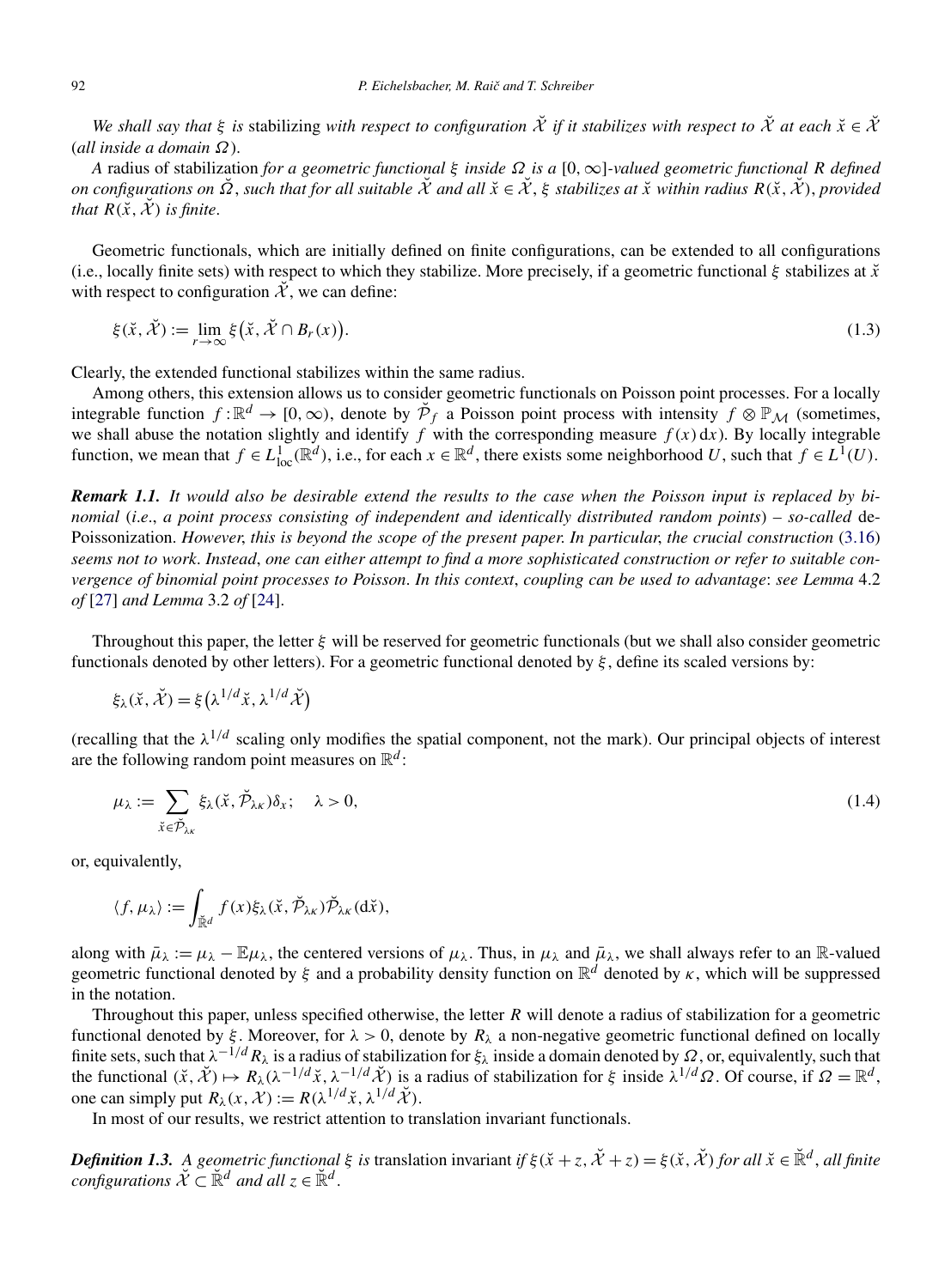*We shall say that $\xi$ is* stabilizing *with respect to configuration $\check{\mathcal{X}}$ if it stabilizes with respect to $\check{\mathcal{X}}$ at each $\check{x} \in \check{\mathcal{X}}$ (all inside a domain $\Omega$).*

*A* radius of stabilization *for a geometric functional $\xi$ inside $\Omega$ is a $[0,\infty]$-valued geometric functional $R$ defined on configurations on $\check{\Omega}$, such that for all suitable $\check{\mathcal{X}}$ and all $\check{x} \in \check{\mathcal{X}}$, $\xi$ stabilizes at $\check{x}$ within radius $R(\check{x}, \check{\mathcal{X}})$, provided that $R(\check{x}, \check{\mathcal{X}})$ is finite.*

Geometric functionals, which are initially defined on finite configurations, can be extended to all configurations (i.e., locally finite sets) with respect to which they stabilize. More precisely, if a geometric functional $\xi$ stabilizes at $\check{x}$ with respect to configuration $\check{\mathcal{X}}$, we can define:

$$\xi(\check{x}, \check{\mathcal{X}}) := \lim_{r\to\infty} \xi\big(\check{x}, \check{\mathcal{X}} \cap B_r(x)\big). \tag{1.3}$$

Clearly, the extended functional stabilizes within the same radius.

Among others, this extension allows us to consider geometric functionals on Poisson point processes. For a locally integrable function $f : \mathbb{R}^d \to [0,\infty)$, denote by $\check{\mathcal{P}}_f$ a Poisson point process with intensity $f \otimes \mathbb{P}_{\mathcal{M}}$ (sometimes, we shall abuse the notation slightly and identify $f$ with the corresponding measure $f(x)\,\mathrm{d}x$). By locally integrable function, we mean that $f \in L^1_{\mathrm{loc}}(\mathbb{R}^d)$, i.e., for each $x \in \mathbb{R}^d$, there exists some neighborhood $U$, such that $f \in L^1(U)$.

***Remark 1.1.*** *It would also be desirable extend the results to the case when the Poisson input is replaced by binomial (i.e., a point process consisting of independent and identically distributed random points) – so-called* de-Poissonization. *However, this is beyond the scope of the present paper. In particular, the crucial construction* (3.16) *seems not to work. Instead, one can either attempt to find a more sophisticated construction or refer to suitable convergence of binomial point processes to Poisson. In this context, coupling can be used to advantage: see Lemma* 4.2 *of* [27] *and Lemma* 3.2 *of* [24].

Throughout this paper, the letter $\xi$ will be reserved for geometric functionals (but we shall also consider geometric functionals denoted by other letters). For a geometric functional denoted by $\xi$, define its scaled versions by:

$$\xi_\lambda(\check{x}, \check{\mathcal{X}}) = \xi\big(\lambda^{1/d}\check{x}, \lambda^{1/d}\check{\mathcal{X}}\big)$$

(recalling that the $\lambda^{1/d}$ scaling only modifies the spatial component, not the mark). Our principal objects of interest are the following random point measures on $\mathbb{R}^d$:

$$\mu_\lambda := \sum_{\check{x}\in\check{\mathcal{P}}_{\lambda\kappa}} \xi_\lambda(\check{x}, \check{\mathcal{P}}_{\lambda\kappa})\delta_x; \quad \lambda > 0, \tag{1.4}$$

or, equivalently,

$$\langle f, \mu_\lambda\rangle := \int_{\check{\mathbb{R}}^d} f(x)\xi_\lambda(\check{x}, \check{\mathcal{P}}_{\lambda\kappa})\check{\mathcal{P}}_{\lambda\kappa}(\mathrm{d}\check{x}),$$

along with $\bar{\mu}_\lambda := \mu_\lambda - \mathbb{E}\mu_\lambda$, the centered versions of $\mu_\lambda$. Thus, in $\mu_\lambda$ and $\bar{\mu}_\lambda$, we shall always refer to an $\mathbb{R}$-valued geometric functional denoted by $\xi$ and a probability density function on $\mathbb{R}^d$ denoted by $\kappa$, which will be suppressed in the notation.

Throughout this paper, unless specified otherwise, the letter $R$ will denote a radius of stabilization for a geometric functional denoted by $\xi$. Moreover, for $\lambda > 0$, denote by $R_\lambda$ a non-negative geometric functional defined on locally finite sets, such that $\lambda^{-1/d}R_\lambda$ is a radius of stabilization for $\xi_\lambda$ inside a domain denoted by $\Omega$, or, equivalently, such that the functional $(\check{x}, \check{\mathcal{X}}) \mapsto R_\lambda(\lambda^{-1/d}\check{x}, \lambda^{-1/d}\check{\mathcal{X}})$ is a radius of stabilization for $\xi$ inside $\lambda^{1/d}\Omega$. Of course, if $\Omega = \mathbb{R}^d$, one can simply put $R_\lambda(x, \mathcal{X}) := R(\lambda^{1/d}\check{x}, \lambda^{1/d}\check{\mathcal{X}})$.

In most of our results, we restrict attention to translation invariant functionals.

***Definition 1.3.*** *A geometric functional $\xi$ is* translation invariant *if $\xi(\check{x}+z, \check{\mathcal{X}}+z) = \xi(\check{x}, \check{\mathcal{X}})$ for all $\check{x} \in \check{\mathbb{R}}^d$, all finite configurations $\check{\mathcal{X}} \subset \check{\mathbb{R}}^d$ and all $z \in \check{\mathbb{R}}^d$.*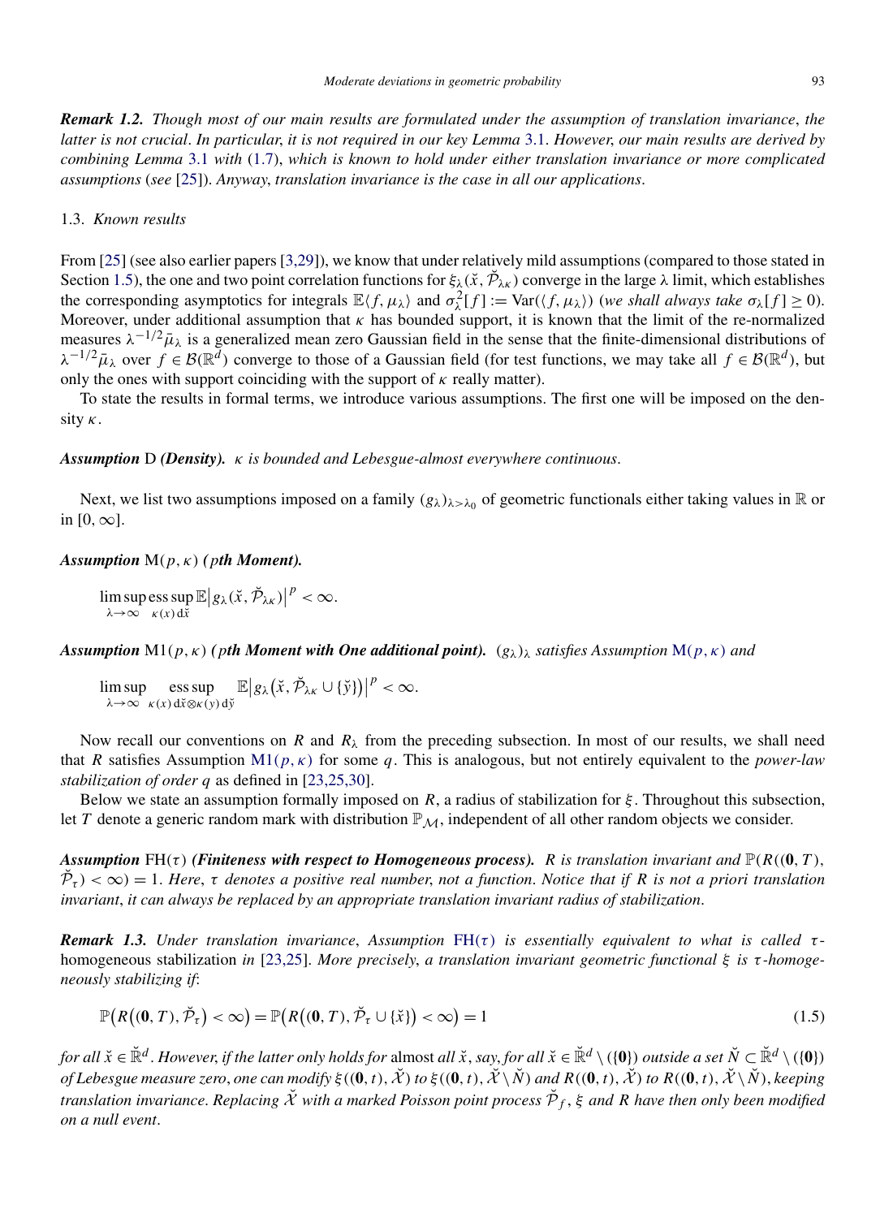***Remark 1.2.*** *Though most of our main results are formulated under the assumption of translation invariance, the latter is not crucial. In particular, it is not required in our key Lemma 3.1. However, our main results are derived by combining Lemma 3.1 with (1.7), which is known to hold under either translation invariance or more complicated assumptions (see [25]). Anyway, translation invariance is the case in all our applications.*

### 1.3. *Known results*

From [25] (see also earlier papers [3,29]), we know that under relatively mild assumptions (compared to those stated in Section 1.5), the one and two point correlation functions for $\xi_\lambda(\check{x}, \check{\mathcal{P}}_{\lambda\kappa})$ converge in the large $\lambda$ limit, which establishes the corresponding asymptotics for integrals $\mathbb{E}\langle f, \mu_\lambda\rangle$ and $\sigma_\lambda^2[f] := \operatorname{Var}(\langle f, \mu_\lambda\rangle)$ (*we shall always take* $\sigma_\lambda[f] \geq 0$). Moreover, under additional assumption that $\kappa$ has bounded support, it is known that the limit of the re-normalized measures $\lambda^{-1/2}\bar{\mu}_\lambda$ is a generalized mean zero Gaussian field in the sense that the finite-dimensional distributions of $\lambda^{-1/2}\bar{\mu}_\lambda$ over $f \in \mathcal{B}(\mathbb{R}^d)$ converge to those of a Gaussian field (for test functions, we may take all $f \in \mathcal{B}(\mathbb{R}^d)$, but only the ones with support coinciding with the support of $\kappa$ really matter).

To state the results in formal terms, we introduce various assumptions. The first one will be imposed on the density $\kappa$.

***Assumption*** D ***(Density).*** *$\kappa$ is bounded and Lebesgue-almost everywhere continuous.*

Next, we list two assumptions imposed on a family $(g_\lambda)_{\lambda>\lambda_0}$ of geometric functionals either taking values in $\mathbb{R}$ or in $[0, \infty]$.

***Assumption*** $\mathrm{M}(p,\kappa)$ ***($p$th Moment).***

$$\limsup_{\lambda\to\infty} \operatorname*{ess\,sup}_{\kappa(x)\,\mathrm{d}\check{x}} \mathbb{E}\big|g_\lambda(\check{x}, \check{\mathcal{P}}_{\lambda\kappa})\big|^p < \infty.$$

***Assumption*** $\mathrm{M1}(p,\kappa)$ ***($p$th Moment with One additional point).*** *$(g_\lambda)_\lambda$ satisfies Assumption $\mathrm{M}(p,\kappa)$ and*

$$\limsup_{\lambda\to\infty} \operatorname*{ess\,sup}_{\kappa(x)\,\mathrm{d}\check{x}\otimes\kappa(y)\,\mathrm{d}\check{y}} \mathbb{E}\big|g_\lambda\big(\check{x}, \check{\mathcal{P}}_{\lambda\kappa} \cup \{\check{y}\}\big)\big|^p < \infty.$$

Now recall our conventions on $R$ and $R_\lambda$ from the preceding subsection. In most of our results, we shall need that $R$ satisfies Assumption $\mathrm{M1}(p,\kappa)$ for some $q$. This is analogous, but not entirely equivalent to the *power-law stabilization of order $q$* as defined in [23,25,30].

Below we state an assumption formally imposed on $R$, a radius of stabilization for $\xi$. Throughout this subsection, let $T$ denote a generic random mark with distribution $\mathbb{P}_{\mathcal{M}}$, independent of all other random objects we consider.

***Assumption*** $\mathrm{FH}(\tau)$ ***(Finiteness with respect to Homogeneous process).*** *$R$ is translation invariant and $\mathbb{P}(R((\mathbf{0}, T), \check{\mathcal{P}}_\tau) < \infty) = 1$. Here, $\tau$ denotes a positive real number, not a function. Notice that if $R$ is not a priori translation invariant, it can always be replaced by an appropriate translation invariant radius of stabilization.*

***Remark 1.3.*** *Under translation invariance, Assumption $\mathrm{FH}(\tau)$ is essentially equivalent to what is called $\tau$-*homogeneous stabilization *in [23,25]. More precisely, a translation invariant geometric functional $\xi$ is $\tau$-homogeneously stabilizing if*:

$$\mathbb{P}\big(R\big((\mathbf{0}, T), \check{\mathcal{P}}_\tau\big) < \infty\big) = \mathbb{P}\big(R\big((\mathbf{0}, T), \check{\mathcal{P}}_\tau \cup \{\check{x}\}\big) < \infty\big) = 1 \tag{1.5}$$

*for all $\check{x} \in \check{\mathbb{R}}^d$. However, if the latter only holds for* almost *all $\check{x}$, say, for all $\check{x} \in \check{\mathbb{R}}^d \setminus (\{\mathbf{0}\})$ outside a set $\check{N} \subset \check{\mathbb{R}}^d \setminus (\{\mathbf{0}\})$ of Lebesgue measure zero, one can modify $\xi((\mathbf{0}, t), \check{\mathcal{X}})$ to $\xi((\mathbf{0}, t), \check{\mathcal{X}} \setminus \check{N})$ and $R((\mathbf{0}, t), \check{\mathcal{X}})$ to $R((\mathbf{0}, t), \check{\mathcal{X}} \setminus \check{N})$, keeping translation invariance. Replacing $\check{\mathcal{X}}$ with a marked Poisson point process $\check{\mathcal{P}}_f$, $\xi$ and $R$ have then only been modified on a null event.*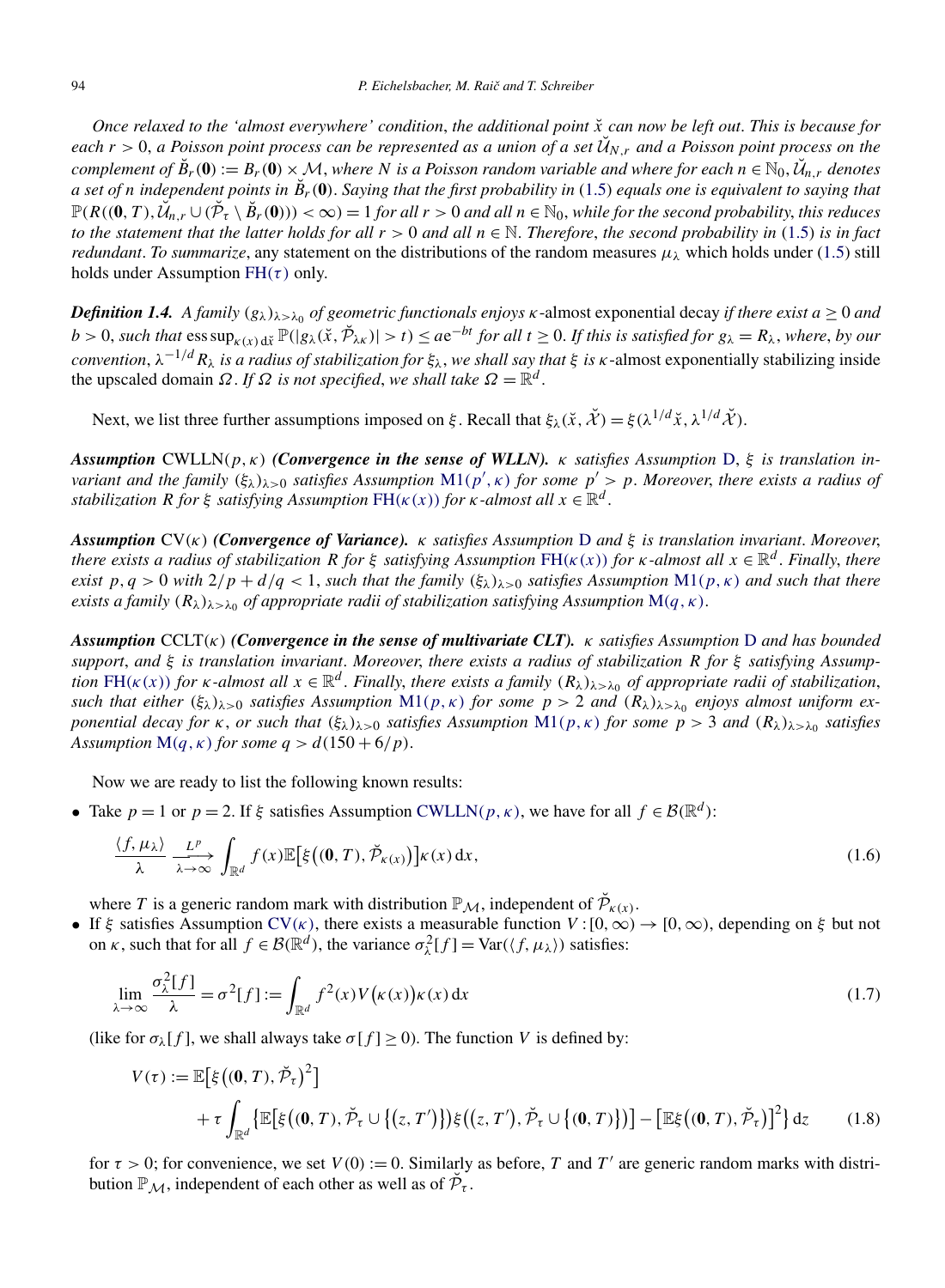*Once relaxed to the 'almost everywhere' condition, the additional point $\check{x}$ can now be left out. This is because for each $r > 0$, a Poisson point process can be represented as a union of a set $\check{\mathcal{U}}_{N,r}$ and a Poisson point process on the complement of $\check{B}_r(\mathbf{0}) := B_r(\mathbf{0}) \times \mathcal{M}$, where $N$ is a Poisson random variable and where for each $n \in \mathbb{N}_0$, $\check{\mathcal{U}}_{n,r}$ denotes a set of $n$ independent points in $\check{B}_r(\mathbf{0})$. Saying that the first probability in (1.5) equals one is equivalent to saying that $\mathbb{P}(R((\mathbf{0},T), \check{\mathcal{U}}_{n,r} \cup (\check{\mathcal{P}}_\tau \setminus \check{B}_r(\mathbf{0}))) < \infty) = 1$ for all $r > 0$ and all $n \in \mathbb{N}_0$, while for the second probability, this reduces to the statement that the latter holds for all $r > 0$ and all $n \in \mathbb{N}$. Therefore, the second probability in (1.5) is in fact redundant. To summarize*, any statement on the distributions of the random measures $\mu_\lambda$ which holds under (1.5) still holds under Assumption FH($\tau$) only.

***Definition 1.4.*** *A family $(g_\lambda)_{\lambda > \lambda_0}$ of geometric functionals enjoys $\kappa$*-almost exponential decay *if there exist $a \geq 0$ and $b > 0$, such that* $\operatorname{ess\,sup}_{\kappa(x)\,\mathrm{d}\check{x}} \mathbb{P}(|g_\lambda(\check{x}, \check{\mathcal{P}}_{\lambda\kappa})| > t) \leq a e^{-bt}$ *for all $t \geq 0$. If this is satisfied for $g_\lambda = R_\lambda$, where, by our convention, $\lambda^{-1/d} R_\lambda$ is a radius of stabilization for $\xi_\lambda$, we shall say that $\xi$ is $\kappa$*-almost exponentially stabilizing inside the upscaled domain $\Omega$. *If $\Omega$ is not specified, we shall take $\Omega = \mathbb{R}^d$.*

Next, we list three further assumptions imposed on $\xi$. Recall that $\xi_\lambda(\check{x}, \check{\mathcal{X}}) = \xi(\lambda^{1/d}\check{x}, \lambda^{1/d}\check{\mathcal{X}})$.

***Assumption*** CWLLN$(p,\kappa)$ ***(Convergence in the sense of WLLN).*** *$\kappa$ satisfies Assumption D, $\xi$ is translation invariant and the family $(\xi_\lambda)_{\lambda>0}$ satisfies Assumption M1$(p',\kappa)$ for some $p' > p$. Moreover, there exists a radius of stabilization $R$ for $\xi$ satisfying Assumption FH$(\kappa(x))$ for $\kappa$-almost all $x \in \mathbb{R}^d$.*

***Assumption*** CV$(\kappa)$ ***(Convergence of Variance).*** *$\kappa$ satisfies Assumption D and $\xi$ is translation invariant. Moreover, there exists a radius of stabilization $R$ for $\xi$ satisfying Assumption FH$(\kappa(x))$ for $\kappa$-almost all $x \in \mathbb{R}^d$. Finally, there exist $p, q > 0$ with $2/p + d/q < 1$, such that the family $(\xi_\lambda)_{\lambda>0}$ satisfies Assumption M1$(p,\kappa)$ and such that there exists a family $(R_\lambda)_{\lambda>\lambda_0}$ of appropriate radii of stabilization satisfying Assumption M$(q,\kappa)$.*

***Assumption*** CCLT$(\kappa)$ ***(Convergence in the sense of multivariate CLT).*** *$\kappa$ satisfies Assumption D and has bounded support, and $\xi$ is translation invariant. Moreover, there exists a radius of stabilization $R$ for $\xi$ satisfying Assumption FH$(\kappa(x))$ for $\kappa$-almost all $x \in \mathbb{R}^d$. Finally, there exists a family $(R_\lambda)_{\lambda>\lambda_0}$ of appropriate radii of stabilization, such that either $(\xi_\lambda)_{\lambda>0}$ satisfies Assumption M1$(p,\kappa)$ for some $p > 2$ and $(R_\lambda)_{\lambda>\lambda_0}$ enjoys uniform almost uniform exponential decay for $\kappa$, or such that $(\xi_\lambda)_{\lambda>0}$ satisfies Assumption M1$(p,\kappa)$ for some $p > 3$ and $(R_\lambda)_{\lambda>\lambda_0}$ satisfies Assumption M$(q,\kappa)$ for some $q > d(150 + 6/p)$.*

Now we are ready to list the following known results:

- Take $p = 1$ or $p = 2$. If $\xi$ satisfies Assumption CWLLN$(p,\kappa)$, we have for all $f \in \mathcal{B}(\mathbb{R}^d)$:

$$\frac{\langle f, \mu_\lambda \rangle}{\lambda} \xrightarrow[\lambda\to\infty]{L^p} \int_{\mathbb{R}^d} f(x) \mathbb{E}\big[\xi\big((\mathbf{0},T), \check{\mathcal{P}}_{\kappa(x)}\big)\big]\kappa(x)\,\mathrm{d}x, \tag{1.6}$$

  where $T$ is a generic random mark with distribution $\mathbb{P}_\mathcal{M}$, independent of $\check{\mathcal{P}}_{\kappa(x)}$.

- If $\xi$ satisfies Assumption CV$(\kappa)$, there exists a measurable function $V : [0,\infty) \to [0,\infty)$, depending on $\xi$ but not on $\kappa$, such that for all $f \in \mathcal{B}(\mathbb{R}^d)$, the variance $\sigma_\lambda^2[f] = \operatorname{Var}(\langle f, \mu_\lambda \rangle)$ satisfies:

$$\lim_{\lambda\to\infty} \frac{\sigma_\lambda^2[f]}{\lambda} = \sigma^2[f] := \int_{\mathbb{R}^d} f^2(x) V\big(\kappa(x)\big)\kappa(x)\,\mathrm{d}x \tag{1.7}$$

  (like for $\sigma_\lambda[f]$, we shall always take $\sigma[f] \geq 0$). The function $V$ is defined by:

$$\begin{aligned} V(\tau) := {} & \mathbb{E}\big[\xi\big((\mathbf{0},T), \check{\mathcal{P}}_\tau\big)^2\big] \\ & + \tau \int_{\mathbb{R}^d} \big\{\mathbb{E}\big[\xi\big((\mathbf{0},T), \check{\mathcal{P}}_\tau \cup \big\{(z,T')\big\}\big)\xi\big((z,T'), \check{\mathcal{P}}_\tau \cup \big\{(\mathbf{0},T)\big\}\big)\big] - \big[\mathbb{E}\xi\big((\mathbf{0},T), \check{\mathcal{P}}_\tau\big)\big]^2\big\}\,\mathrm{d}z \end{aligned} \tag{1.8}$$

  for $\tau > 0$; for convenience, we set $V(0) := 0$. Similarly as before, $T$ and $T'$ are generic random marks with distribution $\mathbb{P}_\mathcal{M}$, independent of each other as well as of $\check{\mathcal{P}}_\tau$.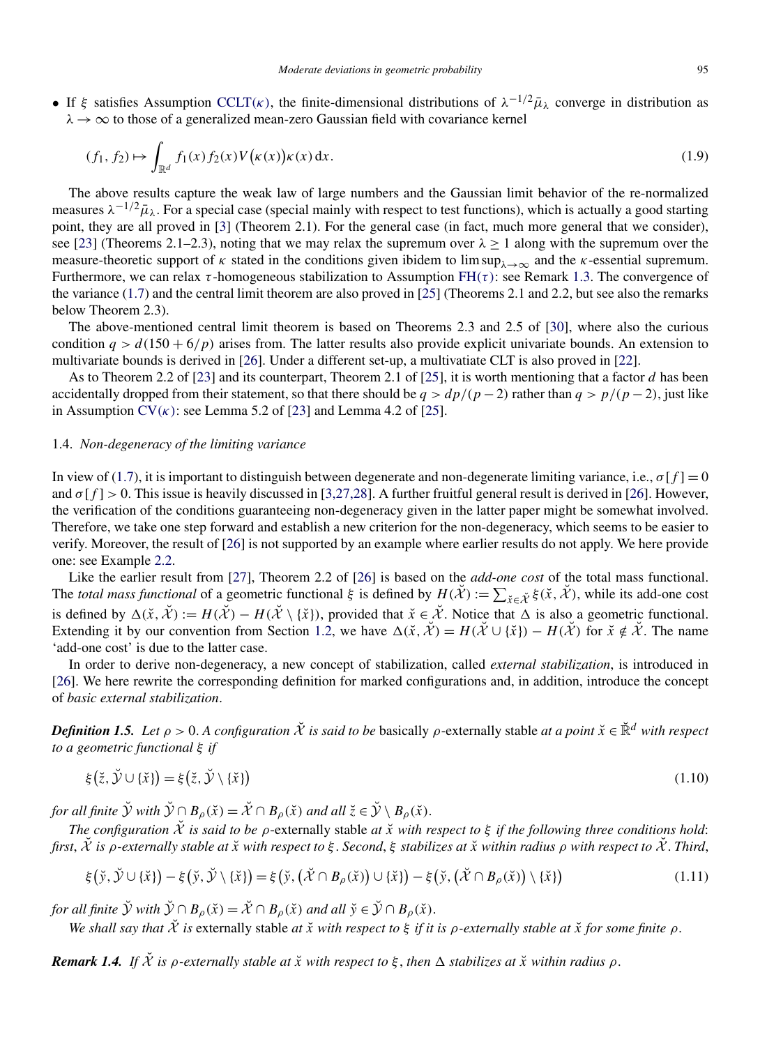- If $\xi$ satisfies Assumption CCLT($\kappa$), the finite-dimensional distributions of $\lambda^{-1/2}\bar{\mu}_\lambda$ converge in distribution as $\lambda \to \infty$ to those of a generalized mean-zero Gaussian field with covariance kernel

$$(f_1, f_2) \mapsto \int_{\mathbb{R}^d} f_1(x) f_2(x) V\big(\kappa(x)\big)\kappa(x)\,\mathrm{d}x. \tag{1.9}$$

The above results capture the weak law of large numbers and the Gaussian limit behavior of the re-normalized measures $\lambda^{-1/2}\bar{\mu}_\lambda$. For a special case (special mainly with respect to test functions), which is actually a good starting point, they are all proved in [3] (Theorem 2.1). For the general case (in fact, much more general that we consider), see [23] (Theorems 2.1–2.3), noting that we may relax the supremum over $\lambda \geq 1$ along with the supremum over the measure-theoretic support of $\kappa$ stated in the conditions given ibidem to $\limsup_{\lambda\to\infty}$ and the $\kappa$-essential supremum. Furthermore, we can relax $\tau$-homogeneous stabilization to Assumption FH($\tau$): see Remark 1.3. The convergence of the variance (1.7) and the central limit theorem are also proved in [25] (Theorems 2.1 and 2.2, but see also the remarks below Theorem 2.3).

The above-mentioned central limit theorem is based on Theorems 2.3 and 2.5 of [30], where also the curious condition $q > d(150 + 6/p)$ arises from. The latter results also provide explicit univariate bounds. An extension to multivariate bounds is derived in [26]. Under a different set-up, a multivatiate CLT is also proved in [22].

As to Theorem 2.2 of [23] and its counterpart, Theorem 2.1 of [25], it is worth mentioning that a factor $d$ has been accidentally dropped from their statement, so that there should be $q > dp/(p-2)$ rather than $q > p/(p-2)$, just like in Assumption CV($\kappa$): see Lemma 5.2 of [23] and Lemma 4.2 of [25].

### 1.4. *Non-degeneracy of the limiting variance*

In view of (1.7), it is important to distinguish between degenerate and non-degenerate limiting variance, i.e., $\sigma[f] = 0$ and $\sigma[f] > 0$. This issue is heavily discussed in [3,27,28]. A further fruitful general result is derived in [26]. However, the verification of the conditions guaranteeing non-degeneracy given in the latter paper might be somewhat involved. Therefore, we take one step forward and establish a new criterion for the non-degeneracy, which seems to be easier to verify. Moreover, the result of [26] is not supported by an example where earlier results do not apply. We here provide one: see Example 2.2.

Like the earlier result from [27], Theorem 2.2 of [26] is based on the *add-one cost* of the total mass functional. The *total mass functional* of a geometric functional $\xi$ is defined by $H(\check{\mathcal{X}}) := \sum_{\check{x}\in\check{\mathcal{X}}} \xi(\check{x}, \check{\mathcal{X}})$, while its add-one cost is defined by $\Delta(\check{x}, \check{\mathcal{X}}) := H(\check{\mathcal{X}}) - H(\check{\mathcal{X}} \setminus \{\check{x}\})$, provided that $\check{x} \in \check{\mathcal{X}}$. Notice that $\Delta$ is also a geometric functional. Extending it by our convention from Section 1.2, we have $\Delta(\check{x}, \check{\mathcal{X}}) = H(\check{\mathcal{X}} \cup \{\check{x}\}) - H(\check{\mathcal{X}})$ for $\check{x} \notin \check{\mathcal{X}}$. The name 'add-one cost' is due to the latter case.

In order to derive non-degeneracy, a new concept of stabilization, called *external stabilization*, is introduced in [26]. We here rewrite the corresponding definition for marked configurations and, in addition, introduce the concept of *basic external stabilization*.

***Definition 1.5.*** *Let $\rho > 0$. A configuration $\check{\mathcal{X}}$ is said to be* basically $\rho$-externally stable *at a point $\check{x} \in \check{\mathbb{R}}^d$ with respect to a geometric functional $\xi$ if*

$$\xi\big(\check{z}, \check{\mathcal{Y}} \cup \{\check{x}\}\big) = \xi\big(\check{z}, \check{\mathcal{Y}} \setminus \{\check{x}\}\big) \tag{1.10}$$

*for all finite $\check{\mathcal{Y}}$ with $\check{\mathcal{Y}} \cap B_\rho(\check{x}) = \check{\mathcal{X}} \cap B_\rho(\check{x})$ and all $\check{z} \in \check{\mathcal{Y}} \setminus B_\rho(\check{x})$.*

*The configuration $\check{\mathcal{X}}$ is said to be* $\rho$-externally stable *at $\check{x}$ with respect to $\xi$ if the following three conditions hold: first, $\check{\mathcal{X}}$ is $\rho$-externally stable at $\check{x}$ with respect to $\xi$. Second, $\xi$ stabilizes at $\check{x}$ within radius $\rho$ with respect to $\check{\mathcal{X}}$. Third,*

$$\xi\big(\check{y}, \check{\mathcal{Y}} \cup \{\check{x}\}\big) - \xi\big(\check{y}, \check{\mathcal{Y}} \setminus \{\check{x}\}\big) = \xi\big(\check{y}, \big(\check{\mathcal{X}} \cap B_\rho(\check{x})\big) \cup \{\check{x}\}\big) - \xi\big(\check{y}, \big(\check{\mathcal{X}} \cap B_\rho(\check{x})\big) \setminus \{\check{x}\}\big) \tag{1.11}$$

*for all finite $\check{\mathcal{Y}}$ with $\check{\mathcal{Y}} \cap B_\rho(\check{x}) = \check{\mathcal{X}} \cap B_\rho(\check{x})$ and all $\check{y} \in \check{\mathcal{Y}} \cap B_\rho(\check{x})$.*

*We shall say that $\check{\mathcal{X}}$ is* externally stable *at $\check{x}$ with respect to $\xi$ if it is $\rho$-externally stable at $\check{x}$ for some finite $\rho$.*

***Remark 1.4.*** *If $\check{\mathcal{X}}$ is $\rho$-externally stable at $\check{x}$ with respect to $\xi$, then $\Delta$ stabilizes at $\check{x}$ within radius $\rho$.*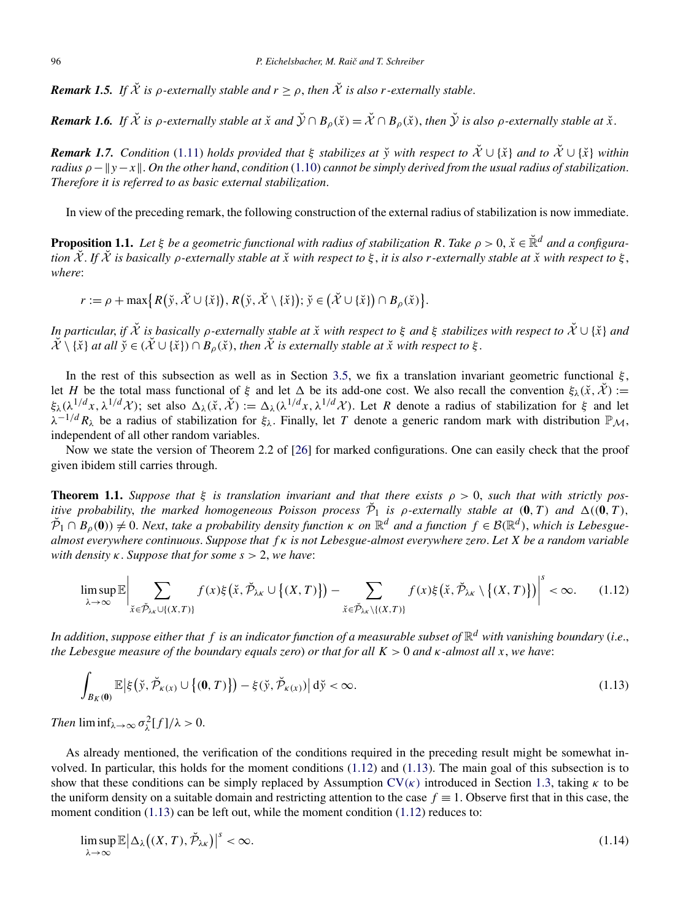***Remark 1.5.*** *If $\check{\mathcal{X}}$ is $\rho$-externally stable and $r \geq \rho$, then $\check{\mathcal{X}}$ is also $r$-externally stable.*

***Remark 1.6.*** *If $\check{\mathcal{X}}$ is $\rho$-externally stable at $\check{x}$ and $\check{\mathcal{Y}} \cap B_\rho(\check{x}) = \check{\mathcal{X}} \cap B_\rho(\check{x})$, then $\check{\mathcal{Y}}$ is also $\rho$-externally stable at $\check{x}$.*

***Remark 1.7.*** *Condition (1.11) holds provided that $\xi$ stabilizes at $\check{y}$ with respect to $\check{\mathcal{X}} \cup \{\check{x}\}$ and to $\check{\mathcal{X}} \cup \{\check{x}\}$ within radius $\rho - \|y - x\|$. On the other hand, condition (1.10) cannot be simply derived from the usual radius of stabilization. Therefore it is referred to as basic external stabilization.*

In view of the preceding remark, the following construction of the external radius of stabilization is now immediate.

**Proposition 1.1.** *Let $\xi$ be a geometric functional with radius of stabilization $R$. Take $\rho > 0$, $\check{x} \in \check{\mathbb{R}}^d$ and a configuration $\check{\mathcal{X}}$. If $\check{\mathcal{X}}$ is basically $\rho$-externally stable at $\check{x}$ with respect to $\xi$, it is also $r$-externally stable at $\check{x}$ with respect to $\xi$, where*:

$$r := \rho + \max\{R(\check{y}, \check{\mathcal{X}} \cup \{\check{x}\}), R(\check{y}, \check{\mathcal{X}} \setminus \{\check{x}\}); \check{y} \in (\check{\mathcal{X}} \cup \{\check{x}\}) \cap B_\rho(\check{x})\}.$$

*In particular, if $\check{\mathcal{X}}$ is basically $\rho$-externally stable at $\check{x}$ with respect to $\xi$ and $\xi$ stabilizes with respect to $\check{\mathcal{X}} \cup \{\check{x}\}$ and $\check{\mathcal{X}} \setminus \{\check{x}\}$ at all $\check{y} \in (\check{\mathcal{X}} \cup \{\check{x}\}) \cap B_\rho(\check{x})$, then $\check{\mathcal{X}}$ is externally stable at $\check{x}$ with respect to $\xi$.*

In the rest of this subsection as well as in Section 3.5, we fix a translation invariant geometric functional $\xi$, let $H$ be the total mass functional of $\xi$ and let $\Delta$ be its add-one cost. We also recall the convention $\xi_\lambda(\check{x}, \check{\mathcal{X}}) := \xi_\lambda(\lambda^{1/d} x, \lambda^{1/d} \mathcal{X})$; set also $\Delta_\lambda(\check{x}, \check{\mathcal{X}}) := \Delta_\lambda(\lambda^{1/d} x, \lambda^{1/d} \mathcal{X})$. Let $R$ denote a radius of stabilization for $\xi$ and let $\lambda^{-1/d} R_\lambda$ be a radius of stabilization for $\xi_\lambda$. Finally, let $T$ denote a generic random mark with distribution $\mathbb{P}_\mathcal{M}$, independent of all other random variables.

Now we state the version of Theorem 2.2 of [26] for marked configurations. One can easily check that the proof given ibidem still carries through.

**Theorem 1.1.** *Suppose that $\xi$ is translation invariant and that there exists $\rho > 0$, such that with strictly positive probability, the marked homogeneous Poisson process $\check{\mathcal{P}}_1$ is $\rho$-externally stable at $(\mathbf{0}, T)$ and $\Delta((\mathbf{0}, T), \check{\mathcal{P}}_1 \cap B_\rho(\mathbf{0})) \neq 0$. Next, take a probability density function $\kappa$ on $\mathbb{R}^d$ and a function $f \in \mathcal{B}(\mathbb{R}^d)$, which is Lebesgue-almost everywhere continuous. Suppose that $f\kappa$ is not Lebesgue-almost everywhere zero. Let $X$ be a random variable with density $\kappa$. Suppose that for some $s > 2$, we have*:

$$\limsup_{\lambda\to\infty} \mathbb{E}\left| \sum_{\check{x}\in\check{\mathcal{P}}_{\lambda\kappa}\cup\{(X,T)\}} f(x)\xi(\check{x}, \check{\mathcal{P}}_{\lambda\kappa} \cup \{(X,T)\}) - \sum_{\check{x}\in\check{\mathcal{P}}_{\lambda\kappa}\setminus\{(X,T)\}} f(x)\xi(\check{x}, \check{\mathcal{P}}_{\lambda\kappa} \setminus \{(X,T)\}) \right|^s < \infty. \tag{1.12}$$

*In addition, suppose either that $f$ is an indicator function of a measurable subset of $\mathbb{R}^d$ with vanishing boundary (i.e., the Lebesgue measure of the boundary equals zero) or that for all $K > 0$ and $\kappa$-almost all $x$, we have*:

$$\int_{B_K(\mathbf{0})} \mathbb{E}\left|\xi(\check{y}, \check{\mathcal{P}}_{\kappa(x)} \cup \{(\mathbf{0}, T)\}) - \xi(\check{y}, \check{\mathcal{P}}_{\kappa(x)})\right| \mathrm{d}\check{y} < \infty. \tag{1.13}$$

*Then* $\liminf_{\lambda\to\infty} \sigma_\lambda^2[f]/\lambda > 0$.

As already mentioned, the verification of the conditions required in the preceding result might be somewhat involved. In particular, this holds for the moment conditions (1.12) and (1.13). The main goal of this subsection is to show that these conditions can be simply replaced by Assumption CV($\kappa$) introduced in Section 1.3, taking $\kappa$ to be the uniform density on a suitable domain and restricting attention to the case $f \equiv 1$. Observe first that in this case, the moment condition (1.13) can be left out, while the moment condition (1.12) reduces to:

$$\limsup_{\lambda\to\infty} \mathbb{E}\left|\Delta_\lambda((X, T), \check{\mathcal{P}}_{\lambda\kappa})\right|^s < \infty. \tag{1.14}$$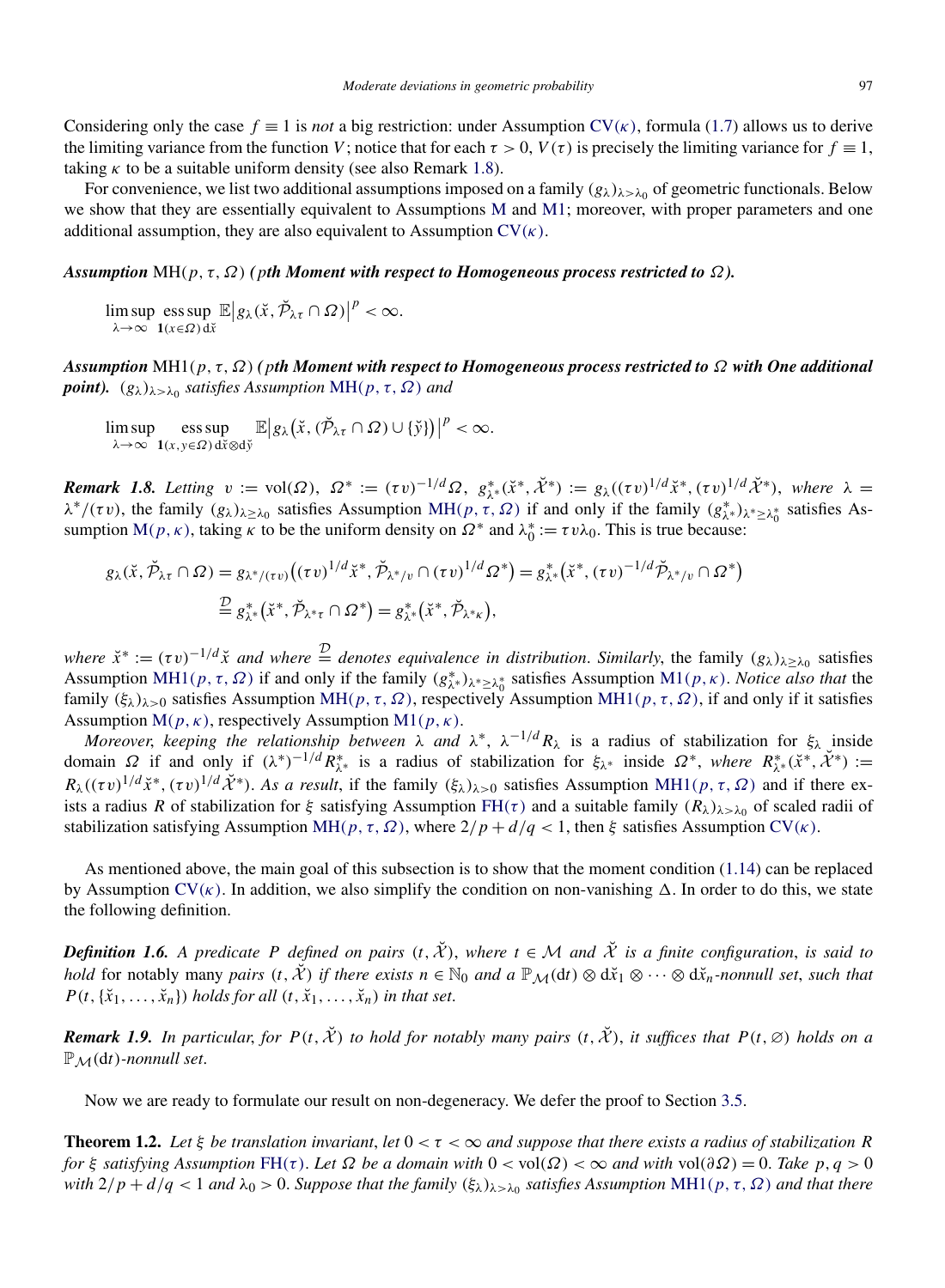Considering only the case $f \equiv 1$ is *not* a big restriction: under Assumption CV($\kappa$), formula (1.7) allows us to derive the limiting variance from the function $V$; notice that for each $\tau > 0$, $V(\tau)$ is precisely the limiting variance for $f \equiv 1$, taking $\kappa$ to be a suitable uniform density (see also Remark 1.8).

For convenience, we list two additional assumptions imposed on a family $(g_\lambda)_{\lambda > \lambda_0}$ of geometric functionals. Below we show that they are essentially equivalent to Assumptions M and M1; moreover, with proper parameters and one additional assumption, they are also equivalent to Assumption CV($\kappa$).

***Assumption*** MH($p, \tau, \Omega$) ***(pth Moment with respect to Homogeneous process restricted to $\Omega$).***

$$\limsup_{\lambda\to\infty} \operatorname*{ess\,sup}_{\mathbf{1}(x\in\Omega)\,\mathrm{d}\check{x}} \mathbb{E}\big|g_\lambda(\check{x}, \check{\mathcal{P}}_{\lambda\tau} \cap \Omega)\big|^p < \infty.$$

***Assumption*** MH1($p, \tau, \Omega$) ***(pth Moment with respect to Homogeneous process restricted to $\Omega$ with One additional point).*** *$(g_\lambda)_{\lambda > \lambda_0}$ satisfies Assumption* MH($p, \tau, \Omega$) *and*

$$\limsup_{\lambda\to\infty} \operatorname*{ess\,sup}_{\mathbf{1}(x,y\in\Omega)\,\mathrm{d}\check{x}\otimes\mathrm{d}\check{y}} \mathbb{E}\big|g_\lambda\big(\check{x}, (\check{\mathcal{P}}_{\lambda\tau} \cap \Omega) \cup \{\check{y}\}\big)\big|^p < \infty.$$

***Remark 1.8.*** *Letting $v := \operatorname{vol}(\Omega)$, $\Omega^* := (\tau v)^{-1/d}\Omega$, $g^*_{\lambda^*}(\check{x}^*, \check{\mathcal{X}}^*) := g_\lambda((\tau v)^{1/d}\check{x}^*, (\tau v)^{1/d}\check{\mathcal{X}}^*)$, where $\lambda = \lambda^*/(\tau v)$,* the family $(g_\lambda)_{\lambda\ge\lambda_0}$ satisfies Assumption MH($p, \tau, \Omega$) if and only if the family $(g^*_{\lambda^*})_{\lambda^*\ge\lambda^*_0}$ satisfies Assumption M($p, \kappa$), taking $\kappa$ to be the uniform density on $\Omega^*$ and $\lambda^*_0 := \tau v \lambda_0$. This is true because:

$$\begin{aligned} g_\lambda(\check{x}, \check{\mathcal{P}}_{\lambda\tau} \cap \Omega) &= g_{\lambda^*/(\tau v)}\big((\tau v)^{1/d}\check{x}^*, \check{\mathcal{P}}_{\lambda^*/v} \cap (\tau v)^{1/d}\Omega^*\big) = g^*_{\lambda^*}\big(\check{x}^*, (\tau v)^{-1/d}\check{\mathcal{P}}_{\lambda^*/v} \cap \Omega^*\big) \\ &\overset{\mathcal{D}}{=} g^*_{\lambda^*}\big(\check{x}^*, \check{\mathcal{P}}_{\lambda^*\tau} \cap \Omega^*\big) = g^*_{\lambda^*}\big(\check{x}^*, \check{\mathcal{P}}_{\lambda^*\kappa}\big), \end{aligned}$$

*where $\check{x}^* := (\tau v)^{-1/d}\check{x}$ and where $\overset{\mathcal{D}}{=}$ denotes equivalence in distribution. Similarly,* the family $(g_\lambda)_{\lambda\ge\lambda_0}$ satisfies Assumption MH1($p, \tau, \Omega$) if and only if the family $(g^*_{\lambda^*})_{\lambda^*\ge\lambda^*_0}$ satisfies Assumption M1($p, \kappa$). *Notice also that* the family $(\xi_\lambda)_{\lambda>0}$ satisfies Assumption MH($p, \tau, \Omega$), respectively Assumption MH1($p, \tau, \Omega$), if and only if it satisfies Assumption M($p, \kappa$), respectively Assumption M1($p, \kappa$).

*Moreover, keeping the relationship between $\lambda$ and $\lambda^*$, $\lambda^{-1/d}R_\lambda$ is a radius of stabilization for $\xi_\lambda$ inside domain $\Omega$ if and only if $(\lambda^*)^{-1/d}R^*_{\lambda^*}$ is a radius of stabilization for $\xi_{\lambda^*}$ inside $\Omega^*$, where $R^*_{\lambda^*}(\check{x}^*, \check{\mathcal{X}}^*) := R_\lambda((\tau v)^{1/d}\check{x}^*, (\tau v)^{1/d}\check{\mathcal{X}}^*)$. As a result*, if the family $(\xi_\lambda)_{\lambda>0}$ satisfies Assumption MH1($p, \tau, \Omega$) and if there exists a radius $R$ of stabilization for $\xi$ satisfying Assumption FH($\tau$) and a suitable family $(R_\lambda)_{\lambda>\lambda_0}$ of scaled radii of stabilization satisfying Assumption MH($p, \tau, \Omega$), where $2/p + d/q < 1$, then $\xi$ satisfies Assumption CV($\kappa$).

As mentioned above, the main goal of this subsection is to show that the moment condition (1.14) can be replaced by Assumption CV($\kappa$). In addition, we also simplify the condition on non-vanishing $\Delta$. In order to do this, we state the following definition.

***Definition 1.6.*** *A predicate $P$ defined on pairs $(t, \check{\mathcal{X}})$, where $t \in \mathcal{M}$ and $\check{\mathcal{X}}$ is a finite configuration*, *is said to hold* for notably many *pairs $(t, \check{\mathcal{X}})$ if there exists $n \in \mathbb{N}_0$ and a $\mathbb{P}_{\mathcal{M}}(\mathrm{d}t) \otimes \mathrm{d}\check{x}_1 \otimes \cdots \otimes \mathrm{d}\check{x}_n$-nonnull set, such that $P(t, \{\check{x}_1, \ldots, \check{x}_n\})$ holds for all $(t, \check{x}_1, \ldots, \check{x}_n)$ in that set.*

***Remark 1.9.*** *In particular, for $P(t, \check{\mathcal{X}})$ to hold for notably many pairs $(t, \check{\mathcal{X}})$, it suffices that $P(t, \varnothing)$ holds on a $\mathbb{P}_{\mathcal{M}}(\mathrm{d}t)$-nonnull set.*

Now we are ready to formulate our result on non-degeneracy. We defer the proof to Section 3.5.

**Theorem 1.2.** *Let $\xi$ be translation invariant, let $0 < \tau < \infty$ and suppose that there exists a radius of stabilization $R$ for $\xi$ satisfying Assumption* FH($\tau$). *Let $\Omega$ be a domain with $0 < \operatorname{vol}(\Omega) < \infty$ and with $\operatorname{vol}(\partial\Omega) = 0$. Take $p, q > 0$ with $2/p + d/q < 1$ and $\lambda_0 > 0$. Suppose that the family $(\xi_\lambda)_{\lambda>\lambda_0}$ satisfies Assumption* MH1($p, \tau, \Omega$) *and that there*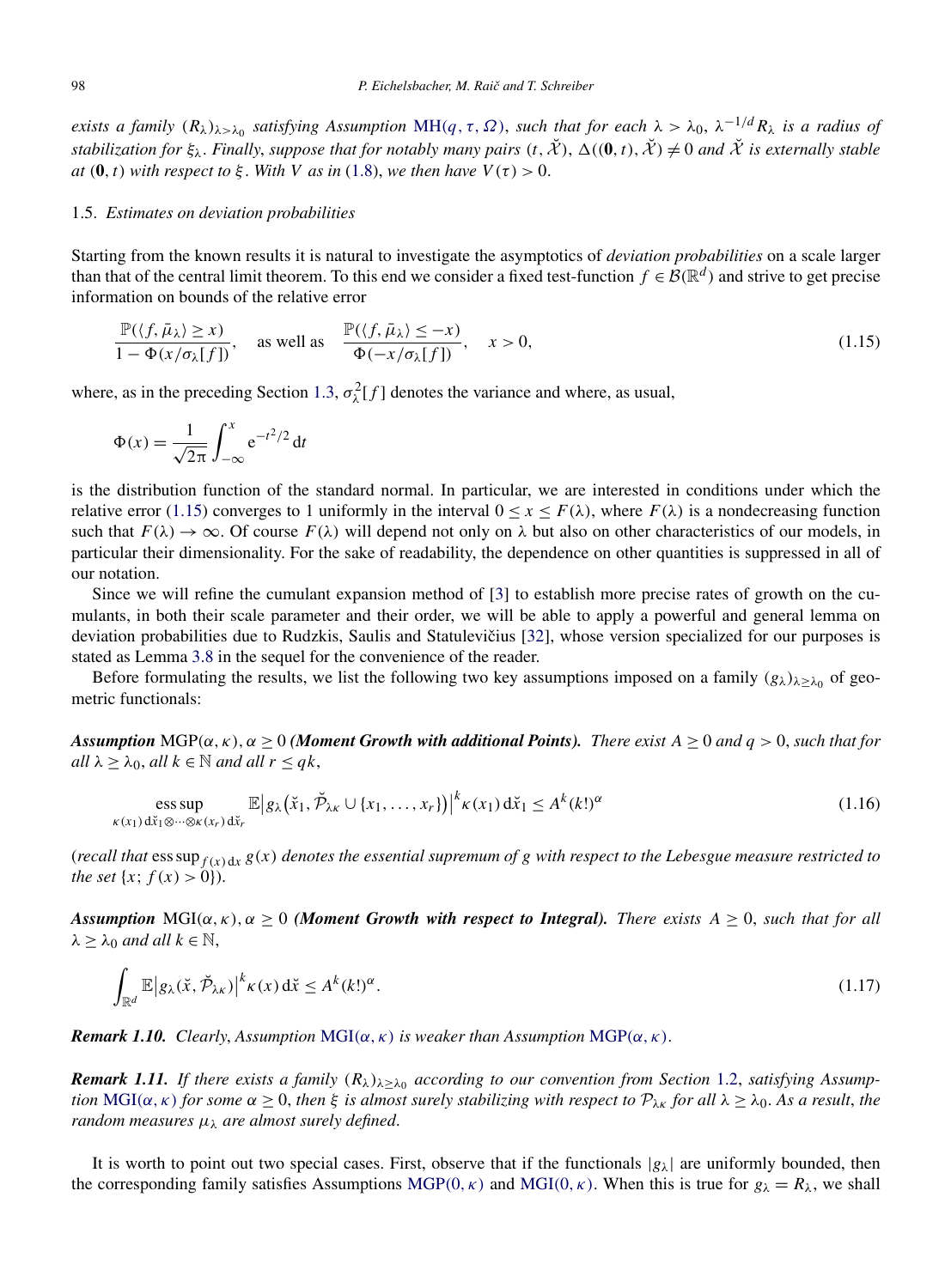*exists a family $(R_\lambda)_{\lambda>\lambda_0}$ satisfying Assumption MH$(q,\tau,\Omega)$, such that for each $\lambda > \lambda_0$, $\lambda^{-1/d} R_\lambda$ is a radius of stabilization for $\xi_\lambda$. Finally, suppose that for notably many pairs $(t, \breve{\mathcal{X}})$, $\Delta((\mathbf{0},t), \breve{\mathcal{X}}) \neq 0$ and $\breve{\mathcal{X}}$ is externally stable at $(\mathbf{0}, t)$ with respect to $\xi$. With $V$ as in (1.8), we then have $V(\tau) > 0$.*

### 1.5. *Estimates on deviation probabilities*

Starting from the known results it is natural to investigate the asymptotics of *deviation probabilities* on a scale larger than that of the central limit theorem. To this end we consider a fixed test-function $f \in \mathcal{B}(\mathbb{R}^d)$ and strive to get precise information on bounds of the relative error

$$\frac{\mathbb{P}(\langle f, \bar{\mu}_\lambda\rangle \geq x)}{1 - \Phi(x/\sigma_\lambda[f])}, \quad \text{as well as} \quad \frac{\mathbb{P}(\langle f, \bar{\mu}_\lambda\rangle \leq -x)}{\Phi(-x/\sigma_\lambda[f])}, \quad x > 0, \tag{1.15}$$

where, as in the preceding Section 1.3, $\sigma_\lambda^2[f]$ denotes the variance and where, as usual,

$$\Phi(x) = \frac{1}{\sqrt{2\pi}} \int_{-\infty}^{x} \mathrm{e}^{-t^2/2}\,\mathrm{d}t$$

is the distribution function of the standard normal. In particular, we are interested in conditions under which the relative error (1.15) converges to 1 uniformly in the interval $0 \leq x \leq F(\lambda)$, where $F(\lambda)$ is a nondecreasing function such that $F(\lambda) \to \infty$. Of course $F(\lambda)$ will depend not only on $\lambda$ but also on other characteristics of our models, in particular their dimensionality. For the sake of readability, the dependence on other quantities is suppressed in all of our notation.

Since we will refine the cumulant expansion method of [3] to establish more precise rates of growth on the cumulants, in both their scale parameter and their order, we will be able to apply a powerful and general lemma on deviation probabilities due to Rudzkis, Saulis and Statulevičius [32], whose version specialized for our purposes is stated as Lemma 3.8 in the sequel for the convenience of the reader.

Before formulating the results, we list the following two key assumptions imposed on a family $(g_\lambda)_{\lambda\geq\lambda_0}$ of geometric functionals:

***Assumption*** MGP$(\alpha,\kappa)$, $\alpha \geq 0$ ***(Moment Growth with additional Points).*** *There exist $A \geq 0$ and $q > 0$, such that for all $\lambda \geq \lambda_0$, all $k \in \mathbb{N}$ and all $r \leq qk$,*

$$\operatorname*{ess\,sup}_{\kappa(x_1)\,\mathrm{d}\breve{x}_1\otimes\cdots\otimes\kappa(x_r)\,\mathrm{d}\breve{x}_r} \mathbb{E}\big|g_\lambda\big(\breve{x}_1, \breve{\mathcal{P}}_{\lambda\kappa} \cup \{x_1,\ldots,x_r\}\big)\big|^k \kappa(x_1)\,\mathrm{d}\breve{x}_1 \leq A^k (k!)^\alpha \tag{1.16}$$

(*recall that* $\operatorname{ess\,sup}_{f(x)\,\mathrm{d}x} g(x)$ *denotes the essential supremum of $g$ with respect to the Lebesgue measure restricted to the set* $\{x;\, f(x) > 0\}$).

***Assumption*** MGI$(\alpha,\kappa)$, $\alpha \geq 0$ ***(Moment Growth with respect to Integral).*** *There exists $A \geq 0$, such that for all $\lambda \geq \lambda_0$ and all $k \in \mathbb{N}$,*

$$\int_{\mathbb{R}^d} \mathbb{E}\big|g_\lambda(\breve{x}, \breve{\mathcal{P}}_{\lambda\kappa})\big|^k \kappa(x)\,\mathrm{d}\breve{x} \leq A^k (k!)^\alpha. \tag{1.17}$$

***Remark 1.10.*** *Clearly, Assumption MGI$(\alpha,\kappa)$ is weaker than Assumption MGP$(\alpha,\kappa)$.*

***Remark 1.11.*** *If there exists a family $(R_\lambda)_{\lambda\geq\lambda_0}$ according to our convention from Section 1.2, satisfying Assumption MGI$(\alpha,\kappa)$ for some $\alpha \geq 0$, then $\xi$ is almost surely stabilizing with respect to $\mathcal{P}_{\lambda\kappa}$ for all $\lambda \geq \lambda_0$. As a result, the random measures $\mu_\lambda$ are almost surely defined.*

It is worth to point out two special cases. First, observe that if the functionals $|g_\lambda|$ are uniformly bounded, then the corresponding family satisfies Assumptions MGP$(0,\kappa)$ and MGI$(0,\kappa)$. When this is true for $g_\lambda = R_\lambda$, we shall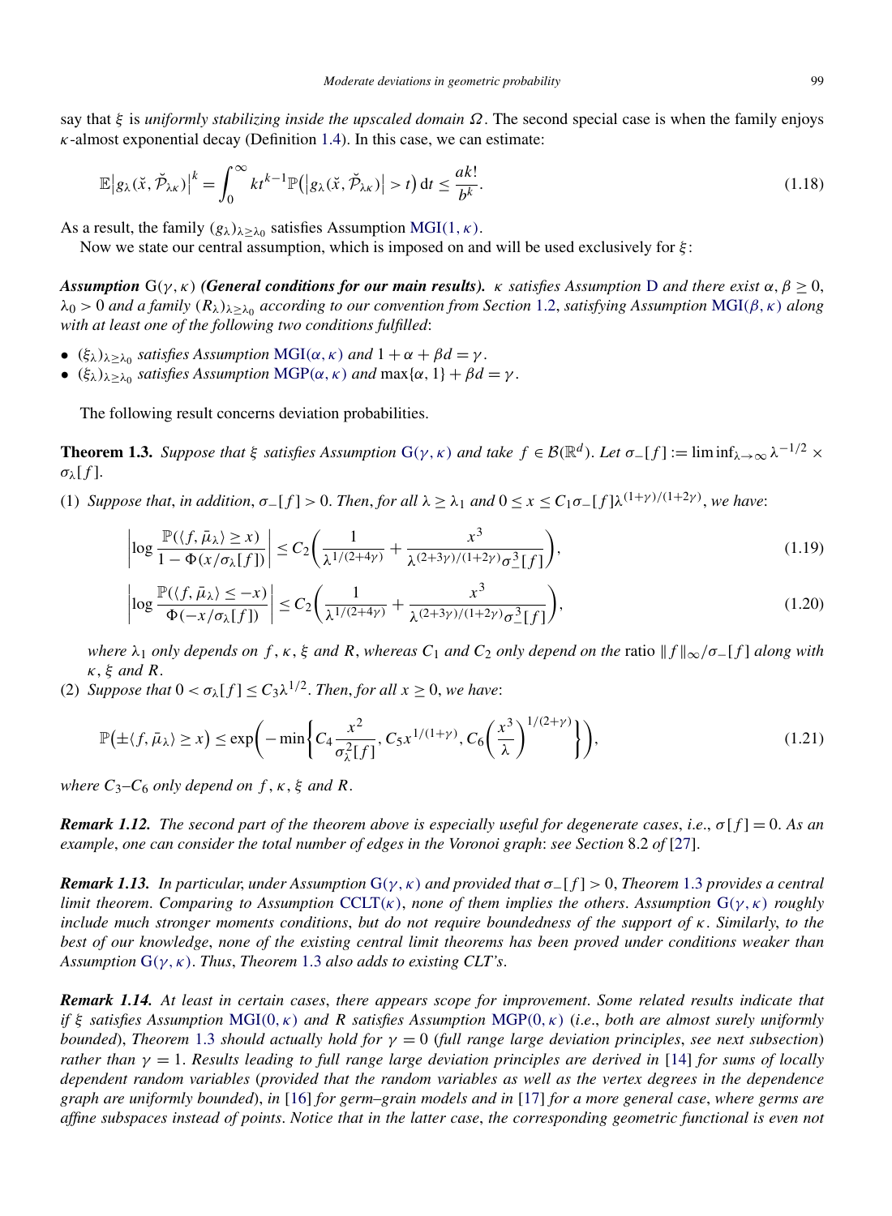say that $\xi$ is *uniformly stabilizing inside the upscaled domain $\Omega$*. The second special case is when the family enjoys $\kappa$-almost exponential decay (Definition 1.4). In this case, we can estimate:

$$\mathbb{E}\big|g_\lambda(\check{x}, \check{\mathcal{P}}_{\lambda\kappa})\big|^k = \int_0^\infty kt^{k-1}\mathbb{P}\big(\big|g_\lambda(\check{x}, \check{\mathcal{P}}_{\lambda\kappa})\big| > t\big)\,\mathrm{d}t \le \frac{ak!}{b^k}. \tag{1.18}$$

As a result, the family $(g_\lambda)_{\lambda\ge\lambda_0}$ satisfies Assumption MGI$(1, \kappa)$.

Now we state our central assumption, which is imposed on and will be used exclusively for $\xi$:

***Assumption*** G$(\gamma, \kappa)$ ***(General conditions for our main results).*** *$\kappa$ satisfies Assumption* D *and there exist $\alpha, \beta \ge 0$, $\lambda_0 > 0$ and a family $(R_\lambda)_{\lambda\ge\lambda_0}$ according to our convention from Section 1.2, satisfying Assumption* MGI$(\beta, \kappa)$ *along with at least one of the following two conditions fulfilled*:

- *$(\xi_\lambda)_{\lambda\ge\lambda_0}$ satisfies Assumption* MGI$(\alpha, \kappa)$ *and $1 + \alpha + \beta d = \gamma$.*
- *$(\xi_\lambda)_{\lambda\ge\lambda_0}$ satisfies Assumption* MGP$(\alpha, \kappa)$ *and $\max\{\alpha, 1\} + \beta d = \gamma$.*

The following result concerns deviation probabilities.

**Theorem 1.3.** *Suppose that $\xi$ satisfies Assumption* G$(\gamma, \kappa)$ *and take $f \in \mathcal{B}(\mathbb{R}^d)$. Let $\sigma_-[f] := \liminf_{\lambda\to\infty} \lambda^{-1/2} \times \sigma_\lambda[f]$.*

(1) *Suppose that, in addition, $\sigma_-[f] > 0$. Then, for all $\lambda \ge \lambda_1$ and $0 \le x \le C_1\sigma_-[f]\lambda^{(1+\gamma)/(1+2\gamma)}$, we have*:

$$\left|\log \frac{\mathbb{P}(\langle f, \bar{\mu}_\lambda\rangle \ge x)}{1 - \Phi(x/\sigma_\lambda[f])}\right| \le C_2\left(\frac{1}{\lambda^{1/(2+4\gamma)}} + \frac{x^3}{\lambda^{(2+3\gamma)/(1+2\gamma)}\sigma_-^3[f]}\right), \tag{1.19}$$

$$\left|\log \frac{\mathbb{P}(\langle f, \bar{\mu}_\lambda\rangle \le -x)}{\Phi(-x/\sigma_\lambda[f])}\right| \le C_2\left(\frac{1}{\lambda^{1/(2+4\gamma)}} + \frac{x^3}{\lambda^{(2+3\gamma)/(1+2\gamma)}\sigma_-^3[f]}\right), \tag{1.20}$$

*where $\lambda_1$ only depends on $f$, $\kappa$, $\xi$ and $R$, whereas $C_1$ and $C_2$ only depend on the* ratio *$\|f\|_\infty/\sigma_-[f]$ along with $\kappa$, $\xi$ and $R$.*

(2) *Suppose that $0 < \sigma_\lambda[f] \le C_3\lambda^{1/2}$. Then, for all $x \ge 0$, we have*:

$$\mathbb{P}\big(\pm\langle f, \bar{\mu}_\lambda\rangle \ge x\big) \le \exp\left(-\min\left\{C_4\frac{x^2}{\sigma_\lambda^2[f]}, C_5x^{1/(1+\gamma)}, C_6\left(\frac{x^3}{\lambda}\right)^{1/(2+\gamma)}\right\}\right), \tag{1.21}$$

*where $C_3$–$C_6$ only depend on $f$, $\kappa$, $\xi$ and $R$.*

***Remark 1.12.*** *The second part of the theorem above is especially useful for degenerate cases*, *i.e.*, *$\sigma[f] = 0$. As an example*, *one can consider the total number of edges in the Voronoi graph*: *see Section* 8.2 *of* [27].

***Remark 1.13.*** *In particular*, *under Assumption* G$(\gamma, \kappa)$ *and provided that $\sigma_-[f] > 0$*, *Theorem* 1.3 *provides a central limit theorem. Comparing to Assumption* CCLT$(\kappa)$, *none of them implies the others. Assumption* G$(\gamma, \kappa)$ *roughly include much stronger moments conditions*, *but do not require boundedness of the support of $\kappa$. Similarly*, *to the best of our knowledge*, *none of the existing central limit theorems has been proved under conditions weaker than Assumption* G$(\gamma, \kappa)$. *Thus*, *Theorem* 1.3 *also adds to existing CLT's.*

***Remark 1.14.*** *At least in certain cases*, *there appears scope for improvement. Some related results indicate that if $\xi$ satisfies Assumption* MGI$(0, \kappa)$ *and $R$ satisfies Assumption* MGP$(0, \kappa)$ (*i.e.*, *both are almost surely uniformly bounded*), *Theorem* 1.3 *should actually hold for $\gamma = 0$* (*full range large deviation principles*, *see next subsection*) *rather than $\gamma = 1$. Results leading to full range large deviation principles are derived in* [14] *for sums of locally dependent random variables* (*provided that the random variables as well as the vertex degrees in the dependence graph are uniformly bounded*), *in* [16] *for germ–grain models and in* [17] *for a more general case*, *where germs are affine subspaces instead of points. Notice that in the latter case*, *the corresponding geometric functional is even not*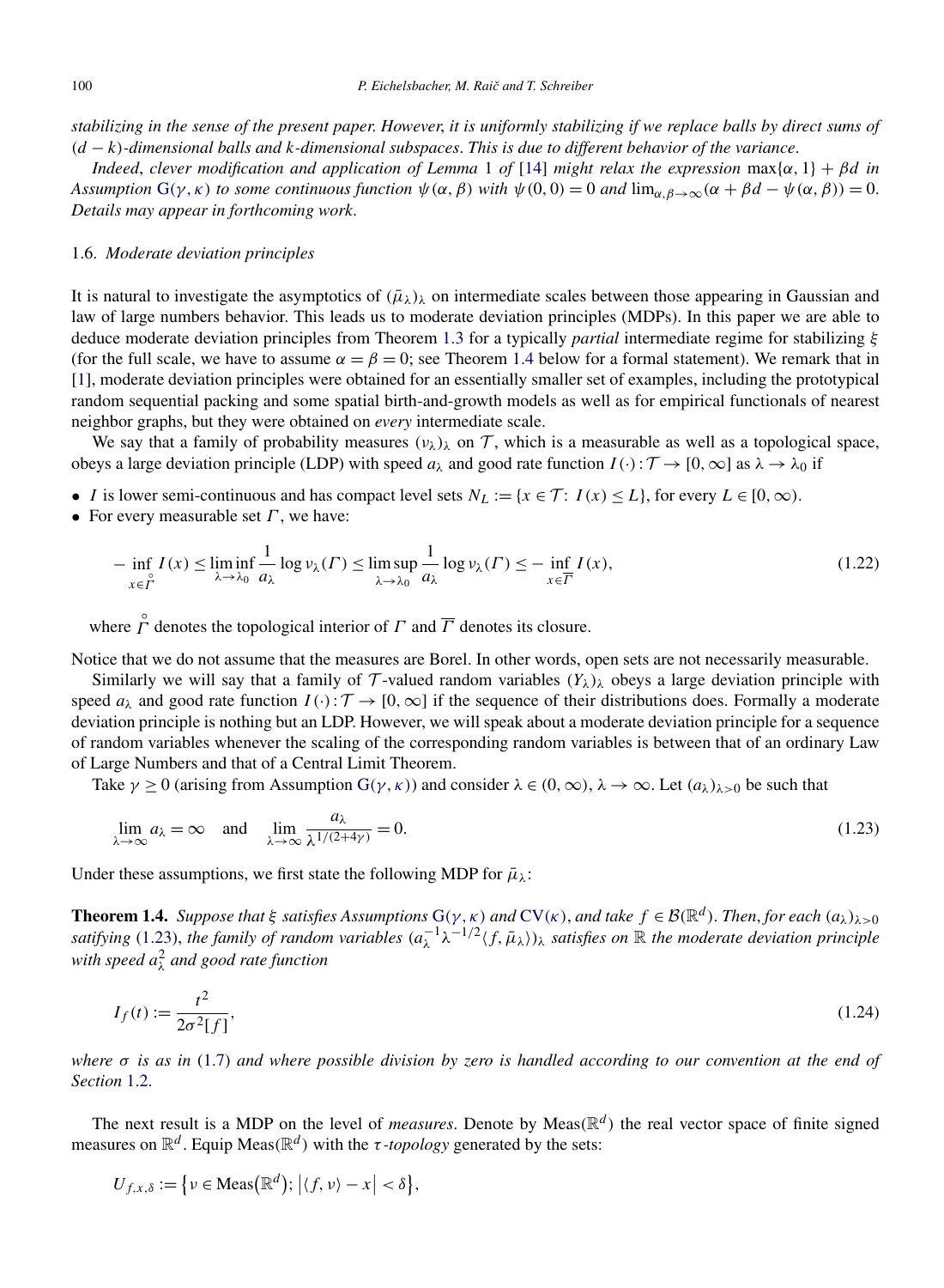*stabilizing in the sense of the present paper. However, it is uniformly stabilizing if we replace balls by direct sums of $(d-k)$-dimensional balls and $k$-dimensional subspaces. This is due to different behavior of the variance.*

*Indeed, clever modification and application of Lemma* 1 *of* [14] *might relax the expression* $\max\{\alpha, 1\} + \beta d$ *in Assumption* $G(\gamma, \kappa)$ *to some continuous function* $\psi(\alpha, \beta)$ *with* $\psi(0,0) = 0$ *and* $\lim_{\alpha,\beta\to\infty}(\alpha + \beta d - \psi(\alpha, \beta)) = 0$. *Details may appear in forthcoming work.*

### 1.6. *Moderate deviation principles*

It is natural to investigate the asymptotics of $(\bar{\mu}_\lambda)_\lambda$ on intermediate scales between those appearing in Gaussian and law of large numbers behavior. This leads us to moderate deviation principles (MDPs). In this paper we are able to deduce moderate deviation principles from Theorem 1.3 for a typically *partial* intermediate regime for stabilizing $\xi$ (for the full scale, we have to assume $\alpha = \beta = 0$; see Theorem 1.4 below for a formal statement). We remark that in [1], moderate deviation principles were obtained for an essentially smaller set of examples, including the prototypical random sequential packing and some spatial birth-and-growth models as well as for empirical functionals of nearest neighbor graphs, but they were obtained on *every* intermediate scale.

We say that a family of probability measures $(\nu_\lambda)_\lambda$ on $\mathcal{T}$, which is a measurable as well as a topological space, obeys a large deviation principle (LDP) with speed $a_\lambda$ and good rate function $I(\cdot): \mathcal{T} \to [0, \infty]$ as $\lambda \to \lambda_0$ if

- $I$ is lower semi-continuous and has compact level sets $N_L := \{x \in \mathcal{T}: I(x) \le L\}$, for every $L \in [0, \infty)$.
- For every measurable set $\Gamma$, we have:

$$
-\inf_{x \in \mathring{\Gamma}} I(x) \le \liminf_{\lambda \to \lambda_0} \frac{1}{a_\lambda} \log \nu_\lambda(\Gamma) \le \limsup_{\lambda \to \lambda_0} \frac{1}{a_\lambda} \log \nu_\lambda(\Gamma) \le -\inf_{x \in \overline{\Gamma}} I(x), \tag{1.22}
$$

where $\mathring{\Gamma}$ denotes the topological interior of $\Gamma$ and $\overline{\Gamma}$ denotes its closure.

Notice that we do not assume that the measures are Borel. In other words, open sets are not necessarily measurable.

Similarly we will say that a family of $\mathcal{T}$-valued random variables $(Y_\lambda)_\lambda$ obeys a large deviation principle with speed $a_\lambda$ and good rate function $I(\cdot): \mathcal{T} \to [0, \infty]$ if the sequence of their distributions does. Formally a moderate deviation principle is nothing but an LDP. However, we will speak about a moderate deviation principle for a sequence of random variables whenever the scaling of the corresponding random variables is between that of an ordinary Law of Large Numbers and that of a Central Limit Theorem.

Take $\gamma \ge 0$ (arising from Assumption $G(\gamma, \kappa)$) and consider $\lambda \in (0, \infty)$, $\lambda \to \infty$. Let $(a_\lambda)_{\lambda > 0}$ be such that

$$
\lim_{\lambda \to \infty} a_\lambda = \infty \quad \text{and} \quad \lim_{\lambda \to \infty} \frac{a_\lambda}{\lambda^{1/(2+4\gamma)}} = 0. \tag{1.23}
$$

Under these assumptions, we first state the following MDP for $\bar{\mu}_\lambda$:

**Theorem 1.4.** *Suppose that* $\xi$ *satisfies Assumptions* $G(\gamma, \kappa)$ *and* $CV(\kappa)$, *and take* $f \in \mathcal{B}(\mathbb{R}^d)$. *Then, for each* $(a_\lambda)_{\lambda>0}$ *satisfying* (1.23), *the family of random variables* $(a_\lambda^{-1} \lambda^{-1/2} \langle f, \bar{\mu}_\lambda \rangle)_\lambda$ *satisfies on* $\mathbb{R}$ *the moderate deviation principle with speed* $a_\lambda^2$ *and good rate function*

$$
I_f(t) := \frac{t^2}{2\sigma^2[f]}, \tag{1.24}
$$

*where* $\sigma$ *is as in* (1.7) *and where possible division by zero is handled according to our convention at the end of Section* 1.2.

The next result is a MDP on the level of *measures*. Denote by $\mathrm{Meas}(\mathbb{R}^d)$ the real vector space of finite signed measures on $\mathbb{R}^d$. Equip $\mathrm{Meas}(\mathbb{R}^d)$ with the $\tau$-*topology* generated by the sets:

$$
U_{f,x,\delta} := \{\nu \in \mathrm{Meas}(\mathbb{R}^d); |\langle f, \nu \rangle - x| < \delta\},
$$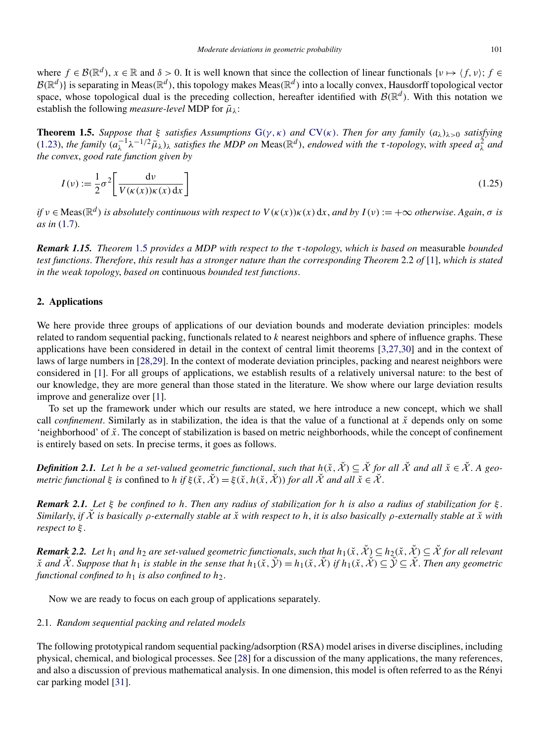where $f \in \mathcal{B}(\mathbb{R}^d)$, $x \in \mathbb{R}$ and $\delta > 0$. It is well known that since the collection of linear functionals $\{\nu \mapsto \langle f, \nu \rangle;\ f \in \mathcal{B}(\mathbb{R}^d)\}$ is separating in $\mathrm{Meas}(\mathbb{R}^d)$, this topology makes $\mathrm{Meas}(\mathbb{R}^d)$ into a locally convex, Hausdorff topological vector space, whose topological dual is the preceding collection, hereafter identified with $\mathcal{B}(\mathbb{R}^d)$. With this notation we establish the following *measure-level* MDP for $\bar{\mu}_\lambda$:

**Theorem 1.5.** *Suppose that $\xi$ satisfies Assumptions $\mathrm{G}(\gamma, \kappa)$ and $\mathrm{CV}(\kappa)$. Then for any family $(a_\lambda)_{\lambda>0}$ satisfying (1.23), the family $(a_\lambda^{-1}\lambda^{-1/2}\bar{\mu}_\lambda)_\lambda$ satisfies the MDP on $\mathrm{Meas}(\mathbb{R}^d)$, endowed with the $\tau$-topology, with speed $a_\lambda^2$ and the convex, good rate function given by*

$$I(\nu) := \frac{1}{2}\sigma^2\left[\frac{\mathrm{d}\nu}{V(\kappa(x))\kappa(x)\,\mathrm{d}x}\right] \tag{1.25}$$

*if $\nu \in \mathrm{Meas}(\mathbb{R}^d)$ is absolutely continuous with respect to $V(\kappa(x))\kappa(x)\,\mathrm{d}x$, and by $I(\nu) := +\infty$ otherwise. Again, $\sigma$ is as in (1.7).*

***Remark 1.15.*** *Theorem 1.5 provides a MDP with respect to the $\tau$-topology, which is based on* measurable *bounded test functions. Therefore, this result has a stronger nature than the corresponding Theorem 2.2 of [1], which is stated in the weak topology, based on* continuous *bounded test functions.*

## 2. Applications

We here provide three groups of applications of our deviation bounds and moderate deviation principles: models related to random sequential packing, functionals related to $k$ nearest neighbors and sphere of influence graphs. These applications have been considered in detail in the context of central limit theorems [3,27,30] and in the context of laws of large numbers in [28,29]. In the context of moderate deviation principles, packing and nearest neighbors were considered in [1]. For all groups of applications, we establish results of a relatively universal nature: to the best of our knowledge, they are more general than those stated in the literature. We show where our large deviation results improve and generalize over [1].

To set up the framework under which our results are stated, we here introduce a new concept, which we shall call *confinement*. Similarly as in stabilization, the idea is that the value of a functional at $\check{x}$ depends only on some 'neighborhood' of $\check{x}$. The concept of stabilization is based on metric neighborhoods, while the concept of confinement is entirely based on sets. In precise terms, it goes as follows.

***Definition 2.1.*** *Let $h$ be a set-valued geometric functional, such that $h(\check{x}, \check{\mathcal{X}}) \subseteq \check{\mathcal{X}}$ for all $\check{\mathcal{X}}$ and all $\check{x} \in \check{\mathcal{X}}$. A geometric functional $\xi$ is* confined to $h$ *if $\xi(\check{x}, \check{\mathcal{X}}) = \xi(\check{x}, h(\check{x}, \check{\mathcal{X}}))$ for all $\check{\mathcal{X}}$ and all $\check{x} \in \check{\mathcal{X}}$.*

***Remark 2.1.*** *Let $\xi$ be confined to $h$. Then any radius of stabilization for $h$ is also a radius of stabilization for $\xi$. Similarly, if $\check{\mathcal{X}}$ is basically $\rho$-externally stable at $\check{x}$ with respect to $h$, it is also basically $\rho$-externally stable at $\check{x}$ with respect to $\xi$.*

***Remark 2.2.*** *Let $h_1$ and $h_2$ are set-valued geometric functionals, such that $h_1(\check{x}, \check{\mathcal{X}}) \subseteq h_2(\check{x}, \check{\mathcal{X}}) \subseteq \check{\mathcal{X}}$ for all relevant $\check{x}$ and $\check{\mathcal{X}}$. Suppose that $h_1$ is stable in the sense that $h_1(\check{x}, \check{\mathcal{Y}}) = h_1(\check{x}, \check{\mathcal{X}})$ if $h_1(\check{x}, \check{\mathcal{X}}) \subseteq \check{\mathcal{Y}} \subseteq \check{\mathcal{X}}$. Then any geometric functional confined to $h_1$ is also confined to $h_2$.*

Now we are ready to focus on each group of applications separately.

### 2.1. *Random sequential packing and related models*

The following prototypical random sequential packing/adsorption (RSA) model arises in diverse disciplines, including physical, chemical, and biological processes. See [28] for a discussion of the many applications, the many references, and also a discussion of previous mathematical analysis. In one dimension, this model is often referred to as the Rényi car parking model [31].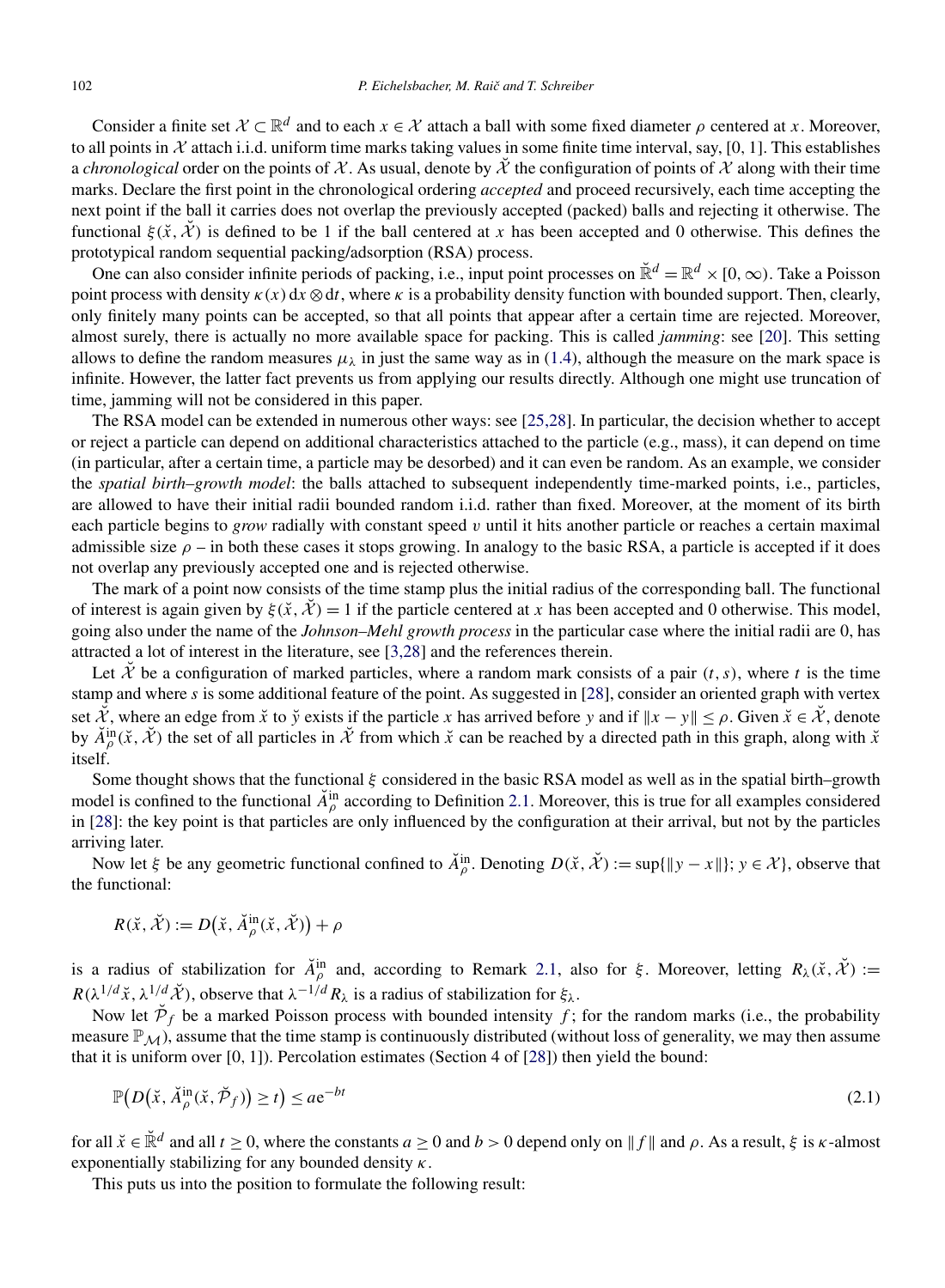Consider a finite set $\mathcal{X} \subset \mathbb{R}^d$ and to each $x \in \mathcal{X}$ attach a ball with some fixed diameter $\rho$ centered at $x$. Moreover, to all points in $\mathcal{X}$ attach i.i.d. uniform time marks taking values in some finite time interval, say, $[0, 1]$. This establishes a *chronological* order on the points of $\mathcal{X}$. As usual, denote by $\check{\mathcal{X}}$ the configuration of points of $\mathcal{X}$ along with their time marks. Declare the first point in the chronological ordering *accepted* and proceed recursively, each time accepting the next point if the ball it carries does not overlap the previously accepted (packed) balls and rejecting it otherwise. The functional $\xi(\check{x}, \check{\mathcal{X}})$ is defined to be 1 if the ball centered at $x$ has been accepted and 0 otherwise. This defines the prototypical random sequential packing/adsorption (RSA) process.

One can also consider infinite periods of packing, i.e., input point processes on $\check{\mathbb{R}}^d = \mathbb{R}^d \times [0, \infty)$. Take a Poisson point process with density $\kappa(x)\,\mathrm{d}x \otimes \mathrm{d}t$, where $\kappa$ is a probability density function with bounded support. Then, clearly, only finitely many points can be accepted, so that all points that appear after a certain time are rejected. Moreover, almost surely, there is actually no more available space for packing. This is called *jamming*: see [20]. This setting allows to define the random measures $\mu_\lambda$ in just the same way as in (1.4), although the measure on the mark space is infinite. However, the latter fact prevents us from applying our results directly. Although one might use truncation of time, jamming will not be considered in this paper.

The RSA model can be extended in numerous other ways: see [25,28]. In particular, the decision whether to accept or reject a particle can depend on additional characteristics attached to the particle (e.g., mass), it can depend on time (in particular, after a certain time, a particle may be desorbed) and it can even be random. As an example, we consider the *spatial birth–growth model*: the balls attached to subsequent independently time-marked points, i.e., particles, are allowed to have their initial radii bounded random i.i.d. rather than fixed. Moreover, at the moment of its birth each particle begins to *grow* radially with constant speed $v$ until it hits another particle or reaches a certain maximal admissible size $\rho$ – in both these cases it stops growing. In analogy to the basic RSA, a particle is accepted if it does not overlap any previously accepted one and is rejected otherwise.

The mark of a point now consists of the time stamp plus the initial radius of the corresponding ball. The functional of interest is again given by $\xi(\check{x}, \check{\mathcal{X}}) = 1$ if the particle centered at $x$ has been accepted and 0 otherwise. This model, going also under the name of the *Johnson–Mehl growth process* in the particular case where the initial radii are 0, has attracted a lot of interest in the literature, see [3,28] and the references therein.

Let $\check{\mathcal{X}}$ be a configuration of marked particles, where a random mark consists of a pair $(t, s)$, where $t$ is the time stamp and where $s$ is some additional feature of the point. As suggested in [28], consider an oriented graph with vertex set $\check{\mathcal{X}}$, where an edge from $\check{x}$ to $\check{y}$ exists if the particle $x$ has arrived before $y$ and if $\|x - y\| \le \rho$. Given $\check{x} \in \check{\mathcal{X}}$, denote by $\check{A}^{\mathrm{in}}_\rho(\check{x}, \check{\mathcal{X}})$ the set of all particles in $\check{\mathcal{X}}$ from which $\check{x}$ can be reached by a directed path in this graph, along with $\check{x}$ itself.

Some thought shows that the functional $\xi$ considered in the basic RSA model as well as in the spatial birth–growth model is confined to the functional $\check{A}^{\mathrm{in}}_\rho$ according to Definition 2.1. Moreover, this is true for all examples considered in [28]: the key point is that particles are only influenced by the configuration at their arrival, but not by the particles arriving later.

Now let $\xi$ be any geometric functional confined to $\check{A}^{\mathrm{in}}_\rho$. Denoting $D(\check{x}, \check{\mathcal{X}}) := \sup\{\|y - x\|\}; y \in \mathcal{X}\}$, observe that the functional:

$$R(\check{x}, \check{\mathcal{X}}) := D\big(\check{x}, \check{A}^{\mathrm{in}}_\rho(\check{x}, \check{\mathcal{X}})\big) + \rho$$

is a radius of stabilization for $\check{A}^{\mathrm{in}}_\rho$ and, according to Remark 2.1, also for $\xi$. Moreover, letting $R_\lambda(\check{x}, \check{\mathcal{X}}) := R(\lambda^{1/d}\check{x}, \lambda^{1/d}\check{\mathcal{X}})$, observe that $\lambda^{-1/d} R_\lambda$ is a radius of stabilization for $\xi_\lambda$.

Now let $\check{\mathcal{P}}_f$ be a marked Poisson process with bounded intensity $f$; for the random marks (i.e., the probability measure $\mathbb{P}_{\mathcal{M}}$), assume that the time stamp is continuously distributed (without loss of generality, we may then assume that it is uniform over $[0, 1]$). Percolation estimates (Section 4 of [28]) then yield the bound:

$$\mathbb{P}\big(D\big(\check{x}, \check{A}^{\mathrm{in}}_\rho(\check{x}, \check{\mathcal{P}}_f)\big) \ge t\big) \le a\mathrm{e}^{-bt} \tag{2.1}$$

for all $\check{x} \in \check{\mathbb{R}}^d$ and all $t \ge 0$, where the constants $a \ge 0$ and $b > 0$ depend only on $\|f\|$ and $\rho$. As a result, $\xi$ is $\kappa$-almost exponentially stabilizing for any bounded density $\kappa$.

This puts us into the position to formulate the following result: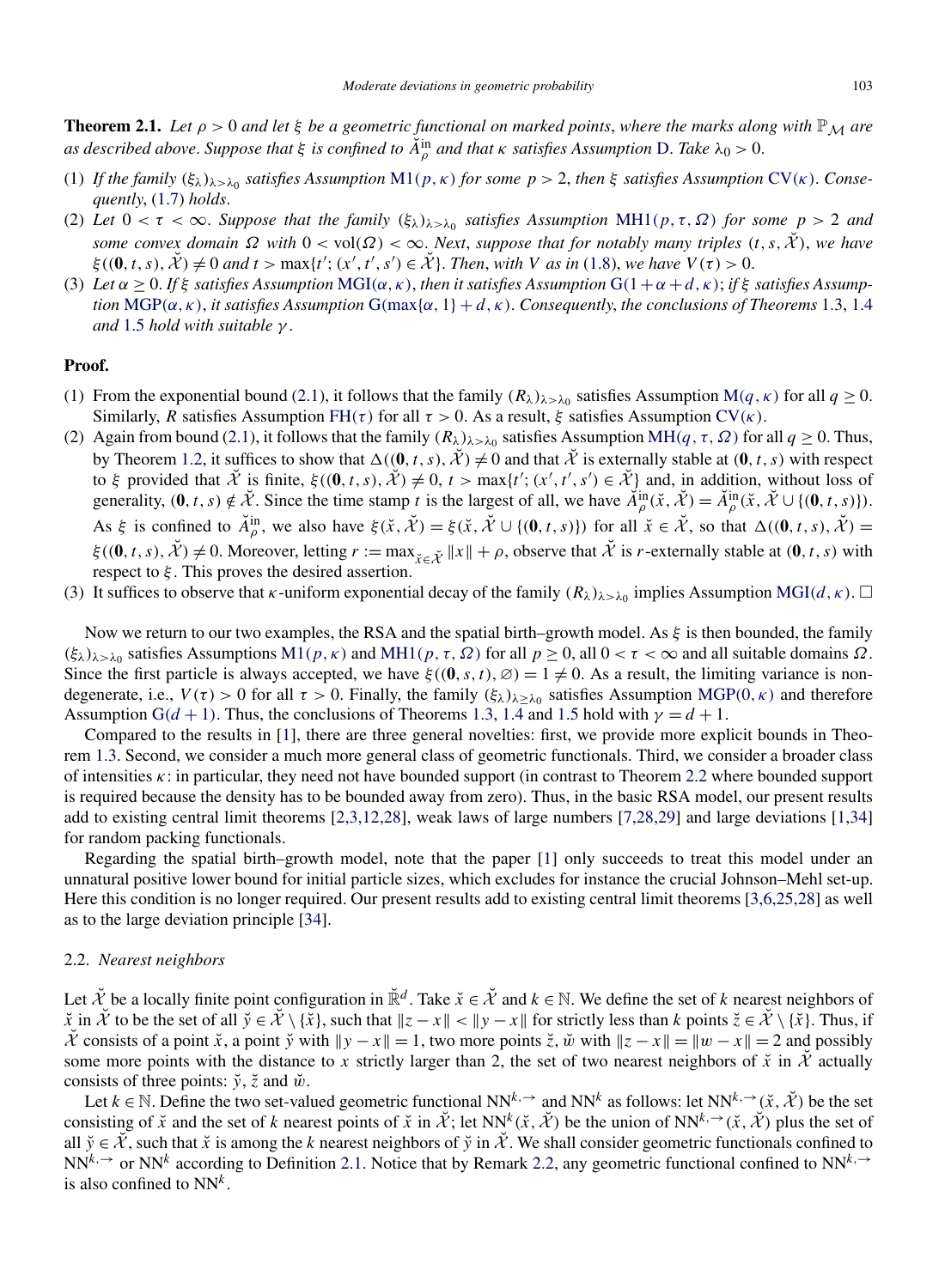**Theorem 2.1.** *Let $\rho > 0$ and let $\xi$ be a geometric functional on marked points, where the marks along with $\mathbb{P}_{\mathcal{M}}$ are as described above. Suppose that $\xi$ is confined to $\breve{A}^{\mathrm{in}}_{\rho}$ and that $\kappa$ satisfies Assumption D. Take $\lambda_0 > 0$.*

(1) *If the family $(\xi_\lambda)_{\lambda > \lambda_0}$ satisfies Assumption M1$(p, \kappa)$ for some $p > 2$, then $\xi$ satisfies Assumption CV$(\kappa)$. Consequently, (1.7) holds.*
(2) *Let $0 < \tau < \infty$. Suppose that the family $(\xi_\lambda)_{\lambda > \lambda_0}$ satisfies Assumption MH1$(p, \tau, \Omega)$ for some $p > 2$ and some convex domain $\Omega$ with $0 < \mathrm{vol}(\Omega) < \infty$. Next, suppose that for notably many triples $(t, s, \breve{\mathcal{X}})$, we have $\xi((\mathbf{0}, t, s), \breve{\mathcal{X}}) \neq 0$ and $t > \max\{t'; (x', t', s') \in \breve{\mathcal{X}}\}$. Then, with $V$ as in (1.8), we have $V(\tau) > 0$.*
(3) *Let $\alpha \geq 0$. If $\xi$ satisfies Assumption MGI$(\alpha, \kappa)$, then it satisfies Assumption G$(1 + \alpha + d, \kappa)$; if $\xi$ satisfies Assumption MGP$(\alpha, \kappa)$, it satisfies Assumption G$(\max\{\alpha, 1\} + d, \kappa)$. Consequently, the conclusions of Theorems 1.3, 1.4 and 1.5 hold with suitable $\gamma$.*

**Proof.**

(1) From the exponential bound (2.1), it follows that the family $(R_\lambda)_{\lambda > \lambda_0}$ satisfies Assumption M$(q, \kappa)$ for all $q \geq 0$. Similarly, $R$ satisfies Assumption FH$(\tau)$ for all $\tau > 0$. As a result, $\xi$ satisfies Assumption CV$(\kappa)$.
(2) Again from bound (2.1), it follows that the family $(R_\lambda)_{\lambda > \lambda_0}$ satisfies Assumption MH$(q, \tau, \Omega)$ for all $q \geq 0$. Thus, by Theorem 1.2, it suffices to show that $\Delta((\mathbf{0}, t, s), \breve{\mathcal{X}}) \neq 0$ and that $\breve{\mathcal{X}}$ is externally stable at $(\mathbf{0}, t, s)$ with respect to $\xi$ provided that $\breve{\mathcal{X}}$ is finite, $\xi((\mathbf{0}, t, s), \breve{\mathcal{X}}) \neq 0$, $t > \max\{t'; (x', t', s') \in \breve{\mathcal{X}}\}$ and, in addition, without loss of generality, $(\mathbf{0}, t, s) \notin \breve{\mathcal{X}}$. Since the time stamp $t$ is the largest of all, we have $\breve{A}^{\mathrm{in}}_{\rho}(\breve{x}, \breve{\mathcal{X}}) = \breve{A}^{\mathrm{in}}_{\rho}(\breve{x}, \breve{\mathcal{X}} \cup \{(\mathbf{0}, t, s)\})$. As $\xi$ is confined to $\breve{A}^{\mathrm{in}}_{\rho}$, we also have $\xi(\breve{x}, \breve{\mathcal{X}}) = \xi(\breve{x}, \breve{\mathcal{X}} \cup \{(\mathbf{0}, t, s)\})$ for all $\breve{x} \in \breve{\mathcal{X}}$, so that $\Delta((\mathbf{0}, t, s), \breve{\mathcal{X}}) = \xi((\mathbf{0}, t, s), \breve{\mathcal{X}}) \neq 0$. Moreover, letting $r := \max_{\breve{x} \in \breve{\mathcal{X}}} \|x\| + \rho$, observe that $\breve{\mathcal{X}}$ is $r$-externally stable at $(\mathbf{0}, t, s)$ with respect to $\xi$. This proves the desired assertion.
(3) It suffices to observe that $\kappa$-uniform exponential decay of the family $(R_\lambda)_{\lambda > \lambda_0}$ implies Assumption MGI$(d, \kappa)$. $\square$

Now we return to our two examples, the RSA and the spatial birth–growth model. As $\xi$ is then bounded, the family $(\xi_\lambda)_{\lambda > \lambda_0}$ satisfies Assumptions M1$(p, \kappa)$ and MH1$(p, \tau, \Omega)$ for all $p \geq 0$, all $0 < \tau < \infty$ and all suitable domains $\Omega$. Since the first particle is always accepted, we have $\xi((\mathbf{0}, s, t), \varnothing) = 1 \neq 0$. As a result, the limiting variance is non-degenerate, i.e., $V(\tau) > 0$ for all $\tau > 0$. Finally, the family $(\xi_\lambda)_{\lambda \geq \lambda_0}$ satisfies Assumption MGP$(0, \kappa)$ and therefore Assumption G$(d + 1)$. Thus, the conclusions of Theorems 1.3, 1.4 and 1.5 hold with $\gamma = d + 1$.

Compared to the results in [1], there are three general novelties: first, we provide more explicit bounds in Theorem 1.3. Second, we consider a much more general class of geometric functionals. Third, we consider a broader class of intensities $\kappa$: in particular, they need not have bounded support (in contrast to Theorem 2.2 where bounded support is required because the density has to be bounded away from zero). Thus, in the basic RSA model, our present results add to existing central limit theorems [2,3,12,28], weak laws of large numbers [7,28,29] and large deviations [1,34] for random packing functionals.

Regarding the spatial birth–growth model, note that the paper [1] only succeeds to treat this model under an unnatural positive lower bound for initial particle sizes, which excludes for instance the crucial Johnson–Mehl set-up. Here this condition is no longer required. Our present results add to existing central limit theorems [3,6,25,28] as well as to the large deviation principle [34].

### 2.2. *Nearest neighbors*

Let $\breve{\mathcal{X}}$ be a locally finite point configuration in $\breve{\mathbb{R}}^d$. Take $\breve{x} \in \breve{\mathcal{X}}$ and $k \in \mathbb{N}$. We define the set of $k$ nearest neighbors of $\breve{x}$ in $\breve{\mathcal{X}}$ to be the set of all $\breve{y} \in \breve{\mathcal{X}} \setminus \{\breve{x}\}$, such that $\|z - x\| < \|y - x\|$ for strictly less than $k$ points $\breve{z} \in \breve{\mathcal{X}} \setminus \{\breve{x}\}$. Thus, if $\breve{\mathcal{X}}$ consists of a point $\breve{x}$, a point $\breve{y}$ with $\|y - x\| = 1$, two more points $\breve{z}, \breve{w}$ with $\|z - x\| = \|w - x\| = 2$ and possibly some more points with the distance to $x$ strictly larger than 2, the set of two nearest neighbors of $\breve{x}$ in $\breve{\mathcal{X}}$ actually consists of three points: $\breve{y}$, $\breve{z}$ and $\breve{w}$.

Let $k \in \mathbb{N}$. Define the two set-valued geometric functional $\mathrm{NN}^{k,\rightarrow}$ and $\mathrm{NN}^k$ as follows: let $\mathrm{NN}^{k,\rightarrow}(\breve{x}, \breve{\mathcal{X}})$ be the set consisting of $\breve{x}$ and the set of $k$ nearest points of $\breve{x}$ in $\breve{\mathcal{X}}$; let $\mathrm{NN}^k(\breve{x}, \breve{\mathcal{X}})$ be the union of $\mathrm{NN}^{k,\rightarrow}(\breve{x}, \breve{\mathcal{X}})$ plus the set of all $\breve{y} \in \breve{\mathcal{X}}$, such that $\breve{x}$ is among the $k$ nearest neighbors of $\breve{y}$ in $\breve{\mathcal{X}}$. We shall consider geometric functionals confined to $\mathrm{NN}^{k,\rightarrow}$ or $\mathrm{NN}^k$ according to Definition 2.1. Notice that by Remark 2.2, any geometric functional confined to $\mathrm{NN}^{k,\rightarrow}$ is also confined to $\mathrm{NN}^k$.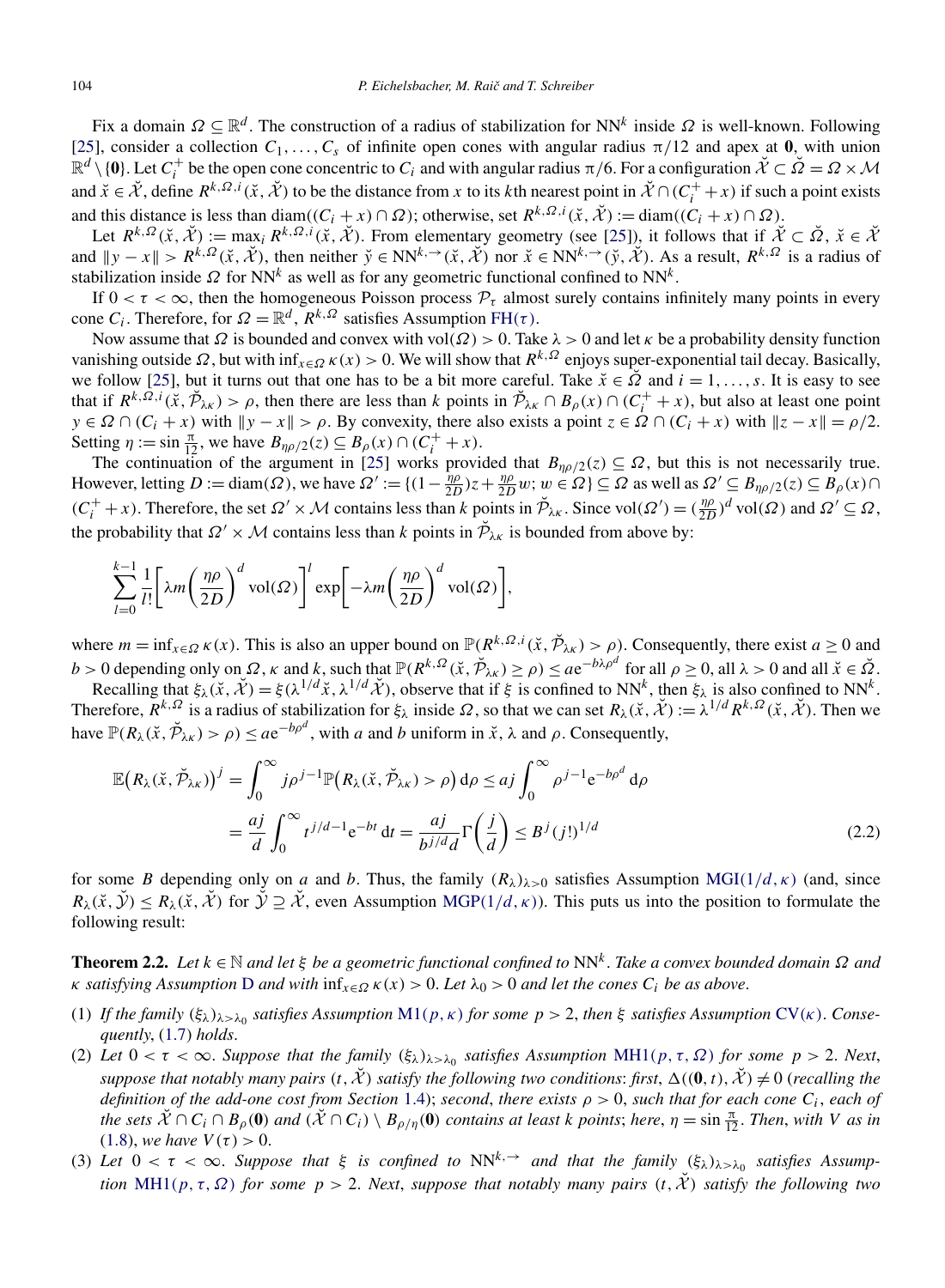Fix a domain $\Omega \subseteq \mathbb{R}^d$. The construction of a radius of stabilization for $\mathrm{NN}^k$ inside $\Omega$ is well-known. Following [25], consider a collection $C_1, \dots, C_s$ of infinite open cones with angular radius $\pi/12$ and apex at $\mathbf{0}$, with union $\mathbb{R}^d \setminus \{\mathbf{0}\}$. Let $C_i^+$ be the open cone concentric to $C_i$ and with angular radius $\pi/6$. For a configuration $\check{\mathcal{X}} \subset \check{\Omega} = \Omega \times \mathcal{M}$ and $\check{x} \in \check{\mathcal{X}}$, define $R^{k,\Omega,i}(\check{x}, \check{\mathcal{X}})$ to be the distance from $x$ to its $k$th nearest point in $\check{\mathcal{X}} \cap (C_i^+ + x)$ if such a point exists and this distance is less than $\operatorname{diam}((C_i + x) \cap \Omega)$; otherwise, set $R^{k,\Omega,i}(\check{x}, \check{\mathcal{X}}) := \operatorname{diam}((C_i + x) \cap \Omega)$.

Let $R^{k,\Omega}(\check{x}, \check{\mathcal{X}}) := \max_i R^{k,\Omega,i}(\check{x}, \check{\mathcal{X}})$. From elementary geometry (see [25]), it follows that if $\check{\mathcal{X}} \subset \check{\Omega}$, $\check{x} \in \check{\mathcal{X}}$ and $\|y - x\| > R^{k,\Omega}(\check{x}, \check{\mathcal{X}})$, then neither $\check{y} \in \mathrm{NN}^{k,\to}(\check{x}, \check{\mathcal{X}})$ nor $\check{x} \in \mathrm{NN}^{k,\to}(\check{y}, \check{\mathcal{X}})$. As a result, $R^{k,\Omega}$ is a radius of stabilization inside $\Omega$ for $\mathrm{NN}^k$ as well as for any geometric functional confined to $\mathrm{NN}^k$.

If $0 < \tau < \infty$, then the homogeneous Poisson process $\mathcal{P}_\tau$ almost surely contains infinitely many points in every cone $C_i$. Therefore, for $\Omega = \mathbb{R}^d$, $R^{k,\Omega}$ satisfies Assumption FH($\tau$).

Now assume that $\Omega$ is bounded and convex with $\mathrm{vol}(\Omega) > 0$. Take $\lambda > 0$ and let $\kappa$ be a probability density function vanishing outside $\Omega$, but with $\inf_{x \in \Omega} \kappa(x) > 0$. We will show that $R^{k,\Omega}$ enjoys super-exponential tail decay. Basically, we follow [25], but it turns out that one has to be a bit more careful. Take $\check{x} \in \check{\Omega}$ and $i = 1, \dots, s$. It is easy to see that if $R^{k,\Omega,i}(\check{x}, \check{\mathcal{P}}_{\lambda\kappa}) > \rho$, then there are less than $k$ points in $\check{\mathcal{P}}_{\lambda\kappa} \cap B_\rho(x) \cap (C_i^+ + x)$, but also at least one point $y \in \Omega \cap (C_i + x)$ with $\|y - x\| > \rho$. By convexity, there also exists a point $z \in \Omega \cap (C_i + x)$ with $\|z - x\| = \rho/2$. Setting $\eta := \sin\frac{\pi}{12}$, we have $B_{\eta\rho/2}(z) \subseteq B_\rho(x) \cap (C_i^+ + x)$.

The continuation of the argument in [25] works provided that $B_{\eta\rho/2}(z) \subseteq \Omega$, but this is not necessarily true. However, letting $D := \operatorname{diam}(\Omega)$, we have $\Omega' := \{(1 - \frac{\eta\rho}{2D})z + \frac{\eta\rho}{2D}w; w \in \Omega\} \subseteq \Omega$ as well as $\Omega' \subseteq B_{\eta\rho/2}(z) \subseteq B_\rho(x) \cap (C_i^+ + x)$. Therefore, the set $\Omega' \times \mathcal{M}$ contains less than $k$ points in $\check{\mathcal{P}}_{\lambda\kappa}$. Since $\mathrm{vol}(\Omega') = (\frac{\eta\rho}{2D})^d \mathrm{vol}(\Omega)$ and $\Omega' \subseteq \Omega$, the probability that $\Omega' \times \mathcal{M}$ contains less than $k$ points in $\check{\mathcal{P}}_{\lambda\kappa}$ is bounded from above by:

$$\sum_{l=0}^{k-1} \frac{1}{l!}\left[\lambda m \left(\frac{\eta\rho}{2D}\right)^d \mathrm{vol}(\Omega)\right]^l \exp\left[-\lambda m \left(\frac{\eta\rho}{2D}\right)^d \mathrm{vol}(\Omega)\right],$$

where $m = \inf_{x \in \Omega} \kappa(x)$. This is also an upper bound on $\mathbb{P}(R^{k,\Omega,i}(\check{x}, \check{\mathcal{P}}_{\lambda\kappa}) > \rho)$. Consequently, there exist $a \geq 0$ and $b > 0$ depending only on $\Omega$, $\kappa$ and $k$, such that $\mathbb{P}(R^{k,\Omega}(\check{x}, \check{\mathcal{P}}_{\lambda\kappa}) \geq \rho) \leq a\mathrm{e}^{-b\lambda\rho^d}$ for all $\rho \geq 0$, all $\lambda > 0$ and all $\check{x} \in \check{\Omega}$.

Recalling that $\xi_\lambda(\check{x}, \check{\mathcal{X}}) = \xi(\lambda^{1/d}\check{x}, \lambda^{1/d}\check{\mathcal{X}})$, observe that if $\xi$ is confined to $\mathrm{NN}^k$, then $\xi_\lambda$ is also confined to $\mathrm{NN}^k$. Therefore, $R^{k,\Omega}$ is a radius of stabilization for $\xi_\lambda$ inside $\Omega$, so that we can set $R_\lambda(\check{x}, \check{\mathcal{X}}) := \lambda^{1/d} R^{k,\Omega}(\check{x}, \check{\mathcal{X}})$. Then we have $\mathbb{P}(R_\lambda(\check{x}, \check{\mathcal{P}}_{\lambda\kappa}) > \rho) \leq a\mathrm{e}^{-b\rho^d}$, with $a$ and $b$ uniform in $\check{x}$, $\lambda$ and $\rho$. Consequently,

$$\begin{aligned}
\mathbb{E}\big(R_\lambda(\check{x}, \check{\mathcal{P}}_{\lambda\kappa})\big)^j &= \int_0^\infty j\rho^{j-1}\mathbb{P}\big(R_\lambda(\check{x}, \check{\mathcal{P}}_{\lambda\kappa}) > \rho\big)\,\mathrm{d}\rho \leq aj\int_0^\infty \rho^{j-1}\mathrm{e}^{-b\rho^d}\,\mathrm{d}\rho \\
&= \frac{aj}{d}\int_0^\infty t^{j/d-1}\mathrm{e}^{-bt}\,\mathrm{d}t = \frac{aj}{b^{j/d}d}\Gamma\left(\frac{j}{d}\right) \leq B^j (j!)^{1/d} \qquad (2.2)
\end{aligned}$$

for some $B$ depending only on $a$ and $b$. Thus, the family $(R_\lambda)_{\lambda>0}$ satisfies Assumption MGI($1/d, \kappa$) (and, since $R_\lambda(\check{x}, \check{\mathcal{Y}}) \leq R_\lambda(\check{x}, \check{\mathcal{X}})$ for $\check{\mathcal{Y}} \supseteq \check{\mathcal{X}}$, even Assumption MGP($1/d, \kappa$)). This puts us into the position to formulate the following result:

**Theorem 2.2.** *Let $k \in \mathbb{N}$ and let $\xi$ be a geometric functional confined to $\mathrm{NN}^k$. Take a convex bounded domain $\Omega$ and $\kappa$ satisfying Assumption* D *and with $\inf_{x\in\Omega}\kappa(x) > 0$. Let $\lambda_0 > 0$ and let the cones $C_i$ be as above.*

(1) *If the family $(\xi_\lambda)_{\lambda>\lambda_0}$ satisfies Assumption* M1($p, \kappa$) *for some $p > 2$, then $\xi$ satisfies Assumption* CV($\kappa$). *Consequently*, (1.7) *holds.*
(2) *Let $0 < \tau < \infty$. Suppose that the family $(\xi_\lambda)_{\lambda>\lambda_0}$ satisfies Assumption* MH1($p, \tau, \Omega$) *for some $p > 2$. Next, suppose that notably many pairs $(t, \check{\mathcal{X}})$ satisfy the following two conditions: first, $\Delta((\mathbf{0}, t), \check{\mathcal{X}}) \neq 0$ (recalling the definition of the add-one cost from Section* 1.4); *second, there exists $\rho > 0$, such that for each cone $C_i$, each of the sets $\check{\mathcal{X}} \cap C_i \cap B_\rho(\mathbf{0})$ and $(\check{\mathcal{X}} \cap C_i) \setminus B_{\rho/\eta}(\mathbf{0})$ contains at least $k$ points; here, $\eta = \sin\frac{\pi}{12}$. Then, with $V$ as in* (1.8), *we have $V(\tau) > 0$.*
(3) *Let $0 < \tau < \infty$. Suppose that $\xi$ is confined to $\mathrm{NN}^{k,\to}$ and that the family $(\xi_\lambda)_{\lambda>\lambda_0}$ satisfies Assumption* MH1($p, \tau, \Omega$) *for some $p > 2$. Next, suppose that notably many pairs $(t, \check{\mathcal{X}})$ satisfy the following two*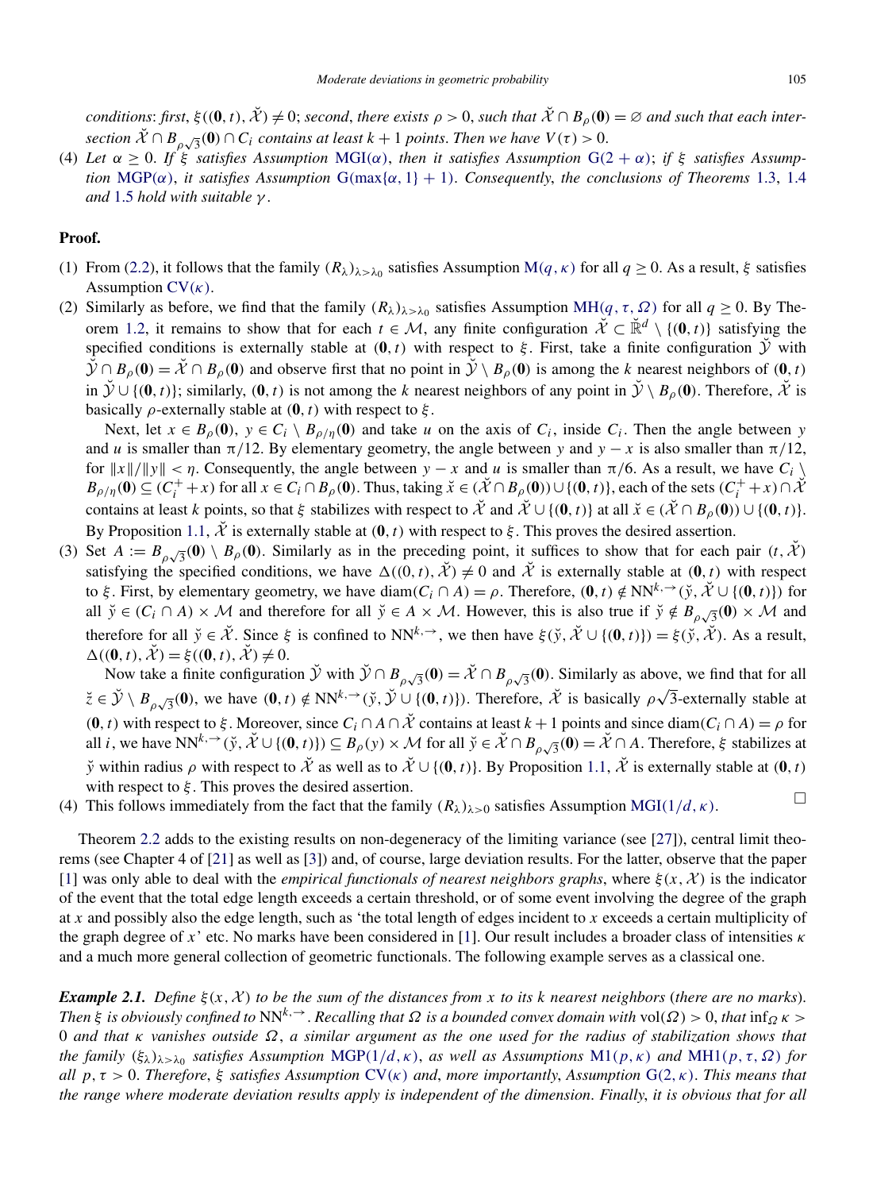*conditions*: *first*, $\xi((\mathbf{0}, t), \check{\mathcal{X}}) \neq 0$; *second*, *there exists* $\rho > 0$, *such that* $\check{\mathcal{X}} \cap B_\rho(\mathbf{0}) = \varnothing$ *and such that each intersection* $\check{\mathcal{X}} \cap B_{\rho\sqrt{3}}(\mathbf{0}) \cap C_i$ *contains at least* $k+1$ *points*. *Then we have* $V(\tau) > 0$.

(4) *Let* $\alpha \geq 0$. *If* $\xi$ *satisfies Assumption* MGI($\alpha$), *then it satisfies Assumption* G($2+\alpha$); *if* $\xi$ *satisfies Assumption* MGP($\alpha$), *it satisfies Assumption* G($\max\{\alpha, 1\} + 1$). *Consequently*, *the conclusions of Theorems* 1.3, 1.4 *and* 1.5 *hold with suitable* $\gamma$.

**Proof.**

(1) From (2.2), it follows that the family $(R_\lambda)_{\lambda > \lambda_0}$ satisfies Assumption M($q, \kappa$) for all $q \geq 0$. As a result, $\xi$ satisfies Assumption CV($\kappa$).

(2) Similarly as before, we find that the family $(R_\lambda)_{\lambda > \lambda_0}$ satisfies Assumption MH($q, \tau, \Omega$) for all $q \geq 0$. By Theorem 1.2, it remains to show that for each $t \in \mathcal{M}$, any finite configuration $\check{\mathcal{X}} \subset \check{\mathbb{R}}^d \setminus \{(\mathbf{0}, t)\}$ satisfying the specified conditions is externally stable at $(\mathbf{0}, t)$ with respect to $\xi$. First, take a finite configuration $\check{\mathcal{Y}}$ with $\check{\mathcal{Y}} \cap B_\rho(\mathbf{0}) = \check{\mathcal{X}} \cap B_\rho(\mathbf{0})$ and observe first that no point in $\check{\mathcal{Y}} \setminus B_\rho(\mathbf{0})$ is among the $k$ nearest neighbors of $(\mathbf{0}, t)$ in $\check{\mathcal{Y}} \cup \{(\mathbf{0}, t)\}$; similarly, $(\mathbf{0}, t)$ is not among the $k$ nearest neighbors of any point in $\check{\mathcal{Y}} \setminus B_\rho(\mathbf{0})$. Therefore, $\check{\mathcal{X}}$ is basically $\rho$-externally stable at $(\mathbf{0}, t)$ with respect to $\xi$.

Next, let $x \in B_\rho(\mathbf{0})$, $y \in C_i \setminus B_{\rho/\eta}(\mathbf{0})$ and take $u$ on the axis of $C_i$, inside $C_i$. Then the angle between $y$ and $u$ is smaller than $\pi/12$. By elementary geometry, the angle between $y$ and $y - x$ is also smaller than $\pi/12$, for $\|x\|/\|y\| < \eta$. Consequently, the angle between $y - x$ and $u$ is smaller than $\pi/6$. As a result, we have $C_i \setminus B_{\rho/\eta}(\mathbf{0}) \subseteq (C_i^+ + x)$ for all $x \in C_i \cap B_\rho(\mathbf{0})$. Thus, taking $\check{x} \in (\check{\mathcal{X}} \cap B_\rho(\mathbf{0})) \cup \{(\mathbf{0}, t)\}$, each of the sets $(C_i^+ + x) \cap \check{\mathcal{X}}$ contains at least $k$ points, so that $\xi$ stabilizes with respect to $\check{\mathcal{X}}$ and $\check{\mathcal{X}} \cup \{(\mathbf{0}, t)\}$ at all $\check{x} \in (\check{\mathcal{X}} \cap B_\rho(\mathbf{0})) \cup \{(\mathbf{0}, t)\}$. By Proposition 1.1, $\check{\mathcal{X}}$ is externally stable at $(\mathbf{0}, t)$ with respect to $\xi$. This proves the desired assertion.

(3) Set $A := B_{\rho\sqrt{3}}(\mathbf{0}) \setminus B_\rho(\mathbf{0})$. Similarly as in the preceding point, it suffices to show that for each pair $(t, \check{\mathcal{X}})$ satisfying the specified conditions, we have $\Delta((0, t), \check{\mathcal{X}}) \neq 0$ and $\check{\mathcal{X}}$ is externally stable at $(\mathbf{0}, t)$ with respect to $\xi$. First, by elementary geometry, we have $\operatorname{diam}(C_i \cap A) = \rho$. Therefore, $(\mathbf{0}, t) \notin \mathrm{NN}^{k,\rightarrow}(\check{y}, \check{\mathcal{X}} \cup \{(\mathbf{0}, t)\})$ for all $\check{y} \in (C_i \cap A) \times \mathcal{M}$ and therefore for all $\check{y} \in A \times \mathcal{M}$. However, this is also true if $\check{y} \notin B_{\rho\sqrt{3}}(\mathbf{0}) \times \mathcal{M}$ and therefore for all $\check{y} \in \check{\mathcal{X}}$. Since $\xi$ is confined to $\mathrm{NN}^{k,\rightarrow}$, we then have $\xi(\check{y}, \check{\mathcal{X}} \cup \{(\mathbf{0}, t)\}) = \xi(\check{y}, \check{\mathcal{X}})$. As a result, $\Delta((\mathbf{0}, t), \check{\mathcal{X}}) = \xi((\mathbf{0}, t), \check{\mathcal{X}}) \neq 0$.

Now take a finite configuration $\check{\mathcal{Y}}$ with $\check{\mathcal{Y}} \cap B_{\rho\sqrt{3}}(\mathbf{0}) = \check{\mathcal{X}} \cap B_{\rho\sqrt{3}}(\mathbf{0})$. Similarly as above, we find that for all $\check{z} \in \check{\mathcal{Y}} \setminus B_{\rho\sqrt{3}}(\mathbf{0})$, we have $(\mathbf{0}, t) \notin \mathrm{NN}^{k,\rightarrow}(\check{y}, \check{\mathcal{Y}} \cup \{(\mathbf{0}, t)\})$. Therefore, $\check{\mathcal{X}}$ is basically $\rho\sqrt{3}$-externally stable at $(\mathbf{0}, t)$ with respect to $\xi$. Moreover, since $C_i \cap A \cap \check{\mathcal{X}}$ contains at least $k+1$ points and since $\operatorname{diam}(C_i \cap A) = \rho$ for all $i$, we have $\mathrm{NN}^{k,\rightarrow}(\check{y}, \check{\mathcal{X}} \cup \{(\mathbf{0}, t)\}) \subseteq B_\rho(y) \times \mathcal{M}$ for all $\check{y} \in \check{\mathcal{X}} \cap B_{\rho\sqrt{3}}(\mathbf{0}) = \check{\mathcal{X}} \cap A$. Therefore, $\xi$ stabilizes at $\check{y}$ within radius $\rho$ with respect to $\check{\mathcal{X}}$ as well as to $\check{\mathcal{X}} \cup \{(\mathbf{0}, t)\}$. By Proposition 1.1, $\check{\mathcal{X}}$ is externally stable at $(\mathbf{0}, t)$ with respect to $\xi$. This proves the desired assertion.

(4) This follows immediately from the fact that the family $(R_\lambda)_{\lambda > 0}$ satisfies Assumption MGI($1/d, \kappa$). $\square$

Theorem 2.2 adds to the existing results on non-degeneracy of the limiting variance (see [27]), central limit theorems (see Chapter 4 of [21] as well as [3]) and, of course, large deviation results. For the latter, observe that the paper [1] was only able to deal with the *empirical functionals of nearest neighbors graphs*, where $\xi(x, \mathcal{X})$ is the indicator of the event that the total edge length exceeds a certain threshold, or of some event involving the degree of the graph at $x$ and possibly also the edge length, such as 'the total length of edges incident to $x$ exceeds a certain multiplicity of the graph degree of $x$' etc. No marks have been considered in [1]. Our result includes a broader class of intensities $\kappa$ and a much more general collection of geometric functionals. The following example serves as a classical one.

***Example 2.1.*** *Define* $\xi(x, \mathcal{X})$ *to be the sum of the distances from* $x$ *to its* $k$ *nearest neighbors* (*there are no marks*). *Then* $\xi$ *is obviously confined to* $\mathrm{NN}^{k,\rightarrow}$. *Recalling that* $\Omega$ *is a bounded convex domain with* $\operatorname{vol}(\Omega) > 0$, *that* $\inf_\Omega \kappa > 0$ *and that* $\kappa$ *vanishes outside* $\Omega$, *a similar argument as the one used for the radius of stabilization shows that the family* $(\xi_\lambda)_{\lambda > \lambda_0}$ *satisfies Assumption* MGP($1/d, \kappa$), *as well as Assumptions* M1($p, \kappa$) *and* MH1($p, \tau, \Omega$) *for all* $p, \tau > 0$. *Therefore*, $\xi$ *satisfies Assumption* CV($\kappa$) *and*, *more importantly*, *Assumption* G($2, \kappa$). *This means that the range where moderate deviation results apply is independent of the dimension*. *Finally*, *it is obvious that for all*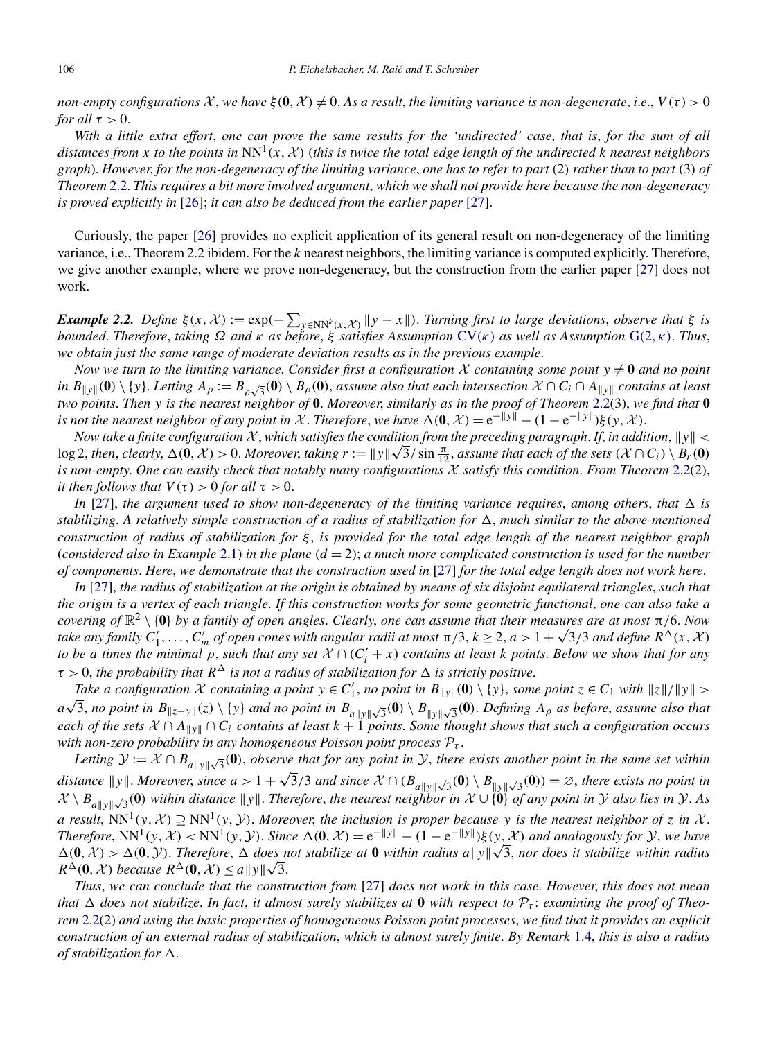*non-empty configurations $\mathcal{X}$, we have $\xi(\mathbf{0},\mathcal{X}) \neq 0$. As a result, the limiting variance is non-degenerate, i.e., $V(\tau) > 0$ for all $\tau > 0$.*

*With a little extra effort, one can prove the same results for the 'undirected' case, that is, for the sum of all distances from $x$ to the points in $\mathrm{NN}^1(x,\mathcal{X})$ (this is twice the total edge length of the undirected $k$ nearest neighbors graph). However, for the non-degeneracy of the limiting variance, one has to refer to part (2) rather than to part (3) of Theorem 2.2. This requires a bit more involved argument, which we shall not provide here because the non-degeneracy is proved explicitly in [26]; it can also be deduced from the earlier paper [27].*

Curiously, the paper [26] provides no explicit application of its general result on non-degeneracy of the limiting variance, i.e., Theorem 2.2 ibidem. For the $k$ nearest neighbors, the limiting variance is computed explicitly. Therefore, we give another example, where we prove non-degeneracy, but the construction from the earlier paper [27] does not work.

***Example 2.2.*** *Define $\xi(x,\mathcal{X}) := \exp(-\sum_{y\in\mathrm{NN}^k(x,\mathcal{X})}\|y-x\|)$. Turning first to large deviations, observe that $\xi$ is bounded. Therefore, taking $\Omega$ and $\kappa$ as before, $\xi$ satisfies Assumption $\mathrm{CV}(\kappa)$ as well as Assumption $\mathrm{G}(2,\kappa)$. Thus, we obtain just the same range of moderate deviation results as in the previous example.*

*Now we turn to the limiting variance. Consider first a configuration $\mathcal{X}$ containing some point $y \neq \mathbf{0}$ and no point in $B_{\|y\|}(\mathbf{0}) \setminus \{y\}$. Letting $A_\rho := B_{\rho\sqrt{3}}(\mathbf{0}) \setminus B_\rho(\mathbf{0})$, assume also that each intersection $\mathcal{X} \cap C_i \cap A_{\|y\|}$ contains at least two points. Then $y$ is the nearest neighbor of $\mathbf{0}$. Moreover, similarly as in the proof of Theorem 2.2(3), we find that $\mathbf{0}$ is not the nearest neighbor of any point in $\mathcal{X}$. Therefore, we have $\Delta(\mathbf{0},\mathcal{X}) = \mathrm{e}^{-\|y\|} - (1-\mathrm{e}^{-\|y\|})\xi(y,\mathcal{X})$.*

*Now take a finite configuration $\mathcal{X}$, which satisfies the condition from the preceding paragraph. If, in addition, $\|y\| < \log 2$, then, clearly, $\Delta(\mathbf{0},\mathcal{X}) > 0$. Moreover, taking $r := \|y\|\sqrt{3}/\sin\frac{\pi}{12}$, assume that each of the sets $(\mathcal{X}\cap C_i)\setminus B_r(\mathbf{0})$ is non-empty. One can easily check that notably many configurations $\mathcal{X}$ satisfy this condition. From Theorem 2.2(2), it then follows that $V(\tau) > 0$ for all $\tau > 0$.*

*In [27], the argument used to show non-degeneracy of the limiting variance requires, among others, that $\Delta$ is stabilizing. A relatively simple construction of a radius of stabilization for $\Delta$, much similar to the above-mentioned construction of radius of stabilization for $\xi$, is provided for the total edge length of the nearest neighbor graph (considered also in Example 2.1) in the plane ($d = 2$); a much more complicated construction is used for the number of components. Here, we demonstrate that the construction used in [27] for the total edge length does not work here.*

*In [27], the radius of stabilization at the origin is obtained by means of six disjoint equilateral triangles, such that the origin is a vertex of each triangle. If this construction works for some geometric functional, one can also take a covering of $\mathbb{R}^2\setminus\{\mathbf{0}\}$ by a family of open angles. Clearly, one can assume that their measures are at most $\pi/6$. Now take any family $C_1',\ldots,C_m'$ of open cones with angular radii at most $\pi/3$, $k\geq 2$, $a > 1+\sqrt{3}/3$ and define $R^\Delta(x,\mathcal{X})$ to be $a$ times the minimal $\rho$, such that any set $\mathcal{X}\cap(C_i'+x)$ contains at least $k$ points. Below we show that for any $\tau > 0$, the probability that $R^\Delta$ is not a radius of stabilization for $\Delta$ is strictly positive.*

*Take a configuration $\mathcal{X}$ containing a point $y\in C_1'$, no point in $B_{\|y\|}(\mathbf{0})\setminus\{y\}$, some point $z\in C_1$ with $\|z\|/\|y\| > a\sqrt{3}$, no point in $B_{\|z-y\|}(z)\setminus\{y\}$ and no point in $B_{a\|y\|\sqrt{3}}(\mathbf{0})\setminus B_{\|y\|\sqrt{3}}(\mathbf{0})$. Defining $A_\rho$ as before, assume also that each of the sets $\mathcal{X}\cap A_{\|y\|}\cap C_i$ contains at least $k+1$ points. Some thought shows that such a configuration occurs with non-zero probability in any homogeneous Poisson point process $\mathcal{P}_\tau$.*

*Letting $\mathcal{Y} := \mathcal{X}\cap B_{a\|y\|\sqrt{3}}(\mathbf{0})$, observe that for any point in $\mathcal{Y}$, there exists another point in the same set within distance $\|y\|$. Moreover, since $a > 1+\sqrt{3}/3$ and since $\mathcal{X}\cap(B_{a\|y\|\sqrt{3}}(\mathbf{0})\setminus B_{\|y\|\sqrt{3}}(\mathbf{0})) = \varnothing$, there exists no point in $\mathcal{X}\setminus B_{a\|y\|\sqrt{3}}(\mathbf{0})$ within distance $\|y\|$. Therefore, the nearest neighbor in $\mathcal{X}\cup\{\mathbf{0}\}$ of any point in $\mathcal{Y}$ also lies in $\mathcal{Y}$. As a result, $\mathrm{NN}^1(y,\mathcal{X}) \supseteq \mathrm{NN}^1(y,\mathcal{Y})$. Moreover, the inclusion is proper because $y$ is the nearest neighbor of $z$ in $\mathcal{X}$. Therefore, $\mathrm{NN}^1(y,\mathcal{X}) < \mathrm{NN}^1(y,\mathcal{Y})$. Since $\Delta(\mathbf{0},\mathcal{X}) = \mathrm{e}^{-\|y\|} - (1-\mathrm{e}^{-\|y\|})\xi(y,\mathcal{X})$ and analogously for $\mathcal{Y}$, we have $\Delta(\mathbf{0},\mathcal{X}) > \Delta(\mathbf{0},\mathcal{Y})$. Therefore, $\Delta$ does not stabilize at $\mathbf{0}$ within radius $a\|y\|\sqrt{3}$, nor does it stabilize within radius $R^\Delta(\mathbf{0},\mathcal{X})$ because $R^\Delta(\mathbf{0},\mathcal{X}) \leq a\|y\|\sqrt{3}$.*

*Thus, we can conclude that the construction from [27] does not work in this case. However, this does not mean that $\Delta$ does not stabilize. In fact, it almost surely stabilizes at $\mathbf{0}$ with respect to $\mathcal{P}_\tau$: examining the proof of Theorem 2.2(2) and using the basic properties of homogeneous Poisson point processes, we find that it provides an explicit construction of an external radius of stabilization, which is almost surely finite. By Remark 1.4, this is also a radius of stabilization for $\Delta$.*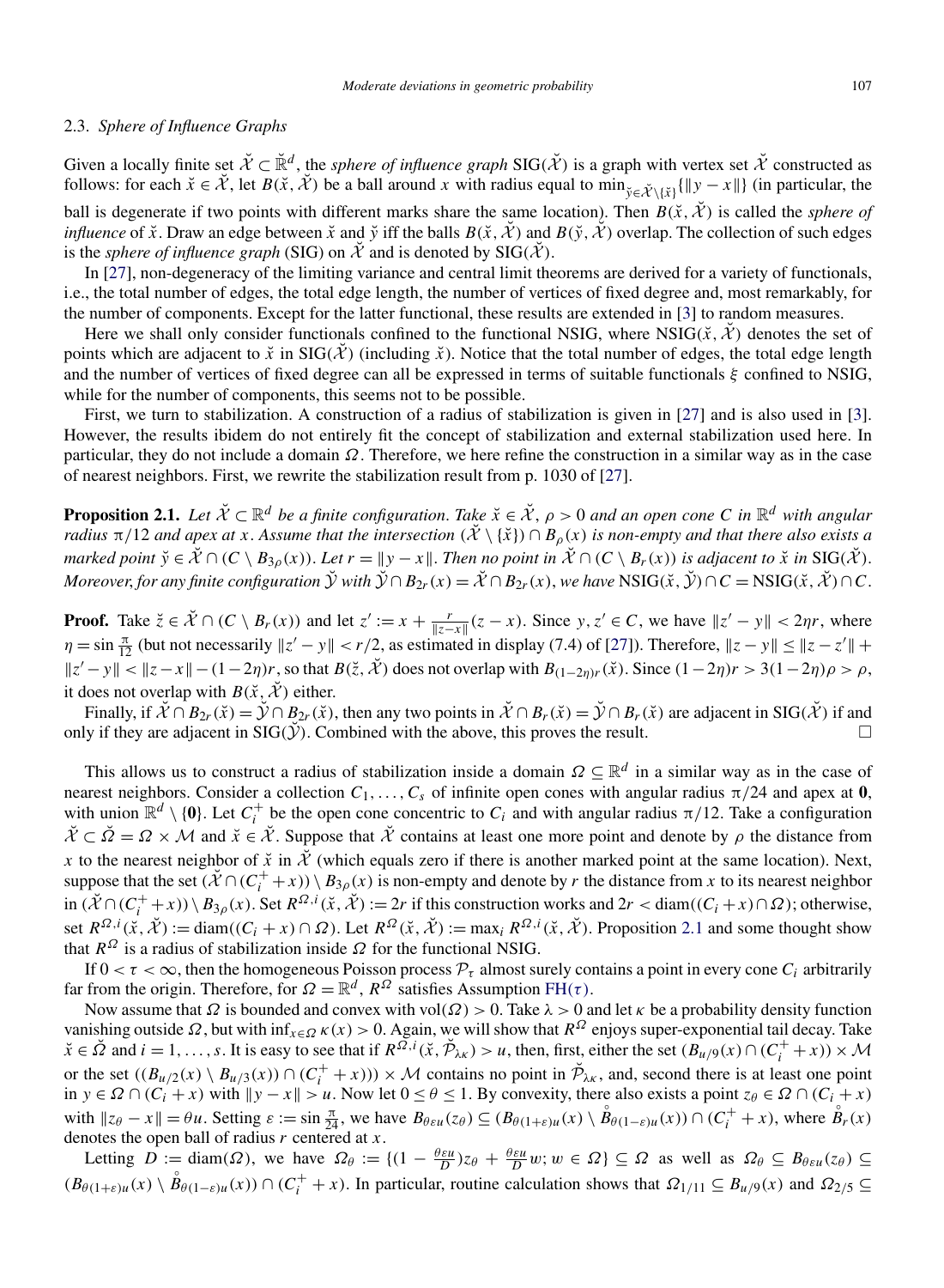### 2.3. *Sphere of Influence Graphs*

Given a locally finite set $\check{\mathcal{X}} \subset \check{\mathbb{R}}^d$, the *sphere of influence graph* $\mathrm{SIG}(\check{\mathcal{X}})$ is a graph with vertex set $\check{\mathcal{X}}$ constructed as follows: for each $\check{x} \in \check{\mathcal{X}}$, let $B(\check{x}, \check{\mathcal{X}})$ be a ball around $x$ with radius equal to $\min_{\check{y} \in \check{\mathcal{X}} \setminus \{\check{x}\}} \{\|y - x\|\}$ (in particular, the ball is degenerate if two points with different marks share the same location). Then $B(\check{x}, \check{\mathcal{X}})$ is called the *sphere of influence* of $\check{x}$. Draw an edge between $\check{x}$ and $\check{y}$ iff the balls $B(\check{x}, \check{\mathcal{X}})$ and $B(\check{y}, \check{\mathcal{X}})$ overlap. The collection of such edges is the *sphere of influence graph* (SIG) on $\check{\mathcal{X}}$ and is denoted by $\mathrm{SIG}(\check{\mathcal{X}})$.

In [27], non-degeneracy of the limiting variance and central limit theorems are derived for a variety of functionals, i.e., the total number of edges, the total edge length, the number of vertices of fixed degree and, most remarkably, for the number of components. Except for the latter functional, these results are extended in [3] to random measures.

Here we shall only consider functionals confined to the functional NSIG, where $\mathrm{NSIG}(\check{x}, \check{\mathcal{X}})$ denotes the set of points which are adjacent to $\check{x}$ in $\mathrm{SIG}(\check{\mathcal{X}})$ (including $\check{x}$). Notice that the total number of edges, the total edge length and the number of vertices of fixed degree can all be expressed in terms of suitable functionals $\xi$ confined to NSIG, while for the number of components, this seems not to be possible.

First, we turn to stabilization. A construction of a radius of stabilization is given in [27] and is also used in [3]. However, the results ibidem do not entirely fit the concept of stabilization and external stabilization used here. In particular, they do not include a domain $\Omega$. Therefore, we here refine the construction in a similar way as in the case of nearest neighbors. First, we rewrite the stabilization result from p. 1030 of [27].

**Proposition 2.1.** *Let $\check{\mathcal{X}} \subset \mathbb{R}^d$ be a finite configuration. Take $\check{x} \in \check{\mathcal{X}}$, $\rho > 0$ and an open cone $C$ in $\mathbb{R}^d$ with angular radius $\pi/12$ and apex at $x$. Assume that the intersection $(\check{\mathcal{X}} \setminus \{\check{x}\}) \cap B_\rho(x)$ is non-empty and that there also exists a marked point $\check{y} \in \check{\mathcal{X}} \cap (C \setminus B_{3\rho}(x))$. Let $r = \|y - x\|$. Then no point in $\check{\mathcal{X}} \cap (C \setminus B_r(x))$ is adjacent to $\check{x}$ in $\mathrm{SIG}(\check{\mathcal{X}})$. Moreover, for any finite configuration $\check{\mathcal{Y}}$ with $\check{\mathcal{Y}} \cap B_{2r}(x) = \check{\mathcal{X}} \cap B_{2r}(x)$, we have $\mathrm{NSIG}(\check{x}, \check{\mathcal{Y}}) \cap C = \mathrm{NSIG}(\check{x}, \check{\mathcal{X}}) \cap C$.*

**Proof.** Take $\check{z} \in \check{\mathcal{X}} \cap (C \setminus B_r(x))$ and let $z' := x + \frac{r}{\|z - x\|}(z - x)$. Since $y, z' \in C$, we have $\|z' - y\| < 2\eta r$, where $\eta = \sin\frac{\pi}{12}$ (but not necessarily $\|z' - y\| < r/2$, as estimated in display (7.4) of [27]). Therefore, $\|z - y\| \le \|z - z'\| + \|z' - y\| < \|z - x\| - (1 - 2\eta)r$, so that $B(\check{z}, \check{\mathcal{X}})$ does not overlap with $B_{(1-2\eta)r}(\check{x})$. Since $(1 - 2\eta)r > 3(1 - 2\eta)\rho > \rho$, it does not overlap with $B(\check{x}, \check{\mathcal{X}})$ either.

Finally, if $\check{\mathcal{X}} \cap B_{2r}(\check{x}) = \check{\mathcal{Y}} \cap B_{2r}(\check{x})$, then any two points in $\check{\mathcal{X}} \cap B_r(\check{x}) = \check{\mathcal{Y}} \cap B_r(\check{x})$ are adjacent in $\mathrm{SIG}(\check{\mathcal{X}})$ if and only if they are adjacent in $\mathrm{SIG}(\check{\mathcal{Y}})$. Combined with the above, this proves the result. $\square$

This allows us to construct a radius of stabilization inside a domain $\Omega \subseteq \mathbb{R}^d$ in a similar way as in the case of nearest neighbors. Consider a collection $C_1, \dots, C_s$ of infinite open cones with angular radius $\pi/24$ and apex at $\mathbf{0}$, with union $\mathbb{R}^d \setminus \{\mathbf{0}\}$. Let $C_i^+$ be the open cone concentric to $C_i$ and with angular radius $\pi/12$. Take a configuration $\check{\mathcal{X}} \subset \check{\Omega} = \Omega \times \mathcal{M}$ and $\check{x} \in \check{\mathcal{X}}$. Suppose that $\check{\mathcal{X}}$ contains at least one more point and denote by $\rho$ the distance from $x$ to the nearest neighbor of $\check{x}$ in $\check{\mathcal{X}}$ (which equals zero if there is another marked point at the same location). Next, suppose that the set $(\check{\mathcal{X}} \cap (C_i^+ + x)) \setminus B_{3\rho}(x)$ is non-empty and denote by $r$ the distance from $x$ to its nearest neighbor in $(\check{\mathcal{X}} \cap (C_i^+ + x)) \setminus B_{3\rho}(x)$. Set $R^{\Omega,i}(\check{x}, \check{\mathcal{X}}) := 2r$ if this construction works and $2r < \mathrm{diam}((C_i + x) \cap \Omega)$; otherwise, set $R^{\Omega,i}(\check{x}, \check{\mathcal{X}}) := \mathrm{diam}((C_i + x) \cap \Omega)$. Let $R^\Omega(\check{x}, \check{\mathcal{X}}) := \max_i R^{\Omega,i}(\check{x}, \check{\mathcal{X}})$. Proposition 2.1 and some thought show that $R^\Omega$ is a radius of stabilization inside $\Omega$ for the functional NSIG.

If $0 < \tau < \infty$, then the homogeneous Poisson process $\mathcal{P}_\tau$ almost surely contains a point in every cone $C_i$ arbitrarily far from the origin. Therefore, for $\Omega = \mathbb{R}^d$, $R^\Omega$ satisfies Assumption FH($\tau$).

Now assume that $\Omega$ is bounded and convex with $\mathrm{vol}(\Omega) > 0$. Take $\lambda > 0$ and let $\kappa$ be a probability density function vanishing outside $\Omega$, but with $\inf_{x \in \Omega} \kappa(x) > 0$. Again, we will show that $R^\Omega$ enjoys super-exponential tail decay. Take $\check{x} \in \check{\Omega}$ and $i = 1, \dots, s$. It is easy to see that if $R^{\Omega,i}(\check{x}, \check{\mathcal{P}}_{\lambda\kappa}) > u$, then, first, either the set $(B_{u/9}(x) \cap (C_i^+ + x)) \times \mathcal{M}$ or the set $((B_{u/2}(x) \setminus B_{u/3}(x)) \cap (C_i^+ + x))) \times \mathcal{M}$ contains no point in $\check{\mathcal{P}}_{\lambda\kappa}$, and, second there is at least one point in $y \in \Omega \cap (C_i + x)$ with $\|y - x\| > u$. Now let $0 \le \theta \le 1$. By convexity, there also exists a point $z_\theta \in \Omega \cap (C_i + x)$ with $\|z_\theta - x\| = \theta u$. Setting $\varepsilon := \sin\frac{\pi}{24}$, we have $B_{\theta\varepsilon u}(z_\theta) \subseteq (B_{\theta(1+\varepsilon)u}(x) \setminus \mathring{B}_{\theta(1-\varepsilon)u}(x)) \cap (C_i^+ + x)$, where $\mathring{B}_r(x)$ denotes the open ball of radius $r$ centered at $x$.

Letting $D := \mathrm{diam}(\Omega)$, we have $\Omega_\theta := \{(1 - \frac{\theta\varepsilon u}{D})z_\theta + \frac{\theta\varepsilon u}{D}w; w \in \Omega\} \subseteq \Omega$ as well as $\Omega_\theta \subseteq B_{\theta\varepsilon u}(z_\theta) \subseteq (B_{\theta(1+\varepsilon)u}(x) \setminus \mathring{B}_{\theta(1-\varepsilon)u}(x)) \cap (C_i^+ + x)$. In particular, routine calculation shows that $\Omega_{1/11} \subseteq B_{u/9}(x)$ and $\Omega_{2/5} \subseteq$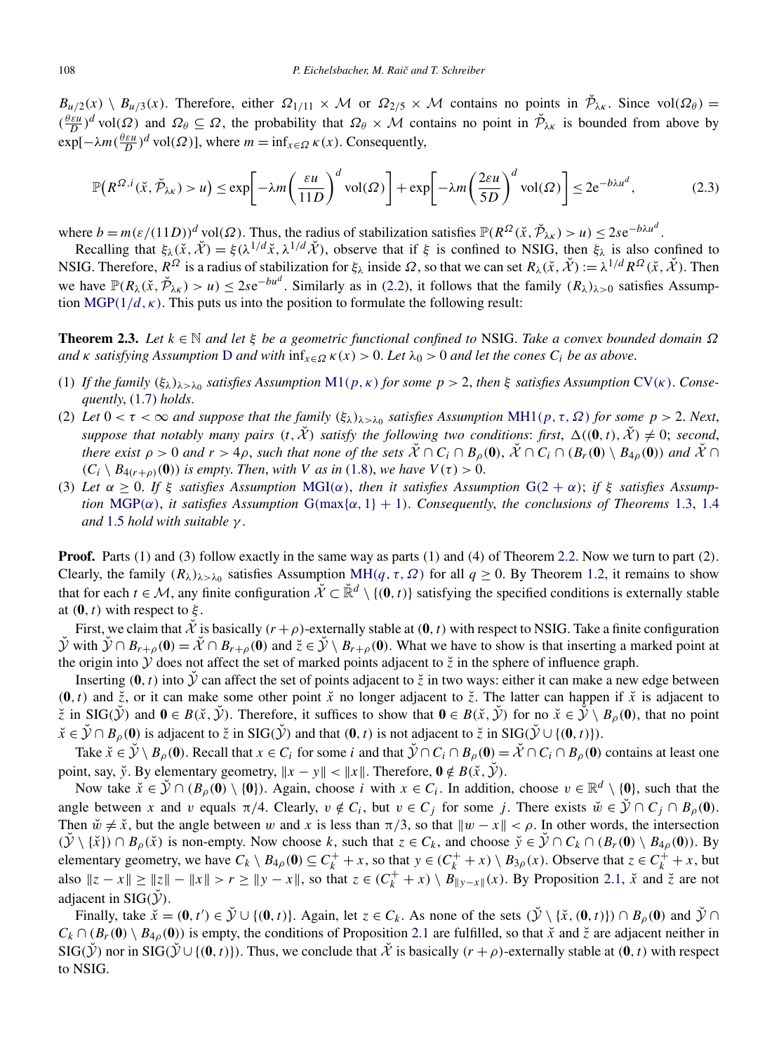$B_{u/2}(x) \setminus B_{u/3}(x)$. Therefore, either $\Omega_{1/11} \times \mathcal{M}$ or $\Omega_{2/5} \times \mathcal{M}$ contains no points in $\breve{\mathcal{P}}_{\lambda\kappa}$. Since $\mathrm{vol}(\Omega_\theta) = (\frac{\theta \varepsilon u}{D})^d \mathrm{vol}(\Omega)$ and $\Omega_\theta \subseteq \Omega$, the probability that $\Omega_\theta \times \mathcal{M}$ contains no point in $\breve{\mathcal{P}}_{\lambda\kappa}$ is bounded from above by $\exp[-\lambda m (\frac{\theta\varepsilon u}{D})^d \mathrm{vol}(\Omega)]$, where $m = \inf_{x\in\Omega} \kappa(x)$. Consequently,

$$\mathbb{P}\big(R^{\Omega,i}(\breve{x}, \breve{\mathcal{P}}_{\lambda\kappa}) > u\big) \le \exp\left[-\lambda m \left(\frac{\varepsilon u}{11D}\right)^d \mathrm{vol}(\Omega)\right] + \exp\left[-\lambda m \left(\frac{2\varepsilon u}{5D}\right)^d \mathrm{vol}(\Omega)\right] \le 2\mathrm{e}^{-b\lambda u^d}, \tag{2.3}$$

where $b = m(\varepsilon/(11D))^d \mathrm{vol}(\Omega)$. Thus, the radius of stabilization satisfies $\mathbb{P}(R^\Omega(\breve{x}, \breve{\mathcal{P}}_{\lambda\kappa}) > u) \le 2s\mathrm{e}^{-b\lambda u^d}$.

Recalling that $\xi_\lambda(\breve{x}, \breve{\mathcal{X}}) = \xi(\lambda^{1/d}\breve{x}, \lambda^{1/d}\breve{\mathcal{X}})$, observe that if $\xi$ is confined to NSIG, then $\xi_\lambda$ is also confined to NSIG. Therefore, $R^\Omega$ is a radius of stabilization for $\xi_\lambda$ inside $\Omega$, so that we can set $R_\lambda(\breve{x}, \breve{\mathcal{X}}) := \lambda^{1/d} R^\Omega(\breve{x}, \breve{\mathcal{X}})$. Then we have $\mathbb{P}(R_\lambda(\breve{x}, \breve{\mathcal{P}}_{\lambda\kappa}) > u) \le 2s\mathrm{e}^{-bu^d}$. Similarly as in (2.2), it follows that the family $(R_\lambda)_{\lambda>0}$ satisfies Assumption MGP$(1/d, \kappa)$. This puts us into the position to formulate the following result:

**Theorem 2.3.** *Let $k \in \mathbb{N}$ and let $\xi$ be a geometric functional confined to* NSIG. *Take a convex bounded domain $\Omega$ and $\kappa$ satisfying Assumption* D *and with $\inf_{x\in\Omega} \kappa(x) > 0$. Let $\lambda_0 > 0$ and let the cones $C_i$ be as above.*

(1) *If the family $(\xi_\lambda)_{\lambda>\lambda_0}$ satisfies Assumption* M1$(p, \kappa)$ *for some $p > 2$, then $\xi$ satisfies Assumption* CV$(\kappa)$. *Consequently*, (1.7) *holds*.

(2) *Let $0 < \tau < \infty$ and suppose that the family $(\xi_\lambda)_{\lambda>\lambda_0}$ satisfies Assumption* MH1$(p, \tau, \Omega)$ *for some $p > 2$. Next, suppose that notably many pairs $(t, \breve{\mathcal{X}})$ satisfy the following two conditions: first, $\Delta((\mathbf{0}, t), \breve{\mathcal{X}}) \neq 0$; second, there exist $\rho > 0$ and $r > 4\rho$, such that none of the sets $\breve{\mathcal{X}} \cap C_i \cap B_\rho(\mathbf{0})$, $\breve{\mathcal{X}} \cap C_i \cap (B_r(\mathbf{0}) \setminus B_{4\rho}(\mathbf{0}))$ and $\breve{\mathcal{X}} \cap (C_i \setminus B_{4(r+\rho)}(\mathbf{0}))$ is empty. Then, with $V$ as in* (1.8), *we have $V(\tau) > 0$.*

(3) *Let $\alpha \ge 0$. If $\xi$ satisfies Assumption* MGI$(\alpha)$, *then it satisfies Assumption* G$(2 + \alpha)$; *if $\xi$ satisfies Assumption* MGP$(\alpha)$, *it satisfies Assumption* G$(\max\{\alpha, 1\} + 1)$. *Consequently, the conclusions of Theorems* 1.3, 1.4 *and* 1.5 *hold with suitable $\gamma$.*

**Proof.** Parts (1) and (3) follow exactly in the same way as parts (1) and (4) of Theorem 2.2. Now we turn to part (2). Clearly, the family $(R_\lambda)_{\lambda>\lambda_0}$ satisfies Assumption MH$(q, \tau, \Omega)$ for all $q \ge 0$. By Theorem 1.2, it remains to show that for each $t \in \mathcal{M}$, any finite configuration $\breve{\mathcal{X}} \subset \breve{\mathbb{R}}^d \setminus \{(\mathbf{0}, t)\}$ satisfying the specified conditions is externally stable at $(\mathbf{0}, t)$ with respect to $\xi$.

First, we claim that $\breve{\mathcal{X}}$ is basically $(r + \rho)$-externally stable at $(\mathbf{0}, t)$ with respect to NSIG. Take a finite configuration $\breve{\mathcal{Y}}$ with $\breve{\mathcal{Y}} \cap B_{r+\rho}(\mathbf{0}) = \breve{\mathcal{X}} \cap B_{r+\rho}(\mathbf{0})$ and $\breve{z} \in \breve{\mathcal{Y}} \setminus B_{r+\rho}(\mathbf{0})$. What we have to show is that inserting a marked point at the origin into $\mathcal{Y}$ does not affect the set of marked points adjacent to $\breve{z}$ in the sphere of influence graph.

Inserting $(\mathbf{0}, t)$ into $\breve{\mathcal{Y}}$ can affect the set of points adjacent to $\breve{z}$ in two ways: either it can make a new edge between $(\mathbf{0}, t)$ and $\breve{z}$, or it can make some other point $\breve{x}$ no longer adjacent to $\breve{z}$. The latter can happen if $\breve{x}$ is adjacent to $\breve{z}$ in SIG$(\breve{\mathcal{Y}})$ and $\mathbf{0} \in B(\breve{x}, \breve{\mathcal{Y}})$. Therefore, it suffices to show that $\mathbf{0} \in B(\breve{x}, \breve{\mathcal{Y}})$ for no $\breve{x} \in \breve{\mathcal{Y}} \setminus B_\rho(\mathbf{0})$, that no point $\breve{x} \in \breve{\mathcal{Y}} \cap B_\rho(\mathbf{0})$ is adjacent to $\breve{z}$ in SIG$(\breve{\mathcal{Y}})$ and that $(\mathbf{0}, t)$ is not adjacent to $\breve{z}$ in SIG$(\breve{\mathcal{Y}} \cup \{(\mathbf{0}, t)\})$.

Take $\breve{x} \in \breve{\mathcal{Y}} \setminus B_\rho(\mathbf{0})$. Recall that $x \in C_i$ for some $i$ and that $\breve{\mathcal{Y}} \cap C_i \cap B_\rho(\mathbf{0}) = \breve{\mathcal{X}} \cap C_i \cap B_\rho(\mathbf{0})$ contains at least one point, say, $\breve{y}$. By elementary geometry, $\|x - y\| < \|x\|$. Therefore, $\mathbf{0} \notin B(\breve{x}, \breve{\mathcal{Y}})$.

Now take $\breve{x} \in \breve{\mathcal{Y}} \cap (B_\rho(\mathbf{0}) \setminus \{\mathbf{0}\})$. Again, choose $i$ with $x \in C_i$. In addition, choose $v \in \mathbb{R}^d \setminus \{\mathbf{0}\}$, such that the angle between $x$ and $v$ equals $\pi/4$. Clearly, $v \notin C_i$, but $v \in C_j$ for some $j$. There exists $\breve{w} \in \breve{\mathcal{Y}} \cap C_j \cap B_\rho(\mathbf{0})$. Then $\breve{w} \neq \breve{x}$, but the angle between $w$ and $x$ is less than $\pi/3$, so that $\|w - x\| < \rho$. In other words, the intersection $(\breve{\mathcal{Y}} \setminus \{\breve{x}\}) \cap B_\rho(\breve{x})$ is non-empty. Now choose $k$, such that $z \in C_k$, and choose $\breve{y} \in \breve{\mathcal{Y}} \cap C_k \cap (B_r(\mathbf{0}) \setminus B_{4\rho}(\mathbf{0}))$. By elementary geometry, we have $C_k \setminus B_{4\rho}(\mathbf{0}) \subseteq C_k^+ + x$, so that $y \in (C_k^+ + x) \setminus B_{3\rho}(x)$. Observe that $z \in C_k^+ + x$, but also $\|z - x\| \ge \|z\| - \|x\| > r \ge \|y - x\|$, so that $z \in (C_k^+ + x) \setminus B_{\|y-x\|}(x)$. By Proposition 2.1, $\breve{x}$ and $\breve{z}$ are not adjacent in SIG$(\breve{\mathcal{Y}})$.

Finally, take $\breve{x} = (\mathbf{0}, t') \in \breve{\mathcal{Y}} \cup \{(\mathbf{0}, t)\}$. Again, let $z \in C_k$. As none of the sets $(\breve{\mathcal{Y}} \setminus \{\breve{x}, (\mathbf{0}, t)\}) \cap B_\rho(\mathbf{0})$ and $\breve{\mathcal{Y}} \cap C_k \cap (B_r(\mathbf{0}) \setminus B_{4\rho}(\mathbf{0}))$ is empty, the conditions of Proposition 2.1 are fulfilled, so that $\breve{x}$ and $\breve{z}$ are adjacent neither in SIG$(\breve{\mathcal{Y}})$ nor in SIG$(\breve{\mathcal{Y}} \cup \{(\mathbf{0}, t)\})$. Thus, we conclude that $\breve{\mathcal{X}}$ is basically $(r + \rho)$-externally stable at $(\mathbf{0}, t)$ with respect to NSIG.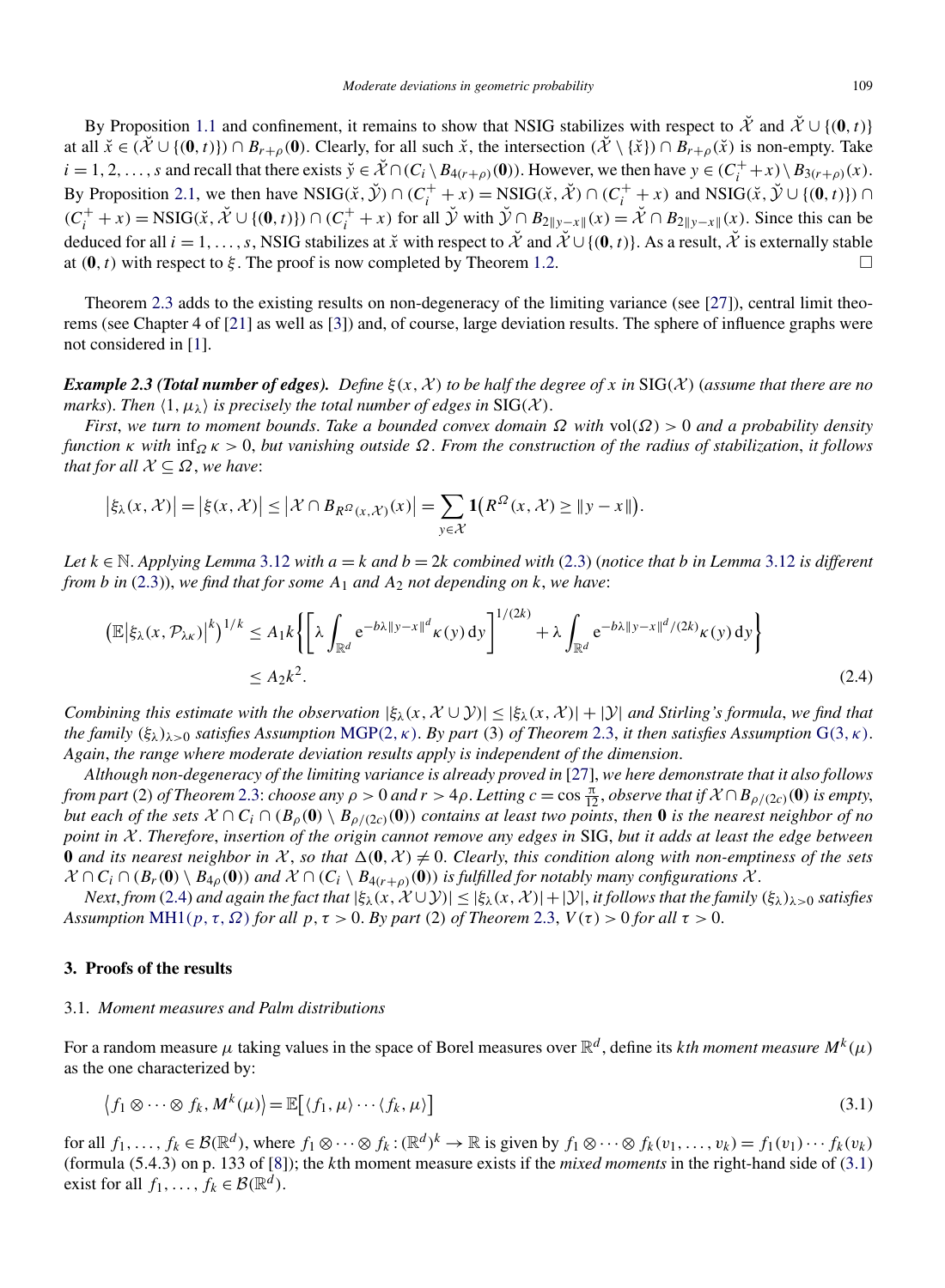By Proposition 1.1 and confinement, it remains to show that NSIG stabilizes with respect to $\check{\mathcal{X}}$ and $\check{\mathcal{X}} \cup \{(\mathbf{0}, t)\}$ at all $\check{x} \in (\check{\mathcal{X}} \cup \{(\mathbf{0}, t)\}) \cap B_{r+\rho}(\mathbf{0})$. Clearly, for all such $\check{x}$, the intersection $(\check{\mathcal{X}} \setminus \{\check{x}\}) \cap B_{r+\rho}(\check{x})$ is non-empty. Take $i = 1, 2, \ldots, s$ and recall that there exists $\check{y} \in \check{\mathcal{X}} \cap (C_i \setminus B_{4(r+\rho)}(\mathbf{0}))$. However, we then have $y \in (C_i^+ + x) \setminus B_{3(r+\rho)}(x)$. By Proposition 2.1, we then have $\mathrm{NSIG}(\check{x}, \check{\mathcal{Y}}) \cap (C_i^+ + x) = \mathrm{NSIG}(\check{x}, \check{\mathcal{X}}) \cap (C_i^+ + x)$ and $\mathrm{NSIG}(\check{x}, \check{\mathcal{Y}} \cup \{(\mathbf{0}, t)\}) \cap (C_i^+ + x) = \mathrm{NSIG}(\check{x}, \check{\mathcal{X}} \cup \{(\mathbf{0}, t)\}) \cap (C_i^+ + x)$ for all $\check{\mathcal{Y}}$ with $\check{\mathcal{Y}} \cap B_{2\|y-x\|}(x) = \check{\mathcal{X}} \cap B_{2\|y-x\|}(x)$. Since this can be deduced for all $i = 1, \ldots, s$, NSIG stabilizes at $\check{x}$ with respect to $\check{\mathcal{X}}$ and $\check{\mathcal{X}} \cup \{(\mathbf{0}, t)\}$. As a result, $\check{\mathcal{X}}$ is externally stable at $(\mathbf{0}, t)$ with respect to $\xi$. The proof is now completed by Theorem 1.2. □

Theorem 2.3 adds to the existing results on non-degeneracy of the limiting variance (see [27]), central limit theorems (see Chapter 4 of [21] as well as [3]) and, of course, large deviation results. The sphere of influence graphs were not considered in [1].

***Example 2.3 (Total number of edges).*** *Define $\xi(x, \mathcal{X})$ to be half the degree of $x$ in $\mathrm{SIG}(\mathcal{X})$ (assume that there are no marks). Then $\langle 1, \mu_\lambda \rangle$ is precisely the total number of edges in $\mathrm{SIG}(\mathcal{X})$.*

*First, we turn to moment bounds. Take a bounded convex domain $\Omega$ with $\mathrm{vol}(\Omega) > 0$ and a probability density function $\kappa$ with $\inf_\Omega \kappa > 0$, but vanishing outside $\Omega$. From the construction of the radius of stabilization, it follows that for all $\mathcal{X} \subseteq \Omega$, we have*:

$$\left|\xi_\lambda(x, \mathcal{X})\right| = \left|\xi(x, \mathcal{X})\right| \le \left|\mathcal{X} \cap B_{R^\Omega(x,\mathcal{X})}(x)\right| = \sum_{y \in \mathcal{X}} \mathbf{1}\left(R^\Omega(x, \mathcal{X}) \ge \|y - x\|\right).$$

*Let $k \in \mathbb{N}$. Applying Lemma 3.12 with $a = k$ and $b = 2k$ combined with (2.3) (notice that $b$ in Lemma 3.12 is different from $b$ in (2.3)), we find that for some $A_1$ and $A_2$ not depending on $k$, we have*:

$$\begin{aligned}
\left(\mathbb{E}\left|\xi_\lambda(x, \mathcal{P}_{\lambda\kappa})\right|^k\right)^{1/k} &\le A_1 k \left\{\left[\lambda \int_{\mathbb{R}^d} \mathrm{e}^{-b\lambda\|y-x\|^d} \kappa(y)\,\mathrm{d}y\right]^{1/(2k)} + \lambda \int_{\mathbb{R}^d} \mathrm{e}^{-b\lambda\|y-x\|^d/(2k)} \kappa(y)\,\mathrm{d}y\right\} \\
&\le A_2 k^2.
\end{aligned} \tag{2.4}$$

*Combining this estimate with the observation $|\xi_\lambda(x, \mathcal{X} \cup \mathcal{Y})| \le |\xi_\lambda(x, \mathcal{X})| + |\mathcal{Y}|$ and Stirling's formula, we find that the family $(\xi_\lambda)_{\lambda>0}$ satisfies Assumption $\mathrm{MGP}(2, \kappa)$. By part (3) of Theorem 2.3, it then satisfies Assumption $\mathrm{G}(3, \kappa)$. Again, the range where moderate deviation results apply is independent of the dimension.*

*Although non-degeneracy of the limiting variance is already proved in [27], we here demonstrate that it also follows from part (2) of Theorem 2.3: choose any $\rho > 0$ and $r > 4\rho$. Letting $c = \cos\frac{\pi}{12}$, observe that if $\mathcal{X} \cap B_{\rho/(2c)}(\mathbf{0})$ is empty, but each of the sets $\mathcal{X} \cap C_i \cap (B_\rho(\mathbf{0}) \setminus B_{\rho/(2c)}(\mathbf{0}))$ contains at least two points, then $\mathbf{0}$ is the nearest neighbor of no point in $\mathcal{X}$. Therefore, insertion of the origin cannot remove any edges in SIG, but it adds at least the edge between $\mathbf{0}$ and its nearest neighbor in $\mathcal{X}$, so that $\Delta(\mathbf{0}, \mathcal{X}) \ne 0$. Clearly, this condition along with non-emptiness of the sets $\mathcal{X} \cap C_i \cap (B_r(\mathbf{0}) \setminus B_{4\rho}(\mathbf{0}))$ and $\mathcal{X} \cap (C_i \setminus B_{4(r+\rho)}(\mathbf{0}))$ is fulfilled for notably many configurations $\mathcal{X}$.*

*Next, from (2.4) and again the fact that $|\xi_\lambda(x, \mathcal{X} \cup \mathcal{Y})| \le |\xi_\lambda(x, \mathcal{X})| + |\mathcal{Y}|$, it follows that the family $(\xi_\lambda)_{\lambda>0}$ satisfies Assumption $\mathrm{MH1}(p, \tau, \Omega)$ for all $p, \tau > 0$. By part (2) of Theorem 2.3, $V(\tau) > 0$ for all $\tau > 0$.*

## 3. Proofs of the results

### 3.1. *Moment measures and Palm distributions*

For a random measure $\mu$ taking values in the space of Borel measures over $\mathbb{R}^d$, define its *kth moment measure* $M^k(\mu)$ as the one characterized by:

$$\left\langle f_1 \otimes \cdots \otimes f_k, M^k(\mu)\right\rangle = \mathbb{E}\left[\langle f_1, \mu\rangle \cdots \langle f_k, \mu\rangle\right] \tag{3.1}$$

for all $f_1, \ldots, f_k \in \mathcal{B}(\mathbb{R}^d)$, where $f_1 \otimes \cdots \otimes f_k : (\mathbb{R}^d)^k \to \mathbb{R}$ is given by $f_1 \otimes \cdots \otimes f_k(v_1, \ldots, v_k) = f_1(v_1) \cdots f_k(v_k)$ (formula (5.4.3) on p. 133 of [8]); the $k$th moment measure exists if the *mixed moments* in the right-hand side of (3.1) exist for all $f_1, \ldots, f_k \in \mathcal{B}(\mathbb{R}^d)$.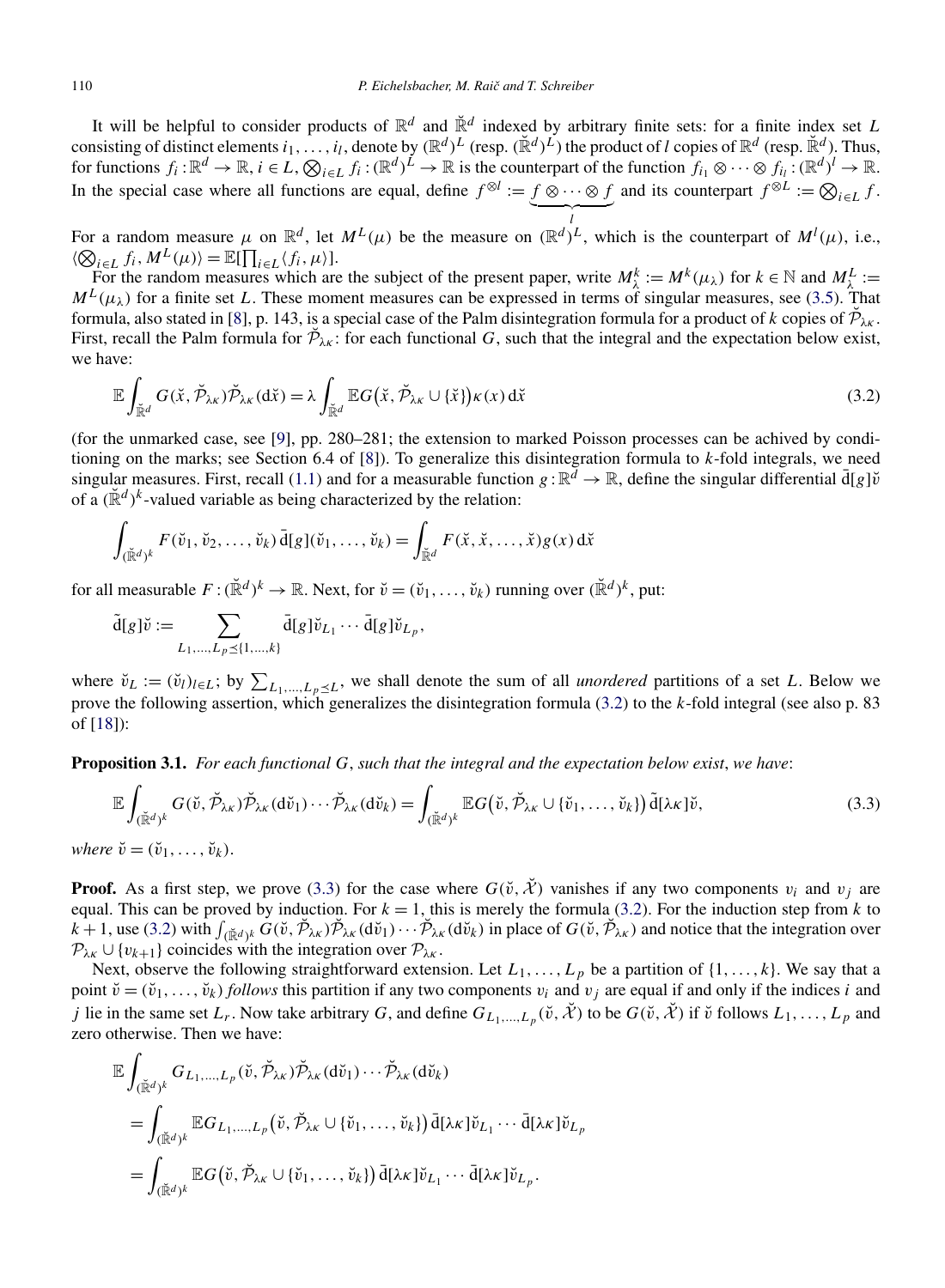It will be helpful to consider products of $\mathbb{R}^d$ and $\check{\mathbb{R}}^d$ indexed by arbitrary finite sets: for a finite index set $L$ consisting of distinct elements $i_1, \ldots, i_l$, denote by $(\mathbb{R}^d)^L$ (resp. $(\check{\mathbb{R}}^d)^L$) the product of $l$ copies of $\mathbb{R}^d$ (resp. $\check{\mathbb{R}}^d$). Thus, for functions $f_i : \mathbb{R}^d \to \mathbb{R}$, $i \in L$, $\bigotimes_{i \in L} f_i : (\mathbb{R}^d)^L \to \mathbb{R}$ is the counterpart of the function $f_{i_1} \otimes \cdots \otimes f_{i_l} : (\mathbb{R}^d)^l \to \mathbb{R}$. In the special case where all functions are equal, define $f^{\otimes l} := \underbrace{f \otimes \cdots \otimes f}_{l}$ and its counterpart $f^{\otimes L} := \bigotimes_{i \in L} f$.

For a random measure $\mu$ on $\mathbb{R}^d$, let $M^L(\mu)$ be the measure on $(\mathbb{R}^d)^L$, which is the counterpart of $M^l(\mu)$, i.e., $\langle \bigotimes_{i \in L} f_i, M^L(\mu)\rangle = \mathbb{E}[\prod_{i \in L} \langle f_i, \mu \rangle]$.

For the random measures which are the subject of the present paper, write $M_\lambda^k := M^k(\mu_\lambda)$ for $k \in \mathbb{N}$ and $M_\lambda^L := M^L(\mu_\lambda)$ for a finite set $L$. These moment measures can be expressed in terms of singular measures, see (3.5). That formula, also stated in [8], p. 143, is a special case of the Palm disintegration formula for a product of $k$ copies of $\check{\mathcal{P}}_{\lambda\kappa}$. First, recall the Palm formula for $\check{\mathcal{P}}_{\lambda\kappa}$: for each functional $G$, such that the integral and the expectation below exist, we have:

$$\mathbb{E} \int_{\check{\mathbb{R}}^d} G(\check{x}, \check{\mathcal{P}}_{\lambda\kappa}) \check{\mathcal{P}}_{\lambda\kappa}(\mathrm{d}\check{x}) = \lambda \int_{\check{\mathbb{R}}^d} \mathbb{E} G\big(\check{x}, \check{\mathcal{P}}_{\lambda\kappa} \cup \{\check{x}\}\big) \kappa(x) \, \mathrm{d}\check{x} \tag{3.2}$$

(for the unmarked case, see [9], pp. 280–281; the extension to marked Poisson processes can be achived by conditioning on the marks; see Section 6.4 of [8]). To generalize this disintegration formula to $k$-fold integrals, we need singular measures. First, recall (1.1) and for a measurable function $g : \mathbb{R}^d \to \mathbb{R}$, define the singular differential $\bar{\mathrm{d}}[g]\check{v}$ of a $(\check{\mathbb{R}}^d)^k$-valued variable as being characterized by the relation:

$$\int_{(\check{\mathbb{R}}^d)^k} F(\check{v}_1, \check{v}_2, \ldots, \check{v}_k) \, \bar{\mathrm{d}}[g](\check{v}_1, \ldots, \check{v}_k) = \int_{\check{\mathbb{R}}^d} F(\check{x}, \check{x}, \ldots, \check{x}) g(x) \, \mathrm{d}\check{x}$$

for all measurable $F : (\check{\mathbb{R}}^d)^k \to \mathbb{R}$. Next, for $\check{v} = (\check{v}_1, \ldots, \check{v}_k)$ running over $(\check{\mathbb{R}}^d)^k$, put:

$$\tilde{\mathrm{d}}[g]\check{v} := \sum_{L_1, \ldots, L_p \preceq \{1, \ldots, k\}} \bar{\mathrm{d}}[g]\check{v}_{L_1} \cdots \bar{\mathrm{d}}[g]\check{v}_{L_p},$$

where $\check{v}_L := (\check{v}_l)_{l \in L}$; by $\sum_{L_1, \ldots, L_p \preceq L}$, we shall denote the sum of all *unordered* partitions of a set $L$. Below we prove the following assertion, which generalizes the disintegration formula (3.2) to the $k$-fold integral (see also p. 83 of [18]):

**Proposition 3.1.** *For each functional $G$, such that the integral and the expectation below exist, we have*:

$$\mathbb{E} \int_{(\check{\mathbb{R}}^d)^k} G(\check{v}, \check{\mathcal{P}}_{\lambda\kappa}) \check{\mathcal{P}}_{\lambda\kappa}(\mathrm{d}\check{v}_1) \cdots \check{\mathcal{P}}_{\lambda\kappa}(\mathrm{d}\check{v}_k) = \int_{(\check{\mathbb{R}}^d)^k} \mathbb{E} G\big(\check{v}, \check{\mathcal{P}}_{\lambda\kappa} \cup \{\check{v}_1, \ldots, \check{v}_k\}\big) \, \tilde{\mathrm{d}}[\lambda\kappa]\check{v}, \tag{3.3}$$

*where $\check{v} = (\check{v}_1, \ldots, \check{v}_k)$.*

**Proof.** As a first step, we prove (3.3) for the case where $G(\check{v}, \check{\mathcal{X}})$ vanishes if any two components $v_i$ and $v_j$ are equal. This can be proved by induction. For $k = 1$, this is merely the formula (3.2). For the induction step from $k$ to $k+1$, use (3.2) with $\int_{(\check{\mathbb{R}}^d)^k} G(\check{v}, \check{\mathcal{P}}_{\lambda\kappa}) \check{\mathcal{P}}_{\lambda\kappa}(\mathrm{d}\check{v}_1) \cdots \check{\mathcal{P}}_{\lambda\kappa}(\mathrm{d}\check{v}_k)$ in place of $G(\check{v}, \check{\mathcal{P}}_{\lambda\kappa})$ and notice that the integration over $\mathcal{P}_{\lambda\kappa} \cup \{v_{k+1}\}$ coincides with the integration over $\mathcal{P}_{\lambda\kappa}$.

Next, observe the following straightforward extension. Let $L_1, \ldots, L_p$ be a partition of $\{1, \ldots, k\}$. We say that a point $\check{v} = (\check{v}_1, \ldots, \check{v}_k)$ *follows* this partition if any two components $v_i$ and $v_j$ are equal if and only if the indices $i$ and $j$ lie in the same set $L_r$. Now take arbitrary $G$, and define $G_{L_1, \ldots, L_p}(\check{v}, \check{\mathcal{X}})$ to be $G(\check{v}, \check{\mathcal{X}})$ if $\check{v}$ follows $L_1, \ldots, L_p$ and zero otherwise. Then we have:

$$\begin{aligned}
&\mathbb{E} \int_{(\check{\mathbb{R}}^d)^k} G_{L_1, \ldots, L_p}(\check{v}, \check{\mathcal{P}}_{\lambda\kappa}) \check{\mathcal{P}}_{\lambda\kappa}(\mathrm{d}\check{v}_1) \cdots \check{\mathcal{P}}_{\lambda\kappa}(\mathrm{d}\check{v}_k) \\
&\quad = \int_{(\check{\mathbb{R}}^d)^k} \mathbb{E} G_{L_1, \ldots, L_p}\big(\check{v}, \check{\mathcal{P}}_{\lambda\kappa} \cup \{\check{v}_1, \ldots, \check{v}_k\}\big) \, \bar{\mathrm{d}}[\lambda\kappa]\check{v}_{L_1} \cdots \bar{\mathrm{d}}[\lambda\kappa]\check{v}_{L_p} \\
&\quad = \int_{(\check{\mathbb{R}}^d)^k} \mathbb{E} G\big(\check{v}, \check{\mathcal{P}}_{\lambda\kappa} \cup \{\check{v}_1, \ldots, \check{v}_k\}\big) \, \bar{\mathrm{d}}[\lambda\kappa]\check{v}_{L_1} \cdots \bar{\mathrm{d}}[\lambda\kappa]\check{v}_{L_p}.
\end{aligned}$$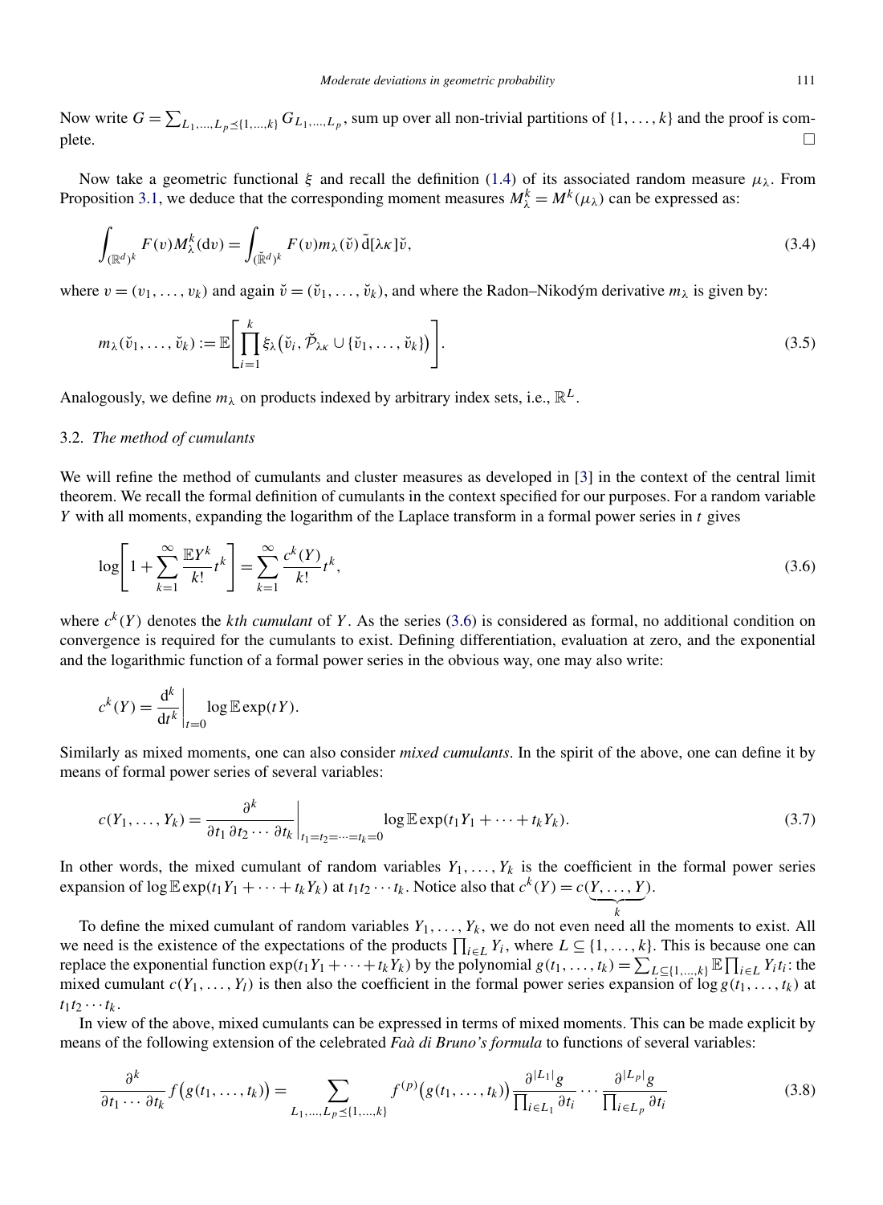Now write $G = \sum_{L_1,\dots,L_p \preceq \{1,\dots,k\}} G_{L_1,\dots,L_p}$, sum up over all non-trivial partitions of $\{1,\dots,k\}$ and the proof is complete. □

Now take a geometric functional $\xi$ and recall the definition (1.4) of its associated random measure $\mu_\lambda$. From Proposition 3.1, we deduce that the corresponding moment measures $M_\lambda^k = M^k(\mu_\lambda)$ can be expressed as:

$$\int_{(\mathbb{R}^d)^k} F(v) M_\lambda^k(\mathrm{d}v) = \int_{(\breve{\mathbb{R}}^d)^k} F(v) m_\lambda(\breve{v})\,\tilde{\mathrm{d}}[\lambda\kappa]\breve{v}, \tag{3.4}$$

where $v = (v_1,\dots,v_k)$ and again $\breve{v} = (\breve{v}_1,\dots,\breve{v}_k)$, and where the Radon–Nikodým derivative $m_\lambda$ is given by:

$$m_\lambda(\breve{v}_1,\dots,\breve{v}_k) := \mathbb{E}\left[\prod_{i=1}^k \xi_\lambda\big(\breve{v}_i, \breve{\mathcal{P}}_{\lambda\kappa} \cup \{\breve{v}_1,\dots,\breve{v}_k\}\big)\right]. \tag{3.5}$$

Analogously, we define $m_\lambda$ on products indexed by arbitrary index sets, i.e., $\mathbb{R}^L$.

### 3.2. *The method of cumulants*

We will refine the method of cumulants and cluster measures as developed in [3] in the context of the central limit theorem. We recall the formal definition of cumulants in the context specified for our purposes. For a random variable $Y$ with all moments, expanding the logarithm of the Laplace transform in a formal power series in $t$ gives

$$\log\left[1 + \sum_{k=1}^\infty \frac{\mathbb{E}Y^k}{k!} t^k\right] = \sum_{k=1}^\infty \frac{c^k(Y)}{k!} t^k, \tag{3.6}$$

where $c^k(Y)$ denotes the *kth cumulant* of $Y$. As the series (3.6) is considered as formal, no additional condition on convergence is required for the cumulants to exist. Defining differentiation, evaluation at zero, and the exponential and the logarithmic function of a formal power series in the obvious way, one may also write:

$$c^k(Y) = \frac{\mathrm{d}^k}{\mathrm{d}t^k}\bigg|_{t=0} \log \mathbb{E}\exp(tY).$$

Similarly as mixed moments, one can also consider *mixed cumulants*. In the spirit of the above, one can define it by means of formal power series of several variables:

$$c(Y_1,\dots,Y_k) = \frac{\partial^k}{\partial t_1\,\partial t_2 \cdots \partial t_k}\bigg|_{t_1=t_2=\cdots=t_k=0} \log \mathbb{E}\exp(t_1 Y_1 + \cdots + t_k Y_k). \tag{3.7}$$

In other words, the mixed cumulant of random variables $Y_1,\dots,Y_k$ is the coefficient in the formal power series expansion of $\log \mathbb{E}\exp(t_1Y_1+\cdots+t_kY_k)$ at $t_1t_2\cdots t_k$. Notice also that $c^k(Y) = c(\underbrace{Y,\dots,Y}_{k})$.

To define the mixed cumulant of random variables $Y_1,\dots,Y_k$, we do not even need all the moments to exist. All we need is the existence of the expectations of the products $\prod_{i\in L} Y_i$, where $L \subseteq \{1,\dots,k\}$. This is because one can replace the exponential function $\exp(t_1Y_1+\cdots+t_kY_k)$ by the polynomial $g(t_1,\dots,t_k) = \sum_{L\subseteq\{1,\dots,k\}} \mathbb{E}\prod_{i\in L} Y_i t_i$: the mixed cumulant $c(Y_1,\dots,Y_l)$ is then also the coefficient in the formal power series expansion of $\log g(t_1,\dots,t_k)$ at $t_1t_2\cdots t_k$.

In view of the above, mixed cumulants can be expressed in terms of mixed moments. This can be made explicit by means of the following extension of the celebrated *Faà di Bruno's formula* to functions of several variables:

$$\frac{\partial^k}{\partial t_1\cdots\partial t_k} f\big(g(t_1,\dots,t_k)\big) = \sum_{L_1,\dots,L_p\preceq\{1,\dots,k\}} f^{(p)}\big(g(t_1,\dots,t_k)\big) \frac{\partial^{|L_1|}g}{\prod_{i\in L_1}\partial t_i} \cdots \frac{\partial^{|L_p|}g}{\prod_{i\in L_p}\partial t_i} \tag{3.8}$$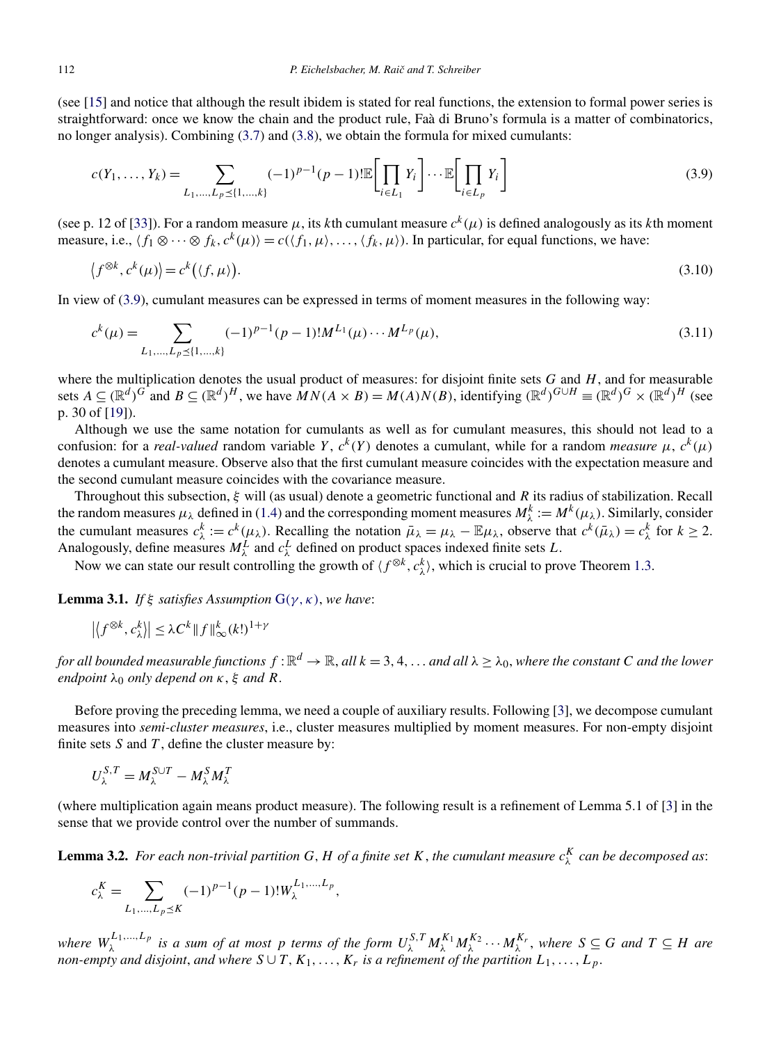(see [15] and notice that although the result ibidem is stated for real functions, the extension to formal power series is straightforward: once we know the chain and the product rule, Faà di Bruno's formula is a matter of combinatorics, no longer analysis). Combining (3.7) and (3.8), we obtain the formula for mixed cumulants:

$$c(Y_1,\ldots,Y_k) = \sum_{L_1,\ldots,L_p \preceq \{1,\ldots,k\}} (-1)^{p-1}(p-1)!\,\mathbb{E}\Bigg[\prod_{i\in L_1} Y_i\Bigg]\cdots\mathbb{E}\Bigg[\prod_{i\in L_p} Y_i\Bigg] \tag{3.9}$$

(see p. 12 of [33]). For a random measure $\mu$, its $k$th cumulant measure $c^k(\mu)$ is defined analogously as its $k$th moment measure, i.e., $\langle f_1\otimes\cdots\otimes f_k, c^k(\mu)\rangle = c(\langle f_1,\mu\rangle,\ldots,\langle f_k,\mu\rangle)$. In particular, for equal functions, we have:

$$\big\langle f^{\otimes k}, c^k(\mu)\big\rangle = c^k\big(\langle f,\mu\rangle\big). \tag{3.10}$$

In view of (3.9), cumulant measures can be expressed in terms of moment measures in the following way:

$$c^k(\mu) = \sum_{L_1,\ldots,L_p \preceq \{1,\ldots,k\}} (-1)^{p-1}(p-1)!\,M^{L_1}(\mu)\cdots M^{L_p}(\mu), \tag{3.11}$$

where the multiplication denotes the usual product of measures: for disjoint finite sets $G$ and $H$, and for measurable sets $A\subseteq(\mathbb{R}^d)^G$ and $B\subseteq(\mathbb{R}^d)^H$, we have $MN(A\times B) = M(A)N(B)$, identifying $(\mathbb{R}^d)^{G\cup H}\equiv(\mathbb{R}^d)^G\times(\mathbb{R}^d)^H$ (see p. 30 of [19]).

Although we use the same notation for cumulants as well as for cumulant measures, this should not lead to a confusion: for a *real-valued* random variable $Y$, $c^k(Y)$ denotes a cumulant, while for a random *measure* $\mu$, $c^k(\mu)$ denotes a cumulant measure. Observe also that the first cumulant measure coincides with the expectation measure and the second cumulant measure coincides with the covariance measure.

Throughout this subsection, $\xi$ will (as usual) denote a geometric functional and $R$ its radius of stabilization. Recall the random measures $\mu_\lambda$ defined in (1.4) and the corresponding moment measures $M_\lambda^k := M^k(\mu_\lambda)$. Similarly, consider the cumulant measures $c_\lambda^k := c^k(\mu_\lambda)$. Recalling the notation $\bar\mu_\lambda = \mu_\lambda - \mathbb{E}\mu_\lambda$, observe that $c^k(\bar\mu_\lambda) = c_\lambda^k$ for $k\ge 2$. Analogously, define measures $M_\lambda^L$ and $c_\lambda^L$ defined on product spaces indexed finite sets $L$.

Now we can state our result controlling the growth of $\langle f^{\otimes k}, c_\lambda^k\rangle$, which is crucial to prove Theorem 1.3.

**Lemma 3.1.** *If $\xi$ satisfies Assumption* $\mathrm{G}(\gamma,\kappa)$, *we have*:

$$\big|\big\langle f^{\otimes k}, c_\lambda^k\big\rangle\big| \le \lambda C^k\|f\|_\infty^k (k!)^{1+\gamma}$$

*for all bounded measurable functions $f:\mathbb{R}^d\to\mathbb{R}$, all $k=3,4,\ldots$ and all $\lambda\ge\lambda_0$, where the constant $C$ and the lower endpoint $\lambda_0$ only depend on $\kappa$, $\xi$ and $R$.*

Before proving the preceding lemma, we need a couple of auxiliary results. Following [3], we decompose cumulant measures into *semi-cluster measures*, i.e., cluster measures multiplied by moment measures. For non-empty disjoint finite sets $S$ and $T$, define the cluster measure by:

$$U_\lambda^{S,T} = M_\lambda^{S\cup T} - M_\lambda^S M_\lambda^T$$

(where multiplication again means product measure). The following result is a refinement of Lemma 5.1 of [3] in the sense that we provide control over the number of summands.

**Lemma 3.2.** *For each non-trivial partition $G$, $H$ of a finite set $K$, the cumulant measure $c_\lambda^K$ can be decomposed as*:

$$c_\lambda^K = \sum_{L_1,\ldots,L_p\preceq K} (-1)^{p-1}(p-1)!\,W_\lambda^{L_1,\ldots,L_p},$$

*where $W_\lambda^{L_1,\ldots,L_p}$ is a sum of at most $p$ terms of the form $U_\lambda^{S,T}M_\lambda^{K_1}M_\lambda^{K_2}\cdots M_\lambda^{K_r}$, where $S\subseteq G$ and $T\subseteq H$ are non-empty and disjoint, and where $S\cup T, K_1,\ldots,K_r$ is a refinement of the partition $L_1,\ldots,L_p$.*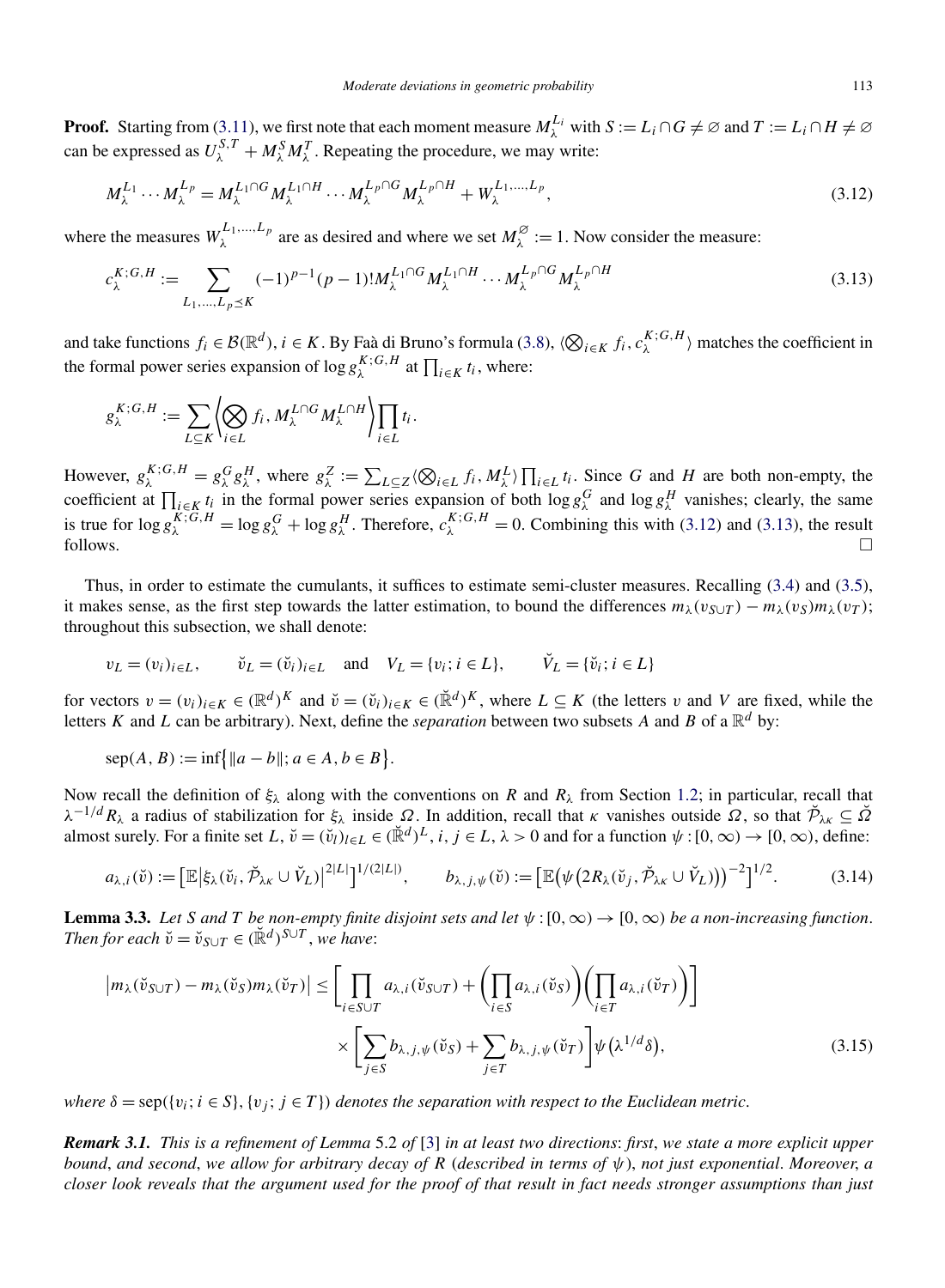**Proof.** Starting from (3.11), we first note that each moment measure $M_\lambda^{L_i}$ with $S := L_i \cap G \neq \varnothing$ and $T := L_i \cap H \neq \varnothing$ can be expressed as $U_\lambda^{S,T} + M_\lambda^S M_\lambda^T$. Repeating the procedure, we may write:

$$M_\lambda^{L_1} \cdots M_\lambda^{L_p} = M_\lambda^{L_1 \cap G} M_\lambda^{L_1 \cap H} \cdots M_\lambda^{L_p \cap G} M_\lambda^{L_p \cap H} + W_\lambda^{L_1, \ldots, L_p}, \tag{3.12}$$

where the measures $W_\lambda^{L_1,\ldots,L_p}$ are as desired and where we set $M_\lambda^\varnothing := 1$. Now consider the measure:

$$c_\lambda^{K;G,H} := \sum_{L_1,\ldots,L_p \preceq K} (-1)^{p-1}(p-1)! M_\lambda^{L_1 \cap G} M_\lambda^{L_1 \cap H} \cdots M_\lambda^{L_p \cap G} M_\lambda^{L_p \cap H} \tag{3.13}$$

and take functions $f_i \in \mathcal{B}(\mathbb{R}^d)$, $i \in K$. By Faà di Bruno's formula (3.8), $\langle \bigotimes_{i \in K} f_i, c_\lambda^{K;G,H} \rangle$ matches the coefficient in the formal power series expansion of $\log g_\lambda^{K;G,H}$ at $\prod_{i \in K} t_i$, where:

$$g_\lambda^{K;G,H} := \sum_{L \subseteq K} \left\langle \bigotimes_{i \in L} f_i, M_\lambda^{L \cap G} M_\lambda^{L \cap H} \right\rangle \prod_{i \in L} t_i.$$

However, $g_\lambda^{K;G,H} = g_\lambda^G g_\lambda^H$, where $g_\lambda^Z := \sum_{L \subseteq Z} \langle \bigotimes_{i \in L} f_i, M_\lambda^L \rangle \prod_{i \in L} t_i$. Since $G$ and $H$ are both non-empty, the coefficient at $\prod_{i \in K} t_i$ in the formal power series expansion of both $\log g_\lambda^G$ and $\log g_\lambda^H$ vanishes; clearly, the same is true for $\log g_\lambda^{K;G,H} = \log g_\lambda^G + \log g_\lambda^H$. Therefore, $c_\lambda^{K;G,H} = 0$. Combining this with (3.12) and (3.13), the result follows. $\square$

Thus, in order to estimate the cumulants, it suffices to estimate semi-cluster measures. Recalling (3.4) and (3.5), it makes sense, as the first step towards the latter estimation, to bound the differences $m_\lambda(v_{S \cup T}) - m_\lambda(v_S) m_\lambda(v_T)$; throughout this subsection, we shall denote:

$$v_L = (v_i)_{i \in L}, \qquad \breve{v}_L = (\breve{v}_i)_{i \in L} \quad \text{and} \quad V_L = \{v_i; i \in L\}, \qquad \breve{V}_L = \{\breve{v}_i; i \in L\}$$

for vectors $v = (v_i)_{i \in K} \in (\mathbb{R}^d)^K$ and $\breve{v} = (\breve{v}_i)_{i \in K} \in (\breve{\mathbb{R}}^d)^K$, where $L \subseteq K$ (the letters $v$ and $V$ are fixed, while the letters $K$ and $L$ can be arbitrary). Next, define the *separation* between two subsets $A$ and $B$ of a $\mathbb{R}^d$ by:

$$\operatorname{sep}(A, B) := \inf\bigl\{\|a - b\|; a \in A, b \in B\bigr\}.$$

Now recall the definition of $\xi_\lambda$ along with the conventions on $R$ and $R_\lambda$ from Section 1.2; in particular, recall that $\lambda^{-1/d} R_\lambda$ a radius of stabilization for $\xi_\lambda$ inside $\Omega$. In addition, recall that $\kappa$ vanishes outside $\Omega$, so that $\breve{\mathcal{P}}_{\lambda\kappa} \subseteq \breve{\Omega}$ almost surely. For a finite set $L$, $\breve{v} = (\breve{v}_l)_{l \in L} \in (\breve{\mathbb{R}}^d)^L$, $i, j \in L$, $\lambda > 0$ and for a function $\psi : [0, \infty) \to [0, \infty)$, define:

$$a_{\lambda,i}(\breve{v}) := \bigl[\mathbb{E}\bigl|\xi_\lambda(\breve{v}_i, \breve{\mathcal{P}}_{\lambda\kappa} \cup \breve{V}_L)\bigr|^{2|L|}\bigr]^{1/(2|L|)}, \qquad b_{\lambda,j,\psi}(\breve{v}) := \bigl[\mathbb{E}\bigl(\psi\bigl(2R_\lambda(\breve{v}_j, \breve{\mathcal{P}}_{\lambda\kappa} \cup \breve{V}_L)\bigr)\bigr)^{-2}\bigr]^{1/2}. \tag{3.14}$$

**Lemma 3.3.** *Let $S$ and $T$ be non-empty finite disjoint sets and let $\psi : [0, \infty) \to [0, \infty)$ be a non-increasing function. Then for each $\breve{v} = \breve{v}_{S \cup T} \in (\breve{\mathbb{R}}^d)^{S \cup T}$, we have*:

$$\begin{aligned}
\bigl|m_\lambda(\breve{v}_{S \cup T}) - m_\lambda(\breve{v}_S) m_\lambda(\breve{v}_T)\bigr| \le{}& \left[\prod_{i \in S \cup T} a_{\lambda,i}(\breve{v}_{S \cup T}) + \left(\prod_{i \in S} a_{\lambda,i}(\breve{v}_S)\right)\left(\prod_{i \in T} a_{\lambda,i}(\breve{v}_T)\right)\right] \\
&\times \left[\sum_{j \in S} b_{\lambda,j,\psi}(\breve{v}_S) + \sum_{j \in T} b_{\lambda,j,\psi}(\breve{v}_T)\right] \psi\bigl(\lambda^{1/d}\delta\bigr),
\end{aligned} \tag{3.15}$$

*where $\delta = \operatorname{sep}(\{v_i; i \in S\}, \{v_j; j \in T\})$ denotes the separation with respect to the Euclidean metric.*

***Remark 3.1.*** *This is a refinement of Lemma 5.2 of [3] in at least two directions: first, we state a more explicit upper bound, and second, we allow for arbitrary decay of $R$ (described in terms of $\psi$), not just exponential. Moreover, a closer look reveals that the argument used for the proof of that result in fact needs stronger assumptions than just*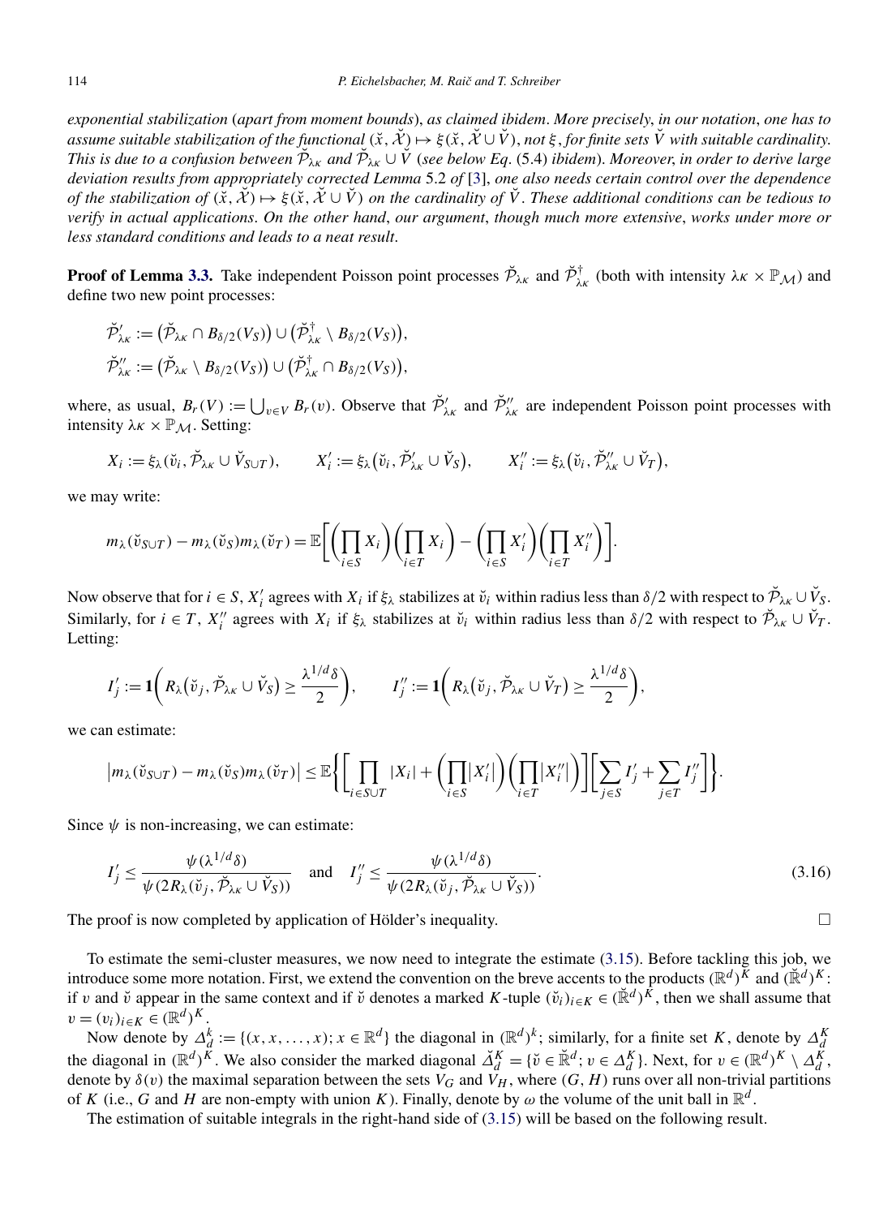*exponential stabilization* (*apart from moment bounds*), *as claimed ibidem*. *More precisely*, *in our notation*, *one has to assume suitable stabilization of the functional* $(\check{x}, \check{\mathcal{X}}) \mapsto \xi(\check{x}, \check{\mathcal{X}} \cup \check{V})$, *not* $\xi$, *for finite sets* $\check{V}$ *with suitable cardinality. This is due to a confusion between* $\check{\mathcal{P}}_{\lambda\kappa}$ *and* $\check{\mathcal{P}}_{\lambda\kappa} \cup \check{V}$ (*see below Eq.* (5.4) *ibidem*). *Moreover*, *in order to derive large deviation results from appropriately corrected Lemma* 5.2 *of* [3], *one also needs certain control over the dependence of the stabilization of* $(\check{x}, \check{\mathcal{X}}) \mapsto \xi(\check{x}, \check{\mathcal{X}} \cup \check{V})$ *on the cardinality of* $\check{V}$. *These additional conditions can be tedious to verify in actual applications*. *On the other hand*, *our argument*, *though much more extensive*, *works under more or less standard conditions and leads to a neat result*.

**Proof of Lemma 3.3.** Take independent Poisson point processes $\check{\mathcal{P}}_{\lambda\kappa}$ and $\check{\mathcal{P}}^{\dagger}_{\lambda\kappa}$ (both with intensity $\lambda\kappa \times \mathbb{P}_{\mathcal{M}}$) and define two new point processes:

$$\check{\mathcal{P}}'_{\lambda\kappa} := \big(\check{\mathcal{P}}_{\lambda\kappa} \cap B_{\delta/2}(V_S)\big) \cup \big(\check{\mathcal{P}}^{\dagger}_{\lambda\kappa} \setminus B_{\delta/2}(V_S)\big),$$
$$\check{\mathcal{P}}''_{\lambda\kappa} := \big(\check{\mathcal{P}}_{\lambda\kappa} \setminus B_{\delta/2}(V_S)\big) \cup \big(\check{\mathcal{P}}^{\dagger}_{\lambda\kappa} \cap B_{\delta/2}(V_S)\big),$$

where, as usual, $B_r(V) := \bigcup_{v\in V} B_r(v)$. Observe that $\check{\mathcal{P}}'_{\lambda\kappa}$ and $\check{\mathcal{P}}''_{\lambda\kappa}$ are independent Poisson point processes with intensity $\lambda\kappa \times \mathbb{P}_{\mathcal{M}}$. Setting:

$$X_i := \xi_\lambda(\check{v}_i, \check{\mathcal{P}}_{\lambda\kappa} \cup \check{V}_{S\cup T}), \qquad X'_i := \xi_\lambda\big(\check{v}_i, \check{\mathcal{P}}'_{\lambda\kappa} \cup \check{V}_S\big), \qquad X''_i := \xi_\lambda\big(\check{v}_i, \check{\mathcal{P}}''_{\lambda\kappa} \cup \check{V}_T\big),$$

we may write:

$$m_\lambda(\check{v}_{S\cup T}) - m_\lambda(\check{v}_S) m_\lambda(\check{v}_T) = \mathbb{E}\bigg[\bigg(\prod_{i\in S} X_i\bigg)\bigg(\prod_{i\in T} X_i\bigg) - \bigg(\prod_{i\in S} X'_i\bigg)\bigg(\prod_{i\in T} X''_i\bigg)\bigg].$$

Now observe that for $i \in S$, $X'_i$ agrees with $X_i$ if $\xi_\lambda$ stabilizes at $\check{v}_i$ within radius less than $\delta/2$ with respect to $\check{\mathcal{P}}_{\lambda\kappa} \cup \check{V}_S$. Similarly, for $i \in T$, $X''_i$ agrees with $X_i$ if $\xi_\lambda$ stabilizes at $\check{v}_i$ within radius less than $\delta/2$ with respect to $\check{\mathcal{P}}_{\lambda\kappa} \cup \check{V}_T$. Letting:

$$I'_j := \mathbf{1}\bigg(R_\lambda\big(\check{v}_j, \check{\mathcal{P}}_{\lambda\kappa} \cup \check{V}_S\big) \ge \frac{\lambda^{1/d}\delta}{2}\bigg), \qquad I''_j := \mathbf{1}\bigg(R_\lambda\big(\check{v}_j, \check{\mathcal{P}}_{\lambda\kappa} \cup \check{V}_T\big) \ge \frac{\lambda^{1/d}\delta}{2}\bigg),$$

we can estimate:

$$\big|m_\lambda(\check{v}_{S\cup T}) - m_\lambda(\check{v}_S) m_\lambda(\check{v}_T)\big| \le \mathbb{E}\bigg\{\bigg[\prod_{i\in S\cup T} |X_i| + \bigg(\prod_{i\in S}\big|X'_i\big|\bigg)\bigg(\prod_{i\in T}\big|X''_i\big|\bigg)\bigg]\bigg[\sum_{j\in S} I'_j + \sum_{j\in T} I''_j\bigg]\bigg\}.$$

Since $\psi$ is non-increasing, we can estimate:

$$I'_j \le \frac{\psi(\lambda^{1/d}\delta)}{\psi(2R_\lambda(\check{v}_j, \check{\mathcal{P}}_{\lambda\kappa} \cup \check{V}_S))} \quad \text{and} \quad I''_j \le \frac{\psi(\lambda^{1/d}\delta)}{\psi(2R_\lambda(\check{v}_j, \check{\mathcal{P}}_{\lambda\kappa} \cup \check{V}_S))}. \tag{3.16}$$

The proof is now completed by application of Hölder's inequality. □

To estimate the semi-cluster measures, we now need to integrate the estimate (3.15). Before tackling this job, we introduce some more notation. First, we extend the convention on the breve accents to the products $(\mathbb{R}^d)^K$ and $(\check{\mathbb{R}}^d)^K$: if $v$ and $\check{v}$ appear in the same context and if $\check{v}$ denotes a marked $K$-tuple $(\check{v}_i)_{i\in K} \in (\check{\mathbb{R}}^d)^K$, then we shall assume that $v = (v_i)_{i\in K} \in (\mathbb{R}^d)^K$.

Now denote by $\Delta^k_d := \{(x, x, \ldots, x); x \in \mathbb{R}^d\}$ the diagonal in $(\mathbb{R}^d)^k$; similarly, for a finite set $K$, denote by $\Delta^K_d$ the diagonal in $(\mathbb{R}^d)^K$. We also consider the marked diagonal $\check{\Delta}^K_d = \{\check{v} \in \check{\mathbb{R}}^d; v \in \Delta^K_d\}$. Next, for $v \in (\mathbb{R}^d)^K \setminus \Delta^K_d$, denote by $\delta(v)$ the maximal separation between the sets $V_G$ and $V_H$, where $(G, H)$ runs over all non-trivial partitions of $K$ (i.e., $G$ and $H$ are non-empty with union $K$). Finally, denote by $\omega$ the volume of the unit ball in $\mathbb{R}^d$.

The estimation of suitable integrals in the right-hand side of (3.15) will be based on the following result.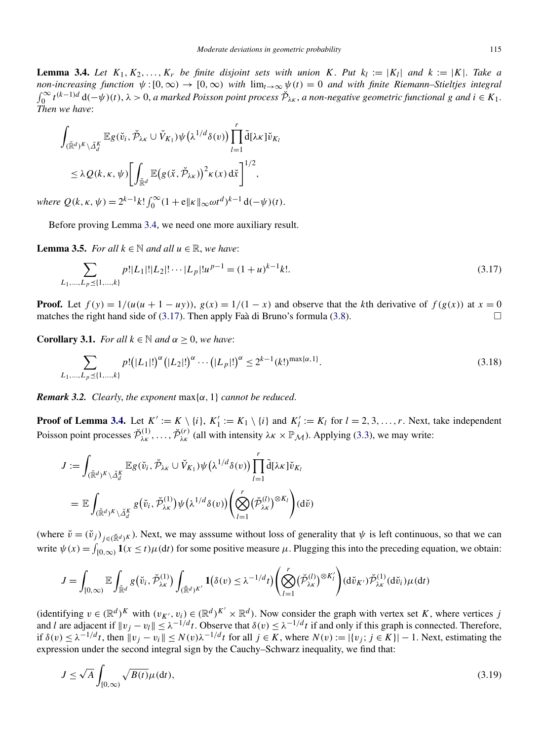**Lemma 3.4.** *Let $K_1, K_2, \ldots, K_r$ be finite disjoint sets with union $K$. Put $k_l := |K_l|$ and $k := |K|$. Take a non-increasing function $\psi : [0, \infty) \to [0, \infty)$ with $\lim_{t\to\infty} \psi(t) = 0$ and with finite Riemann–Stieltjes integral $\int_0^\infty t^{(k-1)d} \, \mathrm{d}(-\psi)(t)$, $\lambda > 0$, a marked Poisson point process $\check{\mathcal{P}}_{\lambda\kappa}$, a non-negative geometric functional $g$ and $i \in K_1$. Then we have*:

$$\int_{(\check{\mathbb{R}}^d)^K \setminus \check{\Delta}_d^K} \mathbb{E} g(\check{v}_i, \check{\mathcal{P}}_{\lambda\kappa} \cup \check{V}_{K_1}) \psi\big(\lambda^{1/d} \delta(v)\big) \prod_{l=1}^r \tilde{\mathrm{d}}[\lambda\kappa] \check{v}_{K_l}$$

$$\leq \lambda Q(k, \kappa, \psi) \left[ \int_{\check{\mathbb{R}}^d} \mathbb{E}\big(g(\check{x}, \check{\mathcal{P}}_{\lambda\kappa})\big)^2 \kappa(x) \, \mathrm{d}\check{x} \right]^{1/2},$$

*where $Q(k, \kappa, \psi) = 2^{k-1} k! \int_0^\infty (1 + \mathrm{e}\|\kappa\|_\infty \omega t^d)^{k-1} \, \mathrm{d}(-\psi)(t)$.*

Before proving Lemma 3.4, we need one more auxiliary result.

**Lemma 3.5.** *For all $k \in \mathbb{N}$ and all $u \in \mathbb{R}$, we have*:

$$\sum_{L_1, \ldots, L_p \preceq \{1, \ldots, k\}} p! |L_1|! |L_2|! \cdots |L_p|! u^{p-1} = (1 + u)^{k-1} k!. \tag{3.17}$$

**Proof.** Let $f(y) = 1/(u(u + 1 - uy))$, $g(x) = 1/(1 - x)$ and observe that the $k$th derivative of $f(g(x))$ at $x = 0$ matches the right hand side of (3.17). Then apply Faà di Bruno's formula (3.8). $\square$

**Corollary 3.1.** *For all $k \in \mathbb{N}$ and $\alpha \geq 0$, we have*:

$$\sum_{L_1, \ldots, L_p \preceq \{1, \ldots, k\}} p! \big(|L_1|!\big)^\alpha \big(|L_2|!\big)^\alpha \cdots \big(|L_p|!\big)^\alpha \leq 2^{k-1} (k!)^{\max\{\alpha, 1\}}. \tag{3.18}$$

***Remark 3.2.*** *Clearly, the exponent $\max\{\alpha, 1\}$ cannot be reduced.*

**Proof of Lemma 3.4.** Let $K' := K \setminus \{i\}$, $K_1' := K_1 \setminus \{i\}$ and $K_l' := K_l$ for $l = 2, 3, \ldots, r$. Next, take independent Poisson point processes $\check{\mathcal{P}}_{\lambda\kappa}^{(1)}, \ldots, \check{\mathcal{P}}_{\lambda\kappa}^{(r)}$ (all with intensity $\lambda\kappa \times \mathbb{P}_{\mathcal{M}}$). Applying (3.3), we may write:

$$J := \int_{(\check{\mathbb{R}}^d)^K \setminus \check{\Delta}_d^K} \mathbb{E} g(\check{v}_i, \check{\mathcal{P}}_{\lambda\kappa} \cup \check{V}_{K_1}) \psi\big(\lambda^{1/d} \delta(v)\big) \prod_{l=1}^r \tilde{\mathrm{d}}[\lambda\kappa] \check{v}_{K_l}$$

$$= \mathbb{E} \int_{(\check{\mathbb{R}}^d)^K \setminus \check{\Delta}_d^K} g\big(\check{v}_i, \check{\mathcal{P}}_{\lambda\kappa}^{(1)}\big) \psi\big(\lambda^{1/d} \delta(v)\big) \left( \bigotimes_{l=1}^r \big(\check{\mathcal{P}}_{\lambda\kappa}^{(l)}\big)^{\otimes K_l} \right) (\mathrm{d}\check{v})$$

(where $\check{v} = (\check{v}_j)_{j \in (\check{\mathbb{R}}^d)^K}$). Next, we may asssume without loss of generality that $\psi$ is left continuous, so that we can write $\psi(x) = \int_{[0,\infty)} \mathbf{1}(x \leq t) \mu(\mathrm{d}t)$ for some positive measure $\mu$. Plugging this into the preceding equation, we obtain:

$$J = \int_{[0,\infty)} \mathbb{E} \int_{\check{\mathbb{R}}^d} g\big(\check{v}_i, \check{\mathcal{P}}_{\lambda\kappa}^{(1)}\big) \int_{(\check{\mathbb{R}}^d)^{K'}} \mathbf{1}\big(\delta(v) \leq \lambda^{-1/d} t\big) \left( \bigotimes_{l=1}^r \big(\check{\mathcal{P}}_{\lambda\kappa}^{(l)}\big)^{\otimes K_l'} \right) (\mathrm{d}\check{v}_{K'}) \check{\mathcal{P}}_{\lambda\kappa}^{(1)}(\mathrm{d}\check{v}_i) \mu(\mathrm{d}t)$$

(identifying $v \in (\mathbb{R}^d)^K$ with $(v_{K'}, v_i) \in (\mathbb{R}^d)^{K'} \times \mathbb{R}^d$). Now consider the graph with vertex set $K$, where vertices $j$ and $l$ are adjacent if $\|v_j - v_l\| \leq \lambda^{-1/d} t$. Observe that $\delta(v) \leq \lambda^{-1/d} t$ if and only if this graph is connected. Therefore, if $\delta(v) \leq \lambda^{-1/d} t$, then $\|v_j - v_i\| \leq N(v) \lambda^{-1/d} t$ for all $j \in K$, where $N(v) := |\{v_j; j \in K\}| - 1$. Next, estimating the expression under the second integral sign by the Cauchy–Schwarz inequality, we find that:

$$J \leq \sqrt{A} \int_{[0,\infty)} \sqrt{B(t)} \mu(\mathrm{d}t), \tag{3.19}$$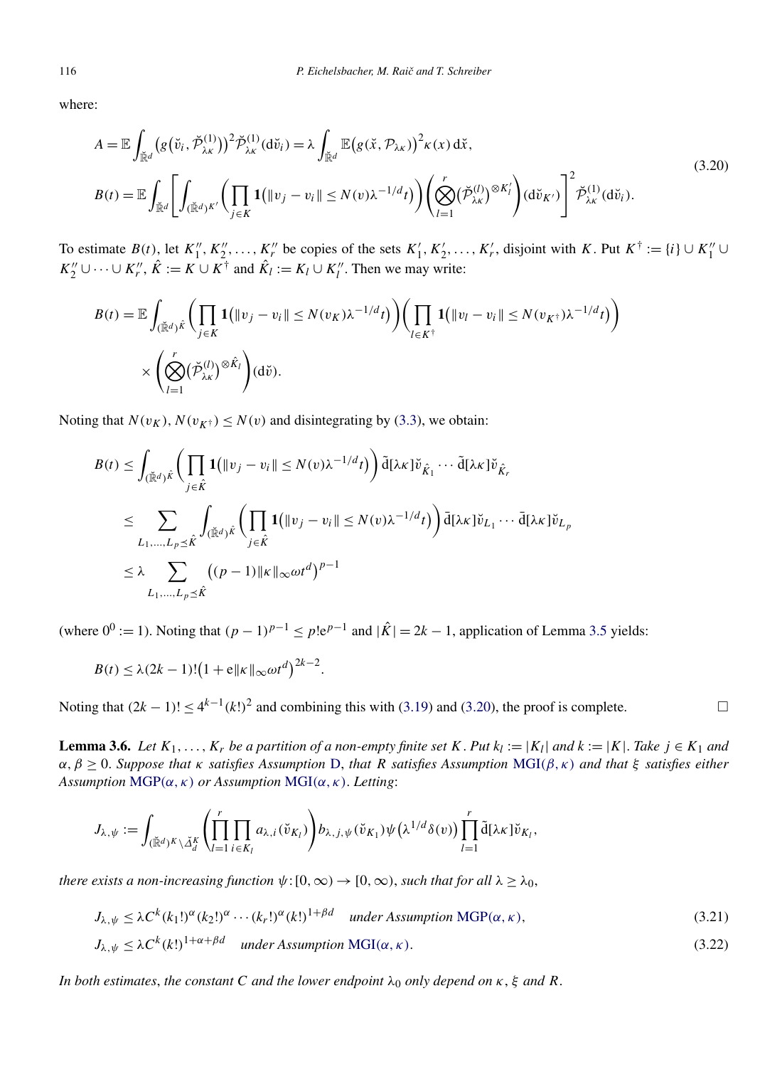where:

$$
\begin{aligned}
A &= \mathbb{E}\int_{\breve{\mathbb{R}}^d} \big(g\big(\breve{v}_i, \breve{\mathcal{P}}^{(1)}_{\lambda\kappa}\big)\big)^2 \breve{\mathcal{P}}^{(1)}_{\lambda\kappa}(\mathrm{d}\breve{v}_i) = \lambda \int_{\breve{\mathbb{R}}^d} \mathbb{E}\big(g(\breve{x}, \mathcal{P}_{\lambda\kappa}\big)^2 \kappa(x)\,\mathrm{d}\breve{x}, \\
B(t) &= \mathbb{E}\int_{\breve{\mathbb{R}}^d} \left[\int_{(\breve{\mathbb{R}}^d)^{K'}} \left(\prod_{j\in K} \mathbf{1}\big(\|v_j - v_i\| \le N(v)\lambda^{-1/d} t\big)\right)\left(\bigotimes_{l=1}^{r} \big(\breve{\mathcal{P}}^{(l)}_{\lambda\kappa}\big)^{\otimes K'_l}\right)(\mathrm{d}\breve{v}_{K'})\right]^2 \breve{\mathcal{P}}^{(1)}_{\lambda\kappa}(\mathrm{d}\breve{v}_i).
\end{aligned}
\tag{3.20}
$$

To estimate $B(t)$, let $K''_1, K''_2, \dots, K''_r$ be copies of the sets $K'_1, K'_2, \dots, K'_r$, disjoint with $K$. Put $K^\dagger := \{i\} \cup K''_1 \cup K''_2 \cup \dots \cup K''_r$, $\hat{K} := K \cup K^\dagger$ and $\hat{K}_l := K_l \cup K''_l$. Then we may write:

$$
\begin{aligned}
B(t) = \mathbb{E}\int_{(\breve{\mathbb{R}}^d)^{\hat{K}}} &\left(\prod_{j\in K} \mathbf{1}\big(\|v_j - v_i\| \le N(v_K)\lambda^{-1/d} t\big)\right)\left(\prod_{l\in K^\dagger} \mathbf{1}\big(\|v_l - v_i\| \le N(v_{K^\dagger})\lambda^{-1/d} t\big)\right) \\
&\times \left(\bigotimes_{l=1}^{r} \big(\breve{\mathcal{P}}^{(l)}_{\lambda\kappa}\big)^{\otimes \hat{K}_l}\right)(\mathrm{d}\breve{v}).
\end{aligned}
$$

Noting that $N(v_K), N(v_{K^\dagger}) \le N(v)$ and disintegrating by (3.3), we obtain:

$$
\begin{aligned}
B(t) &\le \int_{(\breve{\mathbb{R}}^d)^{\hat{K}}} \left(\prod_{j\in \hat{K}} \mathbf{1}\big(\|v_j - v_i\| \le N(v)\lambda^{-1/d} t\big)\right) \tilde{\mathrm{d}}[\lambda\kappa]\breve{v}_{\hat{K}_1} \cdots \tilde{\mathrm{d}}[\lambda\kappa]\breve{v}_{\hat{K}_r} \\
&\le \sum_{L_1,\dots,L_p \preceq \hat{K}} \int_{(\breve{\mathbb{R}}^d)^{\hat{K}}} \left(\prod_{j\in \hat{K}} \mathbf{1}\big(\|v_j - v_i\| \le N(v)\lambda^{-1/d} t\big)\right) \bar{\mathrm{d}}[\lambda\kappa]\breve{v}_{L_1} \cdots \bar{\mathrm{d}}[\lambda\kappa]\breve{v}_{L_p} \\
&\le \lambda \sum_{L_1,\dots,L_p \preceq \hat{K}} \big((p-1)\|\kappa\|_\infty \omega t^d\big)^{p-1}
\end{aligned}
$$

(where $0^0 := 1$). Noting that $(p-1)^{p-1} \le p!\mathrm{e}^{p-1}$ and $|\hat{K}| = 2k-1$, application of Lemma 3.5 yields:

$$
B(t) \le \lambda(2k-1)!\big(1 + \mathrm{e}\|\kappa\|_\infty \omega t^d\big)^{2k-2}.
$$

Noting that $(2k-1)! \le 4^{k-1}(k!)^2$ and combining this with (3.19) and (3.20), the proof is complete. □

**Lemma 3.6.** *Let $K_1, \dots, K_r$ be a partition of a non-empty finite set $K$. Put $k_l := |K_l|$ and $k := |K|$. Take $j \in K_1$ and $\alpha, \beta \ge 0$. Suppose that $\kappa$ satisfies Assumption D, that $R$ satisfies Assumption MGI$(\beta, \kappa)$ and that $\xi$ satisfies either Assumption MGP$(\alpha, \kappa)$ or Assumption MGI$(\alpha, \kappa)$. Letting*:

$$
J_{\lambda,\psi} := \int_{(\breve{\mathbb{R}}^d)^K \setminus \breve{\Delta}^K_d} \left(\prod_{l=1}^{r} \prod_{i\in K_l} a_{\lambda,i}(\breve{v}_{K_l})\right) b_{\lambda,j,\psi}(\breve{v}_{K_1}) \psi\big(\lambda^{1/d}\delta(v)\big) \prod_{l=1}^{r} \tilde{\mathrm{d}}[\lambda\kappa]\breve{v}_{K_l},
$$

*there exists a non-increasing function $\psi: [0,\infty) \to [0,\infty)$, such that for all $\lambda \ge \lambda_0$,*

$$
J_{\lambda,\psi} \le \lambda C^k (k_1!)^\alpha (k_2!)^\alpha \cdots (k_r!)^\alpha (k!)^{1+\beta d} \quad \text{under Assumption MGP}(\alpha, \kappa), \tag{3.21}
$$

$$
J_{\lambda,\psi} \le \lambda C^k (k!)^{1+\alpha+\beta d} \quad \text{under Assumption MGI}(\alpha, \kappa). \tag{3.22}
$$

*In both estimates, the constant $C$ and the lower endpoint $\lambda_0$ only depend on $\kappa$, $\xi$ and $R$.*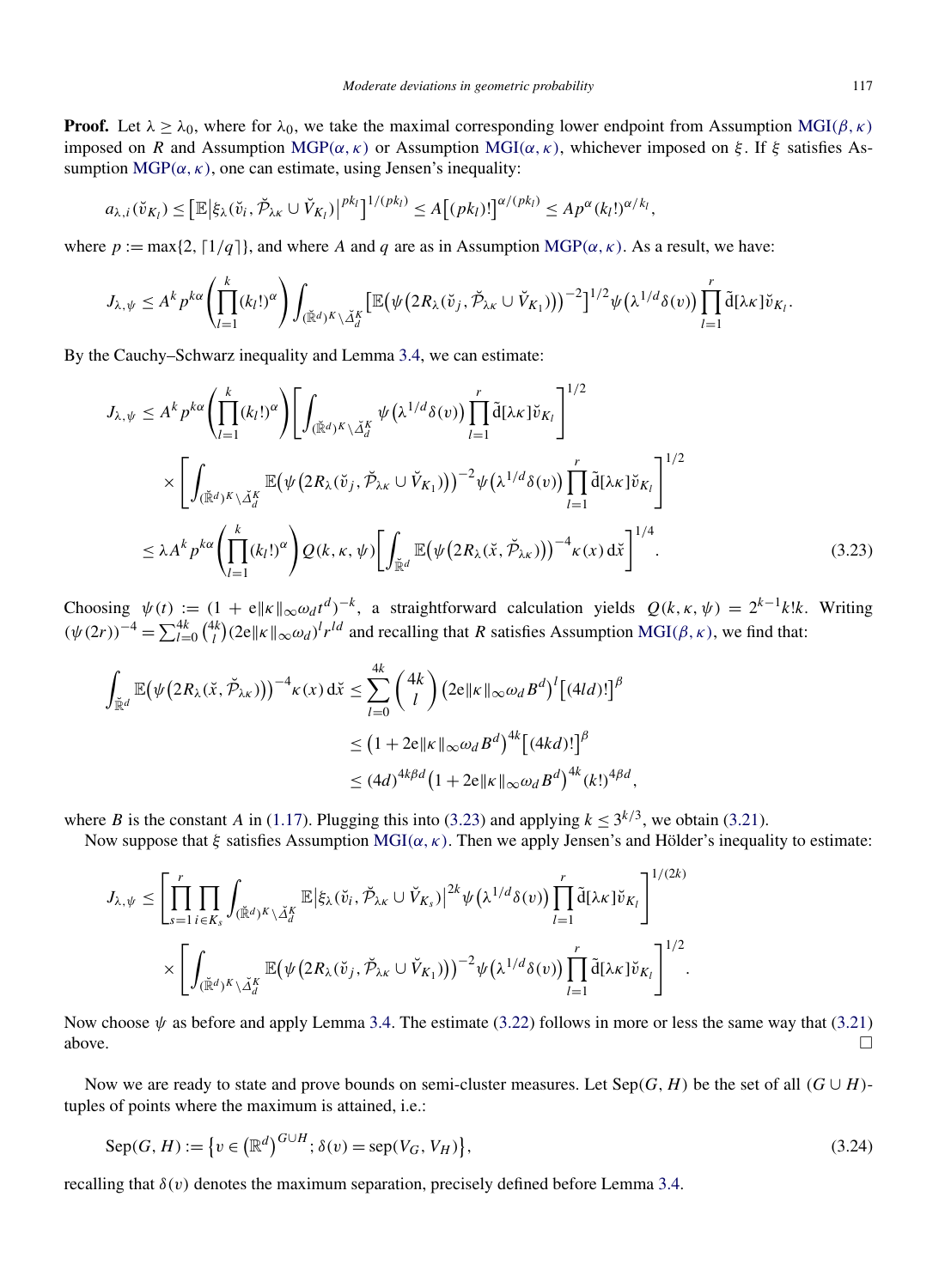**Proof.** Let $\lambda \ge \lambda_0$, where for $\lambda_0$, we take the maximal corresponding lower endpoint from Assumption MGI($\beta, \kappa$) imposed on $R$ and Assumption MGP($\alpha, \kappa$) or Assumption MGI($\alpha, \kappa$), whichever imposed on $\xi$. If $\xi$ satisfies Assumption MGP($\alpha, \kappa$), one can estimate, using Jensen's inequality:

$$a_{\lambda,i}(\check{v}_{K_l}) \le \left[\mathbb{E}\left|\xi_\lambda(\check{v}_i, \check{\mathcal{P}}_{\lambda\kappa} \cup \check{V}_{K_l})\right|^{pk_l}\right]^{1/(pk_l)} \le A\left[(pk_l)!\right]^{\alpha/(pk_l)} \le A p^\alpha (k_l!)^{\alpha/k_l},$$

where $p := \max\{2, \lceil 1/q \rceil\}$, and where $A$ and $q$ are as in Assumption MGP($\alpha, \kappa$). As a result, we have:

$$J_{\lambda,\psi} \le A^k p^{k\alpha} \left(\prod_{l=1}^k (k_l!)^\alpha\right) \int_{(\check{\mathbb{R}}^d)^K \setminus \check{\Delta}_d^K} \left[\mathbb{E}\left(\psi\left(2R_\lambda(\check{v}_j, \check{\mathcal{P}}_{\lambda\kappa} \cup \check{V}_{K_1})\right)\right)^{-2}\right]^{1/2} \psi\left(\lambda^{1/d}\delta(v)\right) \prod_{l=1}^r \tilde{\mathrm{d}}[\lambda\kappa]\check{v}_{K_l}.$$

By the Cauchy–Schwarz inequality and Lemma 3.4, we can estimate:

$$\begin{aligned}
J_{\lambda,\psi} &\le A^k p^{k\alpha} \left(\prod_{l=1}^k (k_l!)^\alpha\right) \left[\int_{(\check{\mathbb{R}}^d)^K \setminus \check{\Delta}_d^K} \psi\left(\lambda^{1/d}\delta(v)\right) \prod_{l=1}^r \tilde{\mathrm{d}}[\lambda\kappa]\check{v}_{K_l}\right]^{1/2} \\
&\quad \times \left[\int_{(\check{\mathbb{R}}^d)^K \setminus \check{\Delta}_d^K} \mathbb{E}\left(\psi\left(2R_\lambda(\check{v}_j, \check{\mathcal{P}}_{\lambda\kappa} \cup \check{V}_{K_1})\right)\right)^{-2} \psi\left(\lambda^{1/d}\delta(v)\right) \prod_{l=1}^r \tilde{\mathrm{d}}[\lambda\kappa]\check{v}_{K_l}\right]^{1/2} \\
&\le \lambda A^k p^{k\alpha} \left(\prod_{l=1}^k (k_l!)^\alpha\right) Q(k, \kappa, \psi) \left[\int_{\check{\mathbb{R}}^d} \mathbb{E}\left(\psi\left(2R_\lambda(\check{x}, \check{\mathcal{P}}_{\lambda\kappa})\right)\right)^{-4} \kappa(x)\, \mathrm{d}\check{x}\right]^{1/4}. \qquad (3.23)
\end{aligned}$$

Choosing $\psi(t) := (1 + \mathrm{e}\|\kappa\|_\infty \omega_d t^d)^{-k}$, a straightforward calculation yields $Q(k, \kappa, \psi) = 2^{k-1} k! k$. Writing $(\psi(2r))^{-4} = \sum_{l=0}^{4k} \binom{4k}{l} (2\mathrm{e}\|\kappa\|_\infty \omega_d)^l r^{ld}$ and recalling that $R$ satisfies Assumption MGI($\beta, \kappa$), we find that:

$$\begin{aligned}
\int_{\check{\mathbb{R}}^d} \mathbb{E}\left(\psi\left(2R_\lambda(\check{x}, \check{\mathcal{P}}_{\lambda\kappa})\right)\right)^{-4} \kappa(x)\, \mathrm{d}\check{x} &\le \sum_{l=0}^{4k} \binom{4k}{l} \left(2\mathrm{e}\|\kappa\|_\infty \omega_d B^d\right)^l \left[(4ld)!\right]^\beta \\
&\le \left(1 + 2\mathrm{e}\|\kappa\|_\infty \omega_d B^d\right)^{4k} \left[(4kd)!\right]^\beta \\
&\le (4d)^{4k\beta d} \left(1 + 2\mathrm{e}\|\kappa\|_\infty \omega_d B^d\right)^{4k} (k!)^{4\beta d},
\end{aligned}$$

where $B$ is the constant $A$ in (1.17). Plugging this into (3.23) and applying $k \le 3^{k/3}$, we obtain (3.21).

Now suppose that $\xi$ satisfies Assumption MGI($\alpha, \kappa$). Then we apply Jensen's and Hölder's inequality to estimate:

$$\begin{aligned}
J_{\lambda,\psi} &\le \left[\prod_{s=1}^r \prod_{i \in K_s} \int_{(\check{\mathbb{R}}^d)^K \setminus \check{\Delta}_d^K} \mathbb{E}\left|\xi_\lambda(\check{v}_i, \check{\mathcal{P}}_{\lambda\kappa} \cup \check{V}_{K_s})\right|^{2k} \psi\left(\lambda^{1/d}\delta(v)\right) \prod_{l=1}^r \tilde{\mathrm{d}}[\lambda\kappa]\check{v}_{K_l}\right]^{1/(2k)} \\
&\quad \times \left[\int_{(\check{\mathbb{R}}^d)^K \setminus \check{\Delta}_d^K} \mathbb{E}\left(\psi\left(2R_\lambda(\check{v}_j, \check{\mathcal{P}}_{\lambda\kappa} \cup \check{V}_{K_1})\right)\right)^{-2} \psi\left(\lambda^{1/d}\delta(v)\right) \prod_{l=1}^r \tilde{\mathrm{d}}[\lambda\kappa]\check{v}_{K_l}\right]^{1/2}.
\end{aligned}$$

Now choose $\psi$ as before and apply Lemma 3.4. The estimate (3.22) follows in more or less the same way that (3.21) above. $\square$

Now we are ready to state and prove bounds on semi-cluster measures. Let $\mathrm{Sep}(G, H)$ be the set of all $(G \cup H)$-tuples of points where the maximum is attained, i.e.:

$$\mathrm{Sep}(G, H) := \left\{v \in \left(\mathbb{R}^d\right)^{G \cup H}; \delta(v) = \mathrm{sep}(V_G, V_H)\right\}, \qquad (3.24)$$

recalling that $\delta(v)$ denotes the maximum separation, precisely defined before Lemma 3.4.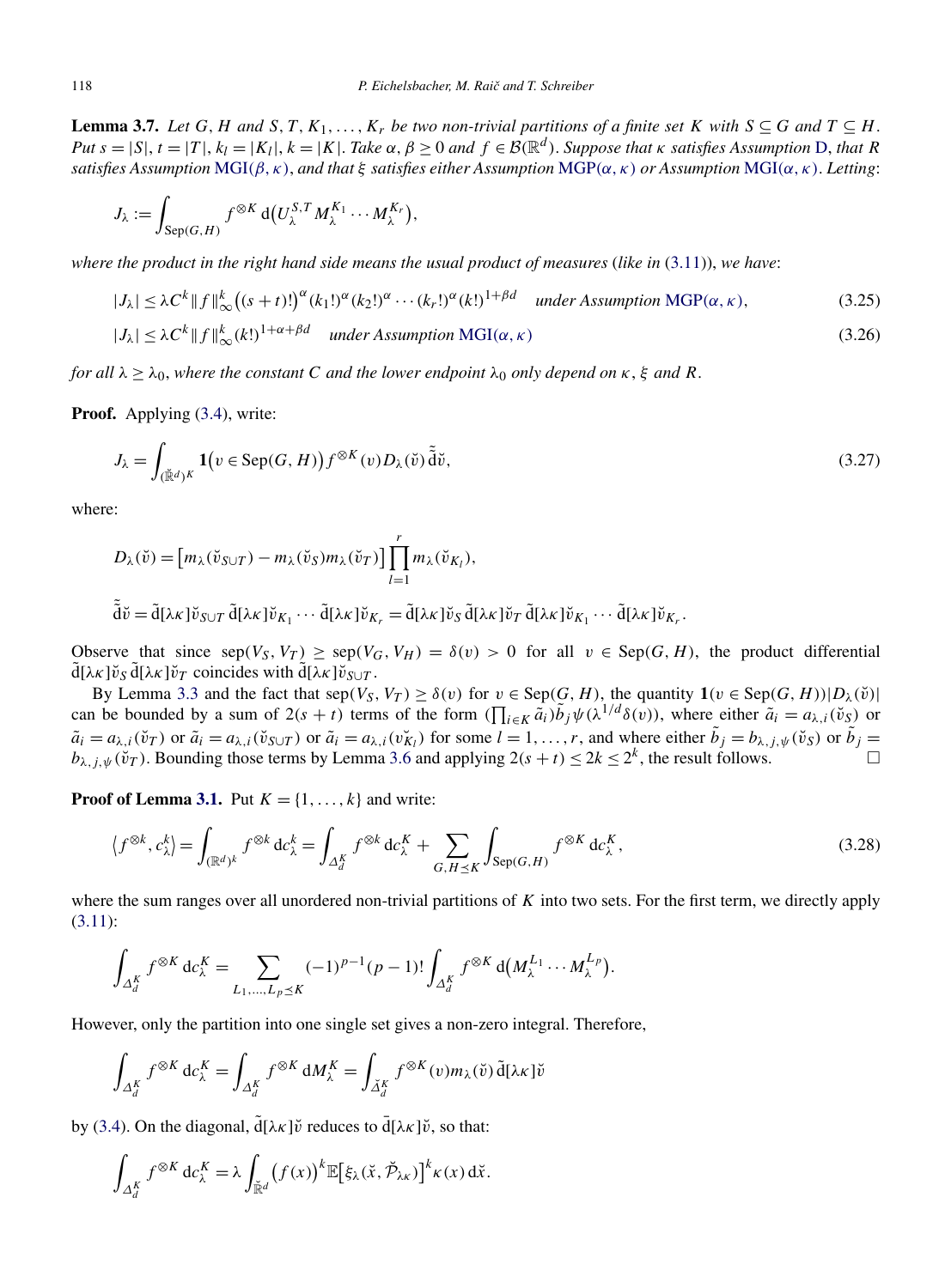**Lemma 3.7.** *Let $G$, $H$ and $S, T, K_1, \ldots, K_r$ be two non-trivial partitions of a finite set $K$ with $S \subseteq G$ and $T \subseteq H$. Put $s = |S|$, $t = |T|$, $k_l = |K_l|$, $k = |K|$. Take $\alpha, \beta \ge 0$ and $f \in \mathcal{B}(\mathbb{R}^d)$. Suppose that $\kappa$ satisfies Assumption D, that $R$ satisfies Assumption MGI$(\beta, \kappa)$, and that $\xi$ satisfies either Assumption MGP$(\alpha, \kappa)$ or Assumption MGI$(\alpha, \kappa)$. Letting*:

$$J_\lambda := \int_{\mathrm{Sep}(G,H)} f^{\otimes K} \, \mathrm{d}\big(U_\lambda^{S,T} M_\lambda^{K_1} \cdots M_\lambda^{K_r}\big),$$

*where the product in the right hand side means the usual product of measures (like in (3.11)), we have*:

$$|J_\lambda| \le \lambda C^k \|f\|_\infty^k \big((s+t)!\big)^\alpha (k_1!)^\alpha (k_2!)^\alpha \cdots (k_r!)^\alpha (k!)^{1+\beta d} \quad \text{under Assumption MGP}(\alpha,\kappa), \tag{3.25}$$

$$|J_\lambda| \le \lambda C^k \|f\|_\infty^k (k!)^{1+\alpha+\beta d} \quad \text{under Assumption MGI}(\alpha,\kappa) \tag{3.26}$$

*for all $\lambda \ge \lambda_0$, where the constant $C$ and the lower endpoint $\lambda_0$ only depend on $\kappa$, $\xi$ and $R$.*

**Proof.** Applying (3.4), write:

$$J_\lambda = \int_{(\breve{\mathbb{R}}^d)^K} \mathbf{1}\big(v \in \mathrm{Sep}(G,H)\big) f^{\otimes K}(v) D_\lambda(\breve{v}) \, \tilde{\tilde{\mathrm{d}}}\breve{v}, \tag{3.27}$$

where:

$$D_\lambda(\breve{v}) = \big[m_\lambda(\breve{v}_{S\cup T}) - m_\lambda(\breve{v}_S) m_\lambda(\breve{v}_T)\big] \prod_{l=1}^r m_\lambda(\breve{v}_{K_l}),$$

$$\tilde{\tilde{\mathrm{d}}}\breve{v} = \tilde{\mathrm{d}}[\lambda\kappa]\breve{v}_{S\cup T}\, \tilde{\mathrm{d}}[\lambda\kappa]\breve{v}_{K_1} \cdots \tilde{\mathrm{d}}[\lambda\kappa]\breve{v}_{K_r} = \tilde{\mathrm{d}}[\lambda\kappa]\breve{v}_S\, \tilde{\mathrm{d}}[\lambda\kappa]\breve{v}_T\, \tilde{\mathrm{d}}[\lambda\kappa]\breve{v}_{K_1} \cdots \tilde{\mathrm{d}}[\lambda\kappa]\breve{v}_{K_r}.$$

Observe that since $\mathrm{sep}(V_S, V_T) \ge \mathrm{sep}(V_G, V_H) = \delta(v) > 0$ for all $v \in \mathrm{Sep}(G,H)$, the product differential $\tilde{\mathrm{d}}[\lambda\kappa]\breve{v}_S\, \tilde{\mathrm{d}}[\lambda\kappa]\breve{v}_T$ coincides with $\tilde{\mathrm{d}}[\lambda\kappa]\breve{v}_{S\cup T}$.

By Lemma 3.3 and the fact that $\mathrm{sep}(V_S, V_T) \ge \delta(v)$ for $v \in \mathrm{Sep}(G,H)$, the quantity $\mathbf{1}(v \in \mathrm{Sep}(G,H))|D_\lambda(\breve{v})|$ can be bounded by a sum of $2(s+t)$ terms of the form $(\prod_{i\in K} \tilde{a}_i)\tilde{b}_j \psi(\lambda^{1/d}\delta(v))$, where either $\tilde{a}_i = a_{\lambda,i}(\breve{v}_S)$ or $\tilde{a}_i = a_{\lambda,i}(\breve{v}_T)$ or $\tilde{a}_i = a_{\lambda,i}(\breve{v}_{S\cup T})$ or $\tilde{a}_i = a_{\lambda,i}(v\breve{_{K_l}})$ for some $l = 1, \ldots, r$, and where either $\tilde{b}_j = b_{\lambda,j,\psi}(\breve{v}_S)$ or $\tilde{b}_j = b_{\lambda,j,\psi}(\breve{v}_T)$. Bounding those terms by Lemma 3.6 and applying $2(s+t) \le 2k \le 2^k$, the result follows. $\square$

**Proof of Lemma 3.1.** Put $K = \{1, \ldots, k\}$ and write:

$$\langle f^{\otimes k}, c_\lambda^k \rangle = \int_{(\mathbb{R}^d)^k} f^{\otimes k} \, \mathrm{d}c_\lambda^k = \int_{\Delta_d^K} f^{\otimes k} \, \mathrm{d}c_\lambda^K + \sum_{G,H \preceq K} \int_{\mathrm{Sep}(G,H)} f^{\otimes K} \, \mathrm{d}c_\lambda^K, \tag{3.28}$$

where the sum ranges over all unordered non-trivial partitions of $K$ into two sets. For the first term, we directly apply (3.11):

$$\int_{\Delta_d^K} f^{\otimes K} \, \mathrm{d}c_\lambda^K = \sum_{L_1,\ldots,L_p \preceq K} (-1)^{p-1}(p-1)! \int_{\Delta_d^K} f^{\otimes K} \, \mathrm{d}\big(M_\lambda^{L_1} \cdots M_\lambda^{L_p}\big).$$

However, only the partition into one single set gives a non-zero integral. Therefore,

$$\int_{\Delta_d^K} f^{\otimes K} \, \mathrm{d}c_\lambda^K = \int_{\Delta_d^K} f^{\otimes K} \, \mathrm{d}M_\lambda^K = \int_{\breve{\Delta}_d^K} f^{\otimes K}(v) m_\lambda(\breve{v}) \, \tilde{\mathrm{d}}[\lambda\kappa]\breve{v}$$

by (3.4). On the diagonal, $\tilde{\mathrm{d}}[\lambda\kappa]\breve{v}$ reduces to $\bar{\mathrm{d}}[\lambda\kappa]\breve{v}$, so that:

$$\int_{\Delta_d^K} f^{\otimes K} \, \mathrm{d}c_\lambda^K = \lambda \int_{\breve{\mathbb{R}}^d} \big(f(x)\big)^k \mathbb{E}\big[\xi_\lambda(\breve{x}, \breve{\mathcal{P}}_{\lambda\kappa})\big]^k \kappa(x) \, \mathrm{d}\breve{x}.$$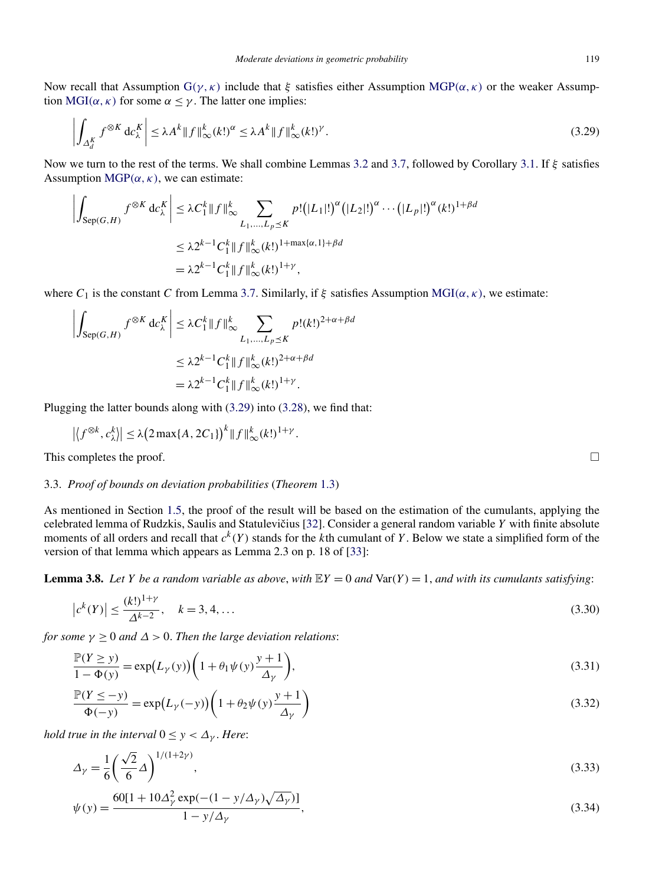Now recall that Assumption G$(\gamma, \kappa)$ include that $\xi$ satisfies either Assumption MGP$(\alpha, \kappa)$ or the weaker Assumption MGI$(\alpha, \kappa)$ for some $\alpha \le \gamma$. The latter one implies:

$$\left| \int_{\Delta_d^K} f^{\otimes K} \, \mathrm{d}c_\lambda^K \right| \le \lambda A^k \|f\|_\infty^k (k!)^\alpha \le \lambda A^k \|f\|_\infty^k (k!)^\gamma. \tag{3.29}$$

Now we turn to the rest of the terms. We shall combine Lemmas 3.2 and 3.7, followed by Corollary 3.1. If $\xi$ satisfies Assumption MGP$(\alpha, \kappa)$, we can estimate:

$$\begin{aligned}
\left| \int_{\mathrm{Sep}(G,H)} f^{\otimes K} \, \mathrm{d}c_\lambda^K \right| &\le \lambda C_1^k \|f\|_\infty^k \sum_{L_1, \dots, L_p \preceq K} p! \big(|L_1|!\big)^\alpha \big(|L_2|!\big)^\alpha \cdots \big(|L_p|!\big)^\alpha (k!)^{1+\beta d} \\
&\le \lambda 2^{k-1} C_1^k \|f\|_\infty^k (k!)^{1+\max\{\alpha,1\}+\beta d} \\
&= \lambda 2^{k-1} C_1^k \|f\|_\infty^k (k!)^{1+\gamma},
\end{aligned}$$

where $C_1$ is the constant $C$ from Lemma 3.7. Similarly, if $\xi$ satisfies Assumption MGI$(\alpha, \kappa)$, we estimate:

$$\begin{aligned}
\left| \int_{\mathrm{Sep}(G,H)} f^{\otimes K} \, \mathrm{d}c_\lambda^K \right| &\le \lambda C_1^k \|f\|_\infty^k \sum_{L_1, \dots, L_p \preceq K} p! (k!)^{2+\alpha+\beta d} \\
&\le \lambda 2^{k-1} C_1^k \|f\|_\infty^k (k!)^{2+\alpha+\beta d} \\
&= \lambda 2^{k-1} C_1^k \|f\|_\infty^k (k!)^{1+\gamma}.
\end{aligned}$$

Plugging the latter bounds along with (3.29) into (3.28), we find that:

$$\left| \langle f^{\otimes k}, c_\lambda^k \rangle \right| \le \lambda \big(2 \max\{A, 2C_1\}\big)^k \|f\|_\infty^k (k!)^{1+\gamma}.$$

This completes the proof. $\square$

### 3.3. *Proof of bounds on deviation probabilities* (*Theorem* 1.3)

As mentioned in Section 1.5, the proof of the result will be based on the estimation of the cumulants, applying the celebrated lemma of Rudzkis, Saulis and Statulevičius [32]. Consider a general random variable $Y$ with finite absolute moments of all orders and recall that $c^k(Y)$ stands for the $k$th cumulant of $Y$. Below we state a simplified form of the version of that lemma which appears as Lemma 2.3 on p. 18 of [33]:

**Lemma 3.8.** *Let $Y$ be a random variable as above, with $\mathbb{E}Y = 0$ and $\mathrm{Var}(Y) = 1$, and with its cumulants satisfying*:

$$\left| c^k(Y) \right| \le \frac{(k!)^{1+\gamma}}{\Delta^{k-2}}, \quad k = 3, 4, \dots \tag{3.30}$$

*for some $\gamma \ge 0$ and $\Delta > 0$. Then the large deviation relations*:

$$\frac{\mathbb{P}(Y \ge y)}{1 - \Phi(y)} = \exp\big(L_\gamma(y)\big) \left( 1 + \theta_1 \psi(y) \frac{y+1}{\Delta_\gamma} \right), \tag{3.31}$$

$$\frac{\mathbb{P}(Y \le -y)}{\Phi(-y)} = \exp\big(L_\gamma(-y)\big) \left( 1 + \theta_2 \psi(y) \frac{y+1}{\Delta_\gamma} \right) \tag{3.32}$$

*hold true in the interval $0 \le y < \Delta_\gamma$. Here*:

$$\Delta_\gamma = \frac{1}{6} \left( \frac{\sqrt{2}}{6} \Delta \right)^{1/(1+2\gamma)}, \tag{3.33}$$

$$\psi(y) = \frac{60[1 + 10\Delta_\gamma^2 \exp(-(1 - y/\Delta_\gamma)\sqrt{\Delta_\gamma})]}{1 - y/\Delta_\gamma}, \tag{3.34}$$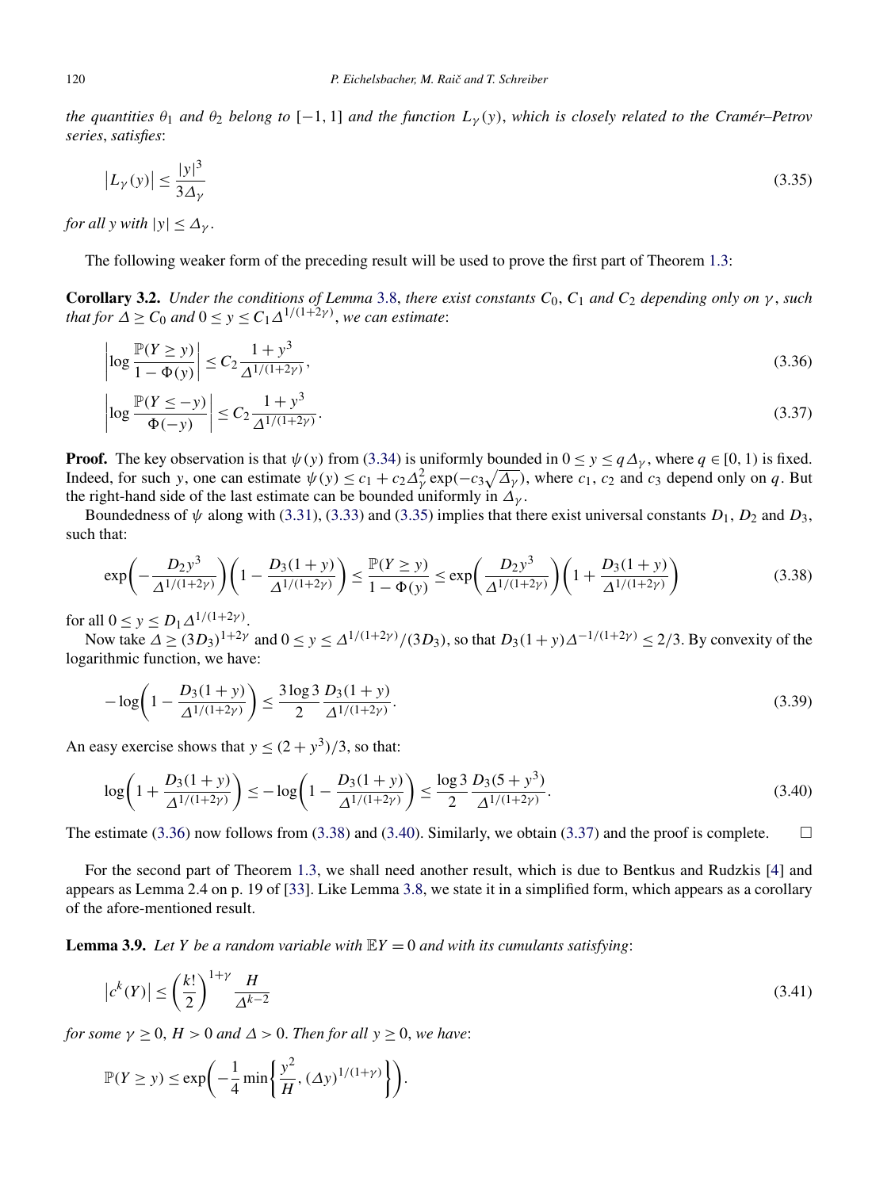*the quantities* $\theta_1$ *and* $\theta_2$ *belong to* $[-1,1]$ *and the function* $L_\gamma(y)$, *which is closely related to the Cramér–Petrov series*, *satisfies*:

$$\left|L_\gamma(y)\right| \le \frac{|y|^3}{3\Delta_\gamma} \tag{3.35}$$

*for all* $y$ *with* $|y| \le \Delta_\gamma$.

The following weaker form of the preceding result will be used to prove the first part of Theorem 1.3:

**Corollary 3.2.** *Under the conditions of Lemma* 3.8, *there exist constants* $C_0$, $C_1$ *and* $C_2$ *depending only on* $\gamma$, *such that for* $\Delta \ge C_0$ *and* $0 \le y \le C_1 \Delta^{1/(1+2\gamma)}$, *we can estimate*:

$$\left|\log \frac{\mathbb{P}(Y \ge y)}{1-\Phi(y)}\right| \le C_2 \frac{1+y^3}{\Delta^{1/(1+2\gamma)}}, \tag{3.36}$$

$$\left|\log \frac{\mathbb{P}(Y \le -y)}{\Phi(-y)}\right| \le C_2 \frac{1+y^3}{\Delta^{1/(1+2\gamma)}}. \tag{3.37}$$

**Proof.** The key observation is that $\psi(y)$ from (3.34) is uniformly bounded in $0 \le y \le q\Delta_\gamma$, where $q \in [0,1)$ is fixed. Indeed, for such $y$, one can estimate $\psi(y) \le c_1 + c_2 \Delta_\gamma^2 \exp(-c_3\sqrt{\Delta_\gamma})$, where $c_1$, $c_2$ and $c_3$ depend only on $q$. But the right-hand side of the last estimate can be bounded uniformly in $\Delta_\gamma$.

Boundedness of $\psi$ along with (3.31), (3.33) and (3.35) implies that there exist universal constants $D_1$, $D_2$ and $D_3$, such that:

$$\exp\left(-\frac{D_2 y^3}{\Delta^{1/(1+2\gamma)}}\right)\left(1 - \frac{D_3(1+y)}{\Delta^{1/(1+2\gamma)}}\right) \le \frac{\mathbb{P}(Y \ge y)}{1-\Phi(y)} \le \exp\left(\frac{D_2 y^3}{\Delta^{1/(1+2\gamma)}}\right)\left(1 + \frac{D_3(1+y)}{\Delta^{1/(1+2\gamma)}}\right) \tag{3.38}$$

for all $0 \le y \le D_1 \Delta^{1/(1+2\gamma)}$.

Now take $\Delta \ge (3D_3)^{1+2\gamma}$ and $0 \le y \le \Delta^{1/(1+2\gamma)}/(3D_3)$, so that $D_3(1+y)\Delta^{-1/(1+2\gamma)} \le 2/3$. By convexity of the logarithmic function, we have:

$$-\log\left(1 - \frac{D_3(1+y)}{\Delta^{1/(1+2\gamma)}}\right) \le \frac{3\log 3}{2} \frac{D_3(1+y)}{\Delta^{1/(1+2\gamma)}}. \tag{3.39}$$

An easy exercise shows that $y \le (2+y^3)/3$, so that:

$$\log\left(1 + \frac{D_3(1+y)}{\Delta^{1/(1+2\gamma)}}\right) \le -\log\left(1 - \frac{D_3(1+y)}{\Delta^{1/(1+2\gamma)}}\right) \le \frac{\log 3}{2} \frac{D_3(5+y^3)}{\Delta^{1/(1+2\gamma)}}. \tag{3.40}$$

The estimate (3.36) now follows from (3.38) and (3.40). Similarly, we obtain (3.37) and the proof is complete. $\square$

For the second part of Theorem 1.3, we shall need another result, which is due to Bentkus and Rudzkis [4] and appears as Lemma 2.4 on p. 19 of [33]. Like Lemma 3.8, we state it in a simplified form, which appears as a corollary of the afore-mentioned result.

**Lemma 3.9.** *Let* $Y$ *be a random variable with* $\mathbb{E}Y = 0$ *and with its cumulants satisfying*:

$$\left|c^k(Y)\right| \le \left(\frac{k!}{2}\right)^{1+\gamma} \frac{H}{\Delta^{k-2}} \tag{3.41}$$

*for some* $\gamma \ge 0$, $H > 0$ *and* $\Delta > 0$. *Then for all* $y \ge 0$, *we have*:

$$\mathbb{P}(Y \ge y) \le \exp\left(-\frac{1}{4}\min\left\{\frac{y^2}{H}, (\Delta y)^{1/(1+\gamma)}\right\}\right).$$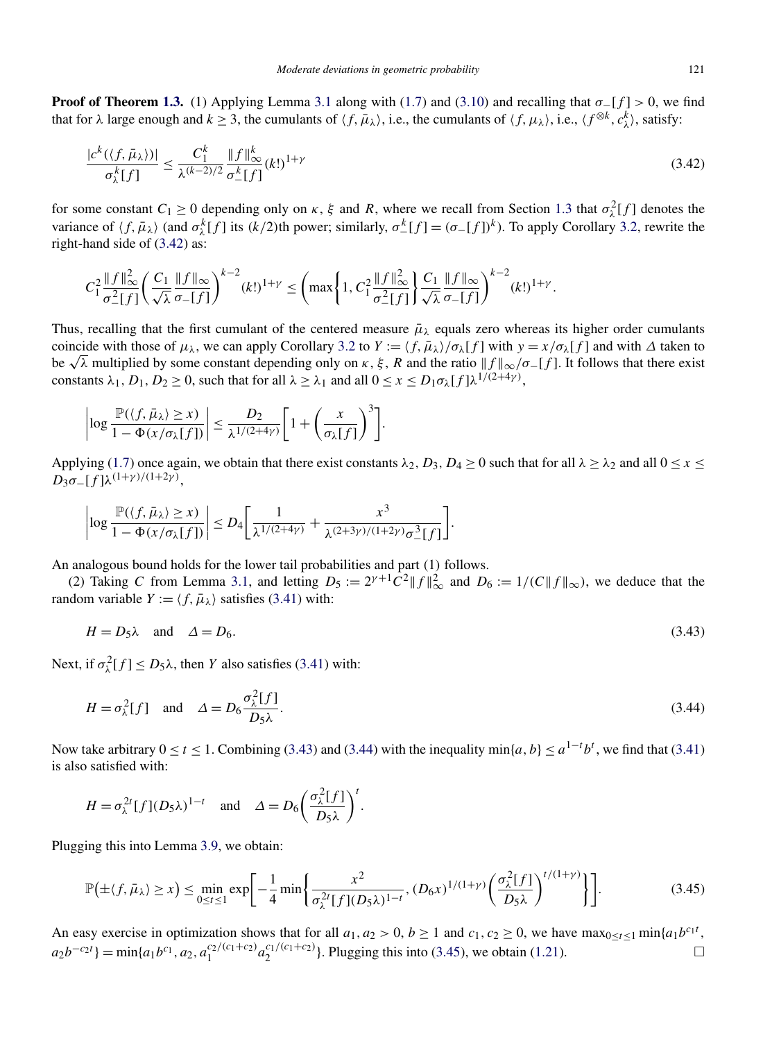**Proof of Theorem 1.3.** (1) Applying Lemma 3.1 along with (1.7) and (3.10) and recalling that $\sigma_-[f] > 0$, we find that for $\lambda$ large enough and $k \geq 3$, the cumulants of $\langle f, \bar{\mu}_\lambda \rangle$, i.e., the cumulants of $\langle f, \mu_\lambda \rangle$, i.e., $\langle f^{\otimes k}, c_\lambda^k \rangle$, satisfy:

$$\frac{|c^k(\langle f, \bar{\mu}_\lambda \rangle)|}{\sigma_\lambda^k[f]} \leq \frac{C_1^k}{\lambda^{(k-2)/2}} \frac{\|f\|_\infty^k}{\sigma_-^k[f]} (k!)^{1+\gamma} \tag{3.42}$$

for some constant $C_1 \geq 0$ depending only on $\kappa$, $\xi$ and $R$, where we recall from Section 1.3 that $\sigma_\lambda^2[f]$ denotes the variance of $\langle f, \bar{\mu}_\lambda \rangle$ (and $\sigma_\lambda^k[f]$ its $(k/2)$th power; similarly, $\sigma_-^k[f] = (\sigma_-[f])^k$). To apply Corollary 3.2, rewrite the right-hand side of (3.42) as:

$$C_1^2 \frac{\|f\|_\infty^2}{\sigma_-^2[f]} \left( \frac{C_1}{\sqrt{\lambda}} \frac{\|f\|_\infty}{\sigma_-[f]} \right)^{k-2} (k!)^{1+\gamma} \leq \left( \max\left\{1, C_1^2 \frac{\|f\|_\infty^2}{\sigma_-^2[f]}\right\} \frac{C_1}{\sqrt{\lambda}} \frac{\|f\|_\infty}{\sigma_-[f]} \right)^{k-2} (k!)^{1+\gamma}.$$

Thus, recalling that the first cumulant of the centered measure $\bar{\mu}_\lambda$ equals zero whereas its higher order cumulants coincide with those of $\mu_\lambda$, we can apply Corollary 3.2 to $Y := \langle f, \bar{\mu}_\lambda \rangle / \sigma_\lambda[f]$ with $y = x/\sigma_\lambda[f]$ and with $\Delta$ taken to be $\sqrt{\lambda}$ multiplied by some constant depending only on $\kappa$, $\xi$, $R$ and the ratio $\|f\|_\infty / \sigma_-[f]$. It follows that there exist constants $\lambda_1, D_1, D_2 \geq 0$, such that for all $\lambda \geq \lambda_1$ and all $0 \leq x \leq D_1 \sigma_\lambda[f] \lambda^{1/(2+4\gamma)}$,

$$\left| \log \frac{\mathbb{P}(\langle f, \bar{\mu}_\lambda \rangle \geq x)}{1 - \Phi(x/\sigma_\lambda[f])} \right| \leq \frac{D_2}{\lambda^{1/(2+4\gamma)}} \left[ 1 + \left( \frac{x}{\sigma_\lambda[f]} \right)^3 \right].$$

Applying (1.7) once again, we obtain that there exist constants $\lambda_2, D_3, D_4 \geq 0$ such that for all $\lambda \geq \lambda_2$ and all $0 \leq x \leq D_3 \sigma_-[f] \lambda^{(1+\gamma)/(1+2\gamma)}$,

$$\left| \log \frac{\mathbb{P}(\langle f, \bar{\mu}_\lambda \rangle \geq x)}{1 - \Phi(x/\sigma_\lambda[f])} \right| \leq D_4 \left[ \frac{1}{\lambda^{1/(2+4\gamma)}} + \frac{x^3}{\lambda^{(2+3\gamma)/(1+2\gamma)} \sigma_-^3[f]} \right].$$

An analogous bound holds for the lower tail probabilities and part (1) follows.

(2) Taking $C$ from Lemma 3.1, and letting $D_5 := 2^{\gamma+1} C^2 \|f\|_\infty^2$ and $D_6 := 1/(C\|f\|_\infty)$, we deduce that the random variable $Y := \langle f, \bar{\mu}_\lambda \rangle$ satisfies (3.41) with:

$$H = D_5 \lambda \quad \text{and} \quad \Delta = D_6. \tag{3.43}$$

Next, if $\sigma_\lambda^2[f] \leq D_5 \lambda$, then $Y$ also satisfies (3.41) with:

$$H = \sigma_\lambda^2[f] \quad \text{and} \quad \Delta = D_6 \frac{\sigma_\lambda^2[f]}{D_5 \lambda}. \tag{3.44}$$

Now take arbitrary $0 \leq t \leq 1$. Combining (3.43) and (3.44) with the inequality $\min\{a, b\} \leq a^{1-t} b^t$, we find that (3.41) is also satisfied with:

$$H = \sigma_\lambda^{2t}[f] (D_5 \lambda)^{1-t} \quad \text{and} \quad \Delta = D_6 \left( \frac{\sigma_\lambda^2[f]}{D_5 \lambda} \right)^t.$$

Plugging this into Lemma 3.9, we obtain:

$$\mathbb{P}\big(\pm \langle f, \bar{\mu}_\lambda \rangle \geq x\big) \leq \min_{0 \leq t \leq 1} \exp\left[ -\frac{1}{4} \min\left\{ \frac{x^2}{\sigma_\lambda^{2t}[f] (D_5 \lambda)^{1-t}}, (D_6 x)^{1/(1+\gamma)} \left( \frac{\sigma_\lambda^2[f]}{D_5 \lambda} \right)^{t/(1+\gamma)} \right\} \right]. \tag{3.45}$$

An easy exercise in optimization shows that for all $a_1, a_2 > 0$, $b \geq 1$ and $c_1, c_2 \geq 0$, we have $\max_{0 \leq t \leq 1} \min\{a_1 b^{c_1 t}, a_2 b^{-c_2 t}\} = \min\{a_1 b^{c_1}, a_2, a_1^{c_2/(c_1+c_2)} a_2^{c_1/(c_1+c_2)}\}$. Plugging this into (3.45), we obtain (1.21). $\square$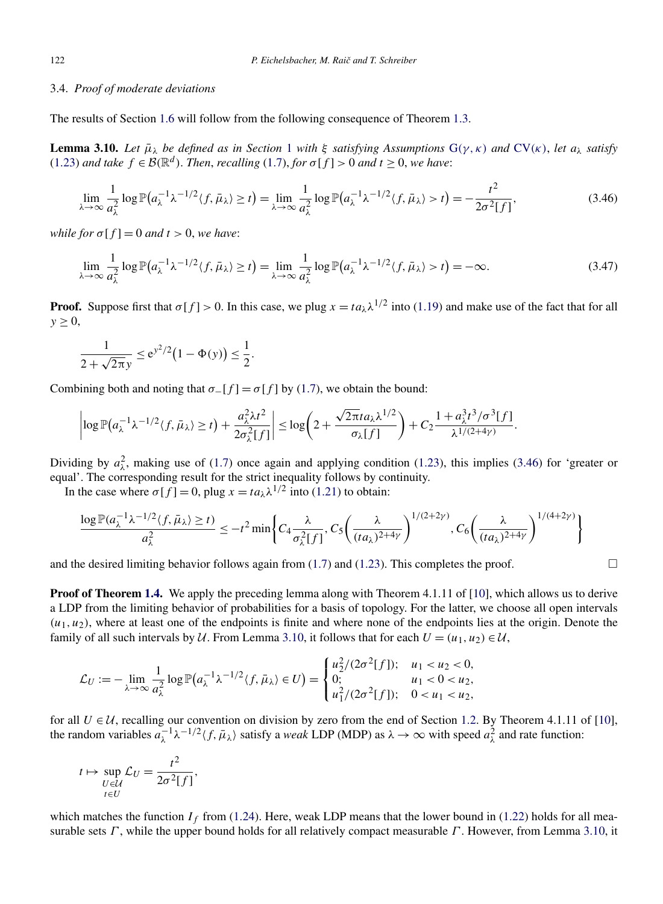### 3.4. *Proof of moderate deviations*

The results of Section 1.6 will follow from the following consequence of Theorem 1.3.

**Lemma 3.10.** *Let $\bar{\mu}_\lambda$ be defined as in Section 1 with $\xi$ satisfying Assumptions* G$(\gamma, \kappa)$ *and* CV$(\kappa)$, *let $a_\lambda$ satisfy* (1.23) *and take $f \in \mathcal{B}(\mathbb{R}^d)$. Then, recalling* (1.7), *for $\sigma[f] > 0$ and $t \geq 0$, we have*:

$$\lim_{\lambda\to\infty} \frac{1}{a_\lambda^2} \log \mathbb{P}\big(a_\lambda^{-1}\lambda^{-1/2}\langle f, \bar{\mu}_\lambda\rangle \geq t\big) = \lim_{\lambda\to\infty} \frac{1}{a_\lambda^2} \log \mathbb{P}\big(a_\lambda^{-1}\lambda^{-1/2}\langle f, \bar{\mu}_\lambda\rangle > t\big) = -\frac{t^2}{2\sigma^2[f]}, \tag{3.46}$$

*while for $\sigma[f] = 0$ and $t > 0$, we have*:

$$\lim_{\lambda\to\infty} \frac{1}{a_\lambda^2} \log \mathbb{P}\big(a_\lambda^{-1}\lambda^{-1/2}\langle f, \bar{\mu}_\lambda\rangle \geq t\big) = \lim_{\lambda\to\infty} \frac{1}{a_\lambda^2} \log \mathbb{P}\big(a_\lambda^{-1}\lambda^{-1/2}\langle f, \bar{\mu}_\lambda\rangle > t\big) = -\infty. \tag{3.47}$$

**Proof.** Suppose first that $\sigma[f] > 0$. In this case, we plug $x = ta_\lambda\lambda^{1/2}$ into (1.19) and make use of the fact that for all $y \geq 0$,

$$\frac{1}{2 + \sqrt{2\pi}y} \leq \mathrm{e}^{y^2/2}\big(1 - \Phi(y)\big) \leq \frac{1}{2}.$$

Combining both and noting that $\sigma_-[f] = \sigma[f]$ by (1.7), we obtain the bound:

$$\left|\log \mathbb{P}\big(a_\lambda^{-1}\lambda^{-1/2}\langle f, \bar{\mu}_\lambda\rangle \geq t\big) + \frac{a_\lambda^2\lambda t^2}{2\sigma_\lambda^2[f]}\right| \leq \log\left(2 + \frac{\sqrt{2\pi}ta_\lambda\lambda^{1/2}}{\sigma_\lambda[f]}\right) + C_2\frac{1 + a_\lambda^3 t^3/\sigma^3[f]}{\lambda^{1/(2+4\gamma)}}.$$

Dividing by $a_\lambda^2$, making use of (1.7) once again and applying condition (1.23), this implies (3.46) for 'greater or equal'. The corresponding result for the strict inequality follows by continuity.

In the case where $\sigma[f] = 0$, plug $x = ta_\lambda\lambda^{1/2}$ into (1.21) to obtain:

$$\frac{\log \mathbb{P}(a_\lambda^{-1}\lambda^{-1/2}\langle f, \bar{\mu}_\lambda\rangle \geq t)}{a_\lambda^2} \leq -t^2 \min\left\{C_4\frac{\lambda}{\sigma_\lambda^2[f]}, C_5\left(\frac{\lambda}{(ta_\lambda)^{2+4\gamma}}\right)^{1/(2+2\gamma)}, C_6\left(\frac{\lambda}{(ta_\lambda)^{2+4\gamma}}\right)^{1/(4+2\gamma)}\right\}$$

and the desired limiting behavior follows again from (1.7) and (1.23). This completes the proof. $\square$

**Proof of Theorem 1.4.** We apply the preceding lemma along with Theorem 4.1.11 of [10], which allows us to derive a LDP from the limiting behavior of probabilities for a basis of topology. For the latter, we choose all open intervals $(u_1, u_2)$, where at least one of the endpoints is finite and where none of the endpoints lies at the origin. Denote the family of all such intervals by $\mathcal{U}$. From Lemma 3.10, it follows that for each $U = (u_1, u_2) \in \mathcal{U}$,

$$\mathcal{L}_U := -\lim_{\lambda\to\infty} \frac{1}{a_\lambda^2} \log \mathbb{P}\big(a_\lambda^{-1}\lambda^{-1/2}\langle f, \bar{\mu}_\lambda\rangle \in U\big) = \begin{cases} u_2^2/(2\sigma^2[f]); & u_1 < u_2 < 0, \\ 0; & u_1 < 0 < u_2, \\ u_1^2/(2\sigma^2[f]); & 0 < u_1 < u_2, \end{cases}$$

for all $U \in \mathcal{U}$, recalling our convention on division by zero from the end of Section 1.2. By Theorem 4.1.11 of [10], the random variables $a_\lambda^{-1}\lambda^{-1/2}\langle f, \bar{\mu}_\lambda\rangle$ satisfy a *weak* LDP (MDP) as $\lambda \to \infty$ with speed $a_\lambda^2$ and rate function:

$$t \mapsto \sup_{\substack{U\in\mathcal{U}\\ t\in U}} \mathcal{L}_U = \frac{t^2}{2\sigma^2[f]},$$

which matches the function $I_f$ from (1.24). Here, weak LDP means that the lower bound in (1.22) holds for all measurable sets $\Gamma$, while the upper bound holds for all relatively compact measurable $\Gamma$. However, from Lemma 3.10, it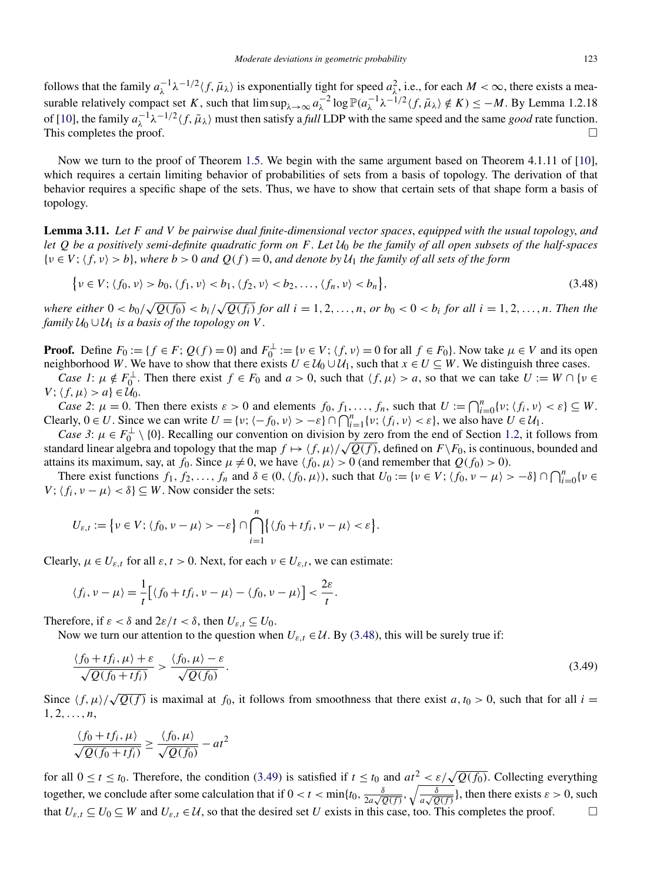follows that the family $a_\lambda^{-1}\lambda^{-1/2}\langle f, \bar{\mu}_\lambda\rangle$ is exponentially tight for speed $a_\lambda^2$, i.e., for each $M < \infty$, there exists a measurable relatively compact set $K$, such that $\limsup_{\lambda\to\infty} a_\lambda^{-2} \log \mathbb{P}(a_\lambda^{-1}\lambda^{-1/2}\langle f, \bar{\mu}_\lambda\rangle \notin K) \le -M$. By Lemma 1.2.18 of [10], the family $a_\lambda^{-1}\lambda^{-1/2}\langle f, \bar{\mu}_\lambda\rangle$ must then satisfy a *full* LDP with the same speed and the same *good* rate function. This completes the proof. □

Now we turn to the proof of Theorem 1.5. We begin with the same argument based on Theorem 4.1.11 of [10], which requires a certain limiting behavior of probabilities of sets from a basis of topology. The derivation of that behavior requires a specific shape of the sets. Thus, we have to show that certain sets of that shape form a basis of topology.

**Lemma 3.11.** *Let $F$ and $V$ be pairwise dual finite-dimensional vector spaces, equipped with the usual topology, and let $Q$ be a positively semi-definite quadratic form on $F$. Let $\mathcal{U}_0$ be the family of all open subsets of the half-spaces $\{\nu \in V; \langle f, \nu\rangle > b\}$, where $b > 0$ and $Q(f) = 0$, and denote by $\mathcal{U}_1$ the family of all sets of the form*

$$\{\nu \in V; \langle f_0, \nu\rangle > b_0, \langle f_1, \nu\rangle < b_1, \langle f_2, \nu\rangle < b_2, \dots, \langle f_n, \nu\rangle < b_n\}, \tag{3.48}$$

*where either $0 < b_0/\sqrt{Q(f_0)} < b_i/\sqrt{Q(f_i)}$ for all $i = 1, 2, \dots, n$, or $b_0 < 0 < b_i$ for all $i = 1, 2, \dots, n$. Then the family $\mathcal{U}_0 \cup \mathcal{U}_1$ is a basis of the topology on $V$.*

**Proof.** Define $F_0 := \{f \in F; Q(f) = 0\}$ and $F_0^\perp := \{\nu \in V; \langle f, \nu\rangle = 0 \text{ for all } f \in F_0\}$. Now take $\mu \in V$ and its open neighborhood $W$. We have to show that there exists $U \in \mathcal{U}_0 \cup \mathcal{U}_1$, such that $x \in U \subseteq W$. We distinguish three cases.

*Case 1*: $\mu \notin F_0^\perp$. Then there exist $f \in F_0$ and $a > 0$, such that $\langle f, \mu\rangle > a$, so that we can take $U := W \cap \{\nu \in V; \langle f, \mu\rangle > a\} \in \mathcal{U}_0$.

*Case 2*: $\mu = 0$. Then there exists $\varepsilon > 0$ and elements $f_0, f_1, \dots, f_n$, such that $U := \bigcap_{i=0}^n \{\nu; \langle f_i, \nu\rangle < \varepsilon\} \subseteq W$. Clearly, $0 \in U$. Since we can write $U = \{\nu; \langle -f_0, \nu\rangle > -\varepsilon\} \cap \bigcap_{i=1}^n \{\nu; \langle f_i, \nu\rangle < \varepsilon\}$, we also have $U \in \mathcal{U}_1$.

*Case 3*: $\mu \in F_0^\perp \setminus \{0\}$. Recalling our convention on division by zero from the end of Section 1.2, it follows from standard linear algebra and topology that the map $f \mapsto \langle f, \mu\rangle/\sqrt{Q(f)}$, defined on $F \setminus F_0$, is continuous, bounded and attains its maximum, say, at $f_0$. Since $\mu \ne 0$, we have $\langle f_0, \mu\rangle > 0$ (and remember that $Q(f_0) > 0$).

There exist functions $f_1, f_2, \dots, f_n$ and $\delta \in (0, \langle f_0, \mu\rangle)$, such that $U_0 := \{\nu \in V; \langle f_0, \nu - \mu\rangle > -\delta\} \cap \bigcap_{i=0}^n \{\nu \in V; \langle f_i, \nu - \mu\rangle < \delta\} \subseteq W$. Now consider the sets:

$$U_{\varepsilon,t} := \{\nu \in V; \langle f_0, \nu - \mu\rangle > -\varepsilon\} \cap \bigcap_{i=1}^n \{\langle f_0 + t f_i, \nu - \mu\rangle < \varepsilon\}.$$

Clearly, $\mu \in U_{\varepsilon,t}$ for all $\varepsilon, t > 0$. Next, for each $\nu \in U_{\varepsilon,t}$, we can estimate:

$$\langle f_i, \nu - \mu\rangle = \frac{1}{t}\big[\langle f_0 + t f_i, \nu - \mu\rangle - \langle f_0, \nu - \mu\rangle\big] < \frac{2\varepsilon}{t}.$$

Therefore, if $\varepsilon < \delta$ and $2\varepsilon/t < \delta$, then $U_{\varepsilon,t} \subseteq U_0$.

Now we turn our attention to the question when $U_{\varepsilon,t} \in \mathcal{U}$. By (3.48), this will be surely true if:

$$\frac{\langle f_0 + t f_i, \mu\rangle + \varepsilon}{\sqrt{Q(f_0 + t f_i)}} > \frac{\langle f_0, \mu\rangle - \varepsilon}{\sqrt{Q(f_0)}}. \tag{3.49}$$

Since $\langle f, \mu\rangle/\sqrt{Q(f)}$ is maximal at $f_0$, it follows from smoothness that there exist $a, t_0 > 0$, such that for all $i = 1, 2, \dots, n$,

$$\frac{\langle f_0 + t f_i, \mu\rangle}{\sqrt{Q(f_0 + t f_i)}} \ge \frac{\langle f_0, \mu\rangle}{\sqrt{Q(f_0)}} - a t^2$$

for all $0 \le t \le t_0$. Therefore, the condition (3.49) is satisfied if $t \le t_0$ and $a t^2 < \varepsilon/\sqrt{Q(f_0)}$. Collecting everything together, we conclude after some calculation that if $0 < t < \min\{t_0, \frac{\delta}{2a\sqrt{Q(f)}}, \sqrt{\frac{\delta}{a\sqrt{Q(f)}}}\}$, then there exists $\varepsilon > 0$, such that $U_{\varepsilon,t} \subseteq U_0 \subseteq W$ and $U_{\varepsilon,t} \in \mathcal{U}$, so that the desired set $U$ exists in this case, too. This completes the proof. □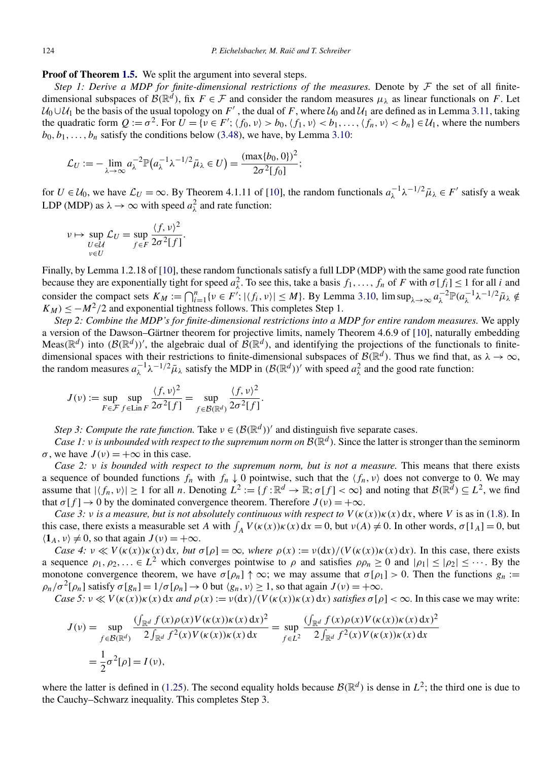**Proof of Theorem 1.5.** We split the argument into several steps.

*Step 1: Derive a MDP for finite-dimensional restrictions of the measures.* Denote by $\mathcal{F}$ the set of all finite-dimensional subspaces of $\mathcal{B}(\mathbb{R}^d)$, fix $F \in \mathcal{F}$ and consider the random measures $\mu_\lambda$ as linear functionals on $F$. Let $\mathcal{U}_0 \cup \mathcal{U}_1$ be the basis of the usual topology on $F'$, the dual of $F$, where $\mathcal{U}_0$ and $\mathcal{U}_1$ are defined as in Lemma 3.11, taking the quadratic form $Q := \sigma^2$. For $U = \{\nu \in F'; \langle f_0, \nu\rangle > b_0, \langle f_1, \nu\rangle < b_1, \ldots, \langle f_n, \nu\rangle < b_n\} \in \mathcal{U}_1$, where the numbers $b_0, b_1, \ldots, b_n$ satisfy the conditions below (3.48), we have, by Lemma 3.10:

$$\mathcal{L}_U := -\lim_{\lambda\to\infty} a_\lambda^{-2}\mathbb{P}\big(a_\lambda^{-1}\lambda^{-1/2}\bar{\mu}_\lambda \in U\big) = \frac{(\max\{b_0, 0\})^2}{2\sigma^2[f_0]};$$

for $U \in \mathcal{U}_0$, we have $\mathcal{L}_U = \infty$. By Theorem 4.1.11 of [10], the random functionals $a_\lambda^{-1}\lambda^{-1/2}\bar{\mu}_\lambda \in F'$ satisfy a weak LDP (MDP) as $\lambda \to \infty$ with speed $a_\lambda^2$ and rate function:

$$\nu \mapsto \sup_{\substack{U\in\mathcal{U}\\ \nu\in U}} \mathcal{L}_U = \sup_{f\in F} \frac{\langle f, \nu\rangle^2}{2\sigma^2[f]}.$$

Finally, by Lemma 1.2.18 of [10], these random functionals satisfy a full LDP (MDP) with the same good rate function because they are exponentially tight for speed $a_\lambda^2$. To see this, take a basis $f_1, \ldots, f_n$ of $F$ with $\sigma[f_i] \le 1$ for all $i$ and consider the compact sets $K_M := \bigcap_{i=1}^n \{\nu \in F'; |\langle f_i, \nu\rangle| \le M\}$. By Lemma 3.10, $\limsup_{\lambda\to\infty} a_\lambda^{-2}\mathbb{P}(a_\lambda^{-1}\lambda^{-1/2}\bar{\mu}_\lambda \notin K_M) \le -M^2/2$ and exponential tightness follows. This completes Step 1.

*Step 2: Combine the MDP's for finite-dimensional restrictions into a MDP for entire random measures.* We apply a version of the Dawson–Gärtner theorem for projective limits, namely Theorem 4.6.9 of [10], naturally embedding $\mathrm{Meas}(\mathbb{R}^d)$ into $(\mathcal{B}(\mathbb{R}^d))'$, the algebraic dual of $\mathcal{B}(\mathbb{R}^d)$, and identifying the projections of the functionals to finite-dimensional spaces with their restrictions to finite-dimensional subspaces of $\mathcal{B}(\mathbb{R}^d)$. Thus we find that, as $\lambda \to \infty$, the random measures $a_\lambda^{-1}\lambda^{-1/2}\bar{\mu}_\lambda$ satisfy the MDP in $(\mathcal{B}(\mathbb{R}^d))'$ with speed $a_\lambda^2$ and the good rate function:

$$J(\nu) := \sup_{F\in\mathcal{F}} \sup_{f\in \mathrm{Lin}\, F} \frac{\langle f, \nu\rangle^2}{2\sigma^2[f]} = \sup_{f\in\mathcal{B}(\mathbb{R}^d)} \frac{\langle f, \nu\rangle^2}{2\sigma^2[f]}.$$

*Step 3: Compute the rate function.* Take $\nu \in (\mathcal{B}(\mathbb{R}^d))'$ and distinguish five separate cases.

*Case 1: $\nu$ is unbounded with respect to the supremum norm on $\mathcal{B}(\mathbb{R}^d)$.* Since the latter is stronger than the seminorm $\sigma$, we have $J(\nu) = +\infty$ in this case.

*Case 2: $\nu$ is bounded with respect to the supremum norm, but is not a measure.* This means that there exists a sequence of bounded functions $f_n$ with $f_n \downarrow 0$ pointwise, such that the $\langle f_n, \nu\rangle$ does not converge to 0. We may assume that $|\langle f_n, \nu\rangle| \ge 1$ for all $n$. Denoting $L^2 := \{f : \mathbb{R}^d \to \mathbb{R}; \sigma[f] < \infty\}$ and noting that $\mathcal{B}(\mathbb{R}^d) \subseteq L^2$, we find that $\sigma[f] \to 0$ by the dominated convergence theorem. Therefore $J(\nu) = +\infty$.

*Case 3: $\nu$ is a measure, but is not absolutely continuous with respect to $V(\kappa(x))\kappa(x)\,\mathrm{d}x$, where $V$ is as in (1.8).* In this case, there exists a measurable set $A$ with $\int_A V(\kappa(x))\kappa(x)\,\mathrm{d}x = 0$, but $\nu(A) \ne 0$. In other words, $\sigma[\mathbf{1}_A] = 0$, but $\langle \mathbf{1}_A, \nu\rangle \ne 0$, so that again $J(\nu) = +\infty$.

*Case 4: $\nu \ll V(\kappa(x))\kappa(x)\,\mathrm{d}x$, but $\sigma[\rho] = \infty$, where $\rho(x) := \nu(\mathrm{d}x)/(V(\kappa(x))\kappa(x)\,\mathrm{d}x)$.* In this case, there exists a sequence $\rho_1, \rho_2, \ldots \in L^2$ which converges pointwise to $\rho$ and satisfies $\rho\rho_n \ge 0$ and $|\rho_1| \le |\rho_2| \le \cdots$. By the monotone convergence theorem, we have $\sigma[\rho_n] \uparrow \infty$; we may assume that $\sigma[\rho_1] > 0$. Then the functions $g_n := \rho_n/\sigma^2[\rho_n]$ satisfy $\sigma[g_n] = 1/\sigma[\rho_n] \to 0$ but $\langle g_n, \nu\rangle \ge 1$, so that again $J(\nu) = +\infty$.

*Case 5: $\nu \ll V(\kappa(x))\kappa(x)\,\mathrm{d}x$ and $\rho(x) := \nu(\mathrm{d}x)/(V(\kappa(x))\kappa(x)\,\mathrm{d}x)$ satisfies $\sigma[\rho] < \infty$.* In this case we may write:

$$\begin{aligned} J(\nu) &= \sup_{f\in\mathcal{B}(\mathbb{R}^d)} \frac{(\int_{\mathbb{R}^d} f(x)\rho(x)V(\kappa(x))\kappa(x)\,\mathrm{d}x)^2}{2\int_{\mathbb{R}^d} f^2(x)V(\kappa(x))\kappa(x)\,\mathrm{d}x} = \sup_{f\in L^2} \frac{(\int_{\mathbb{R}^d} f(x)\rho(x)V(\kappa(x))\kappa(x)\,\mathrm{d}x)^2}{2\int_{\mathbb{R}^d} f^2(x)V(\kappa(x))\kappa(x)\,\mathrm{d}x} \\ &= \frac{1}{2}\sigma^2[\rho] = I(\nu), \end{aligned}$$

where the latter is defined in (1.25). The second equality holds because $\mathcal{B}(\mathbb{R}^d)$ is dense in $L^2$; the third one is due to the Cauchy–Schwarz inequality. This completes Step 3.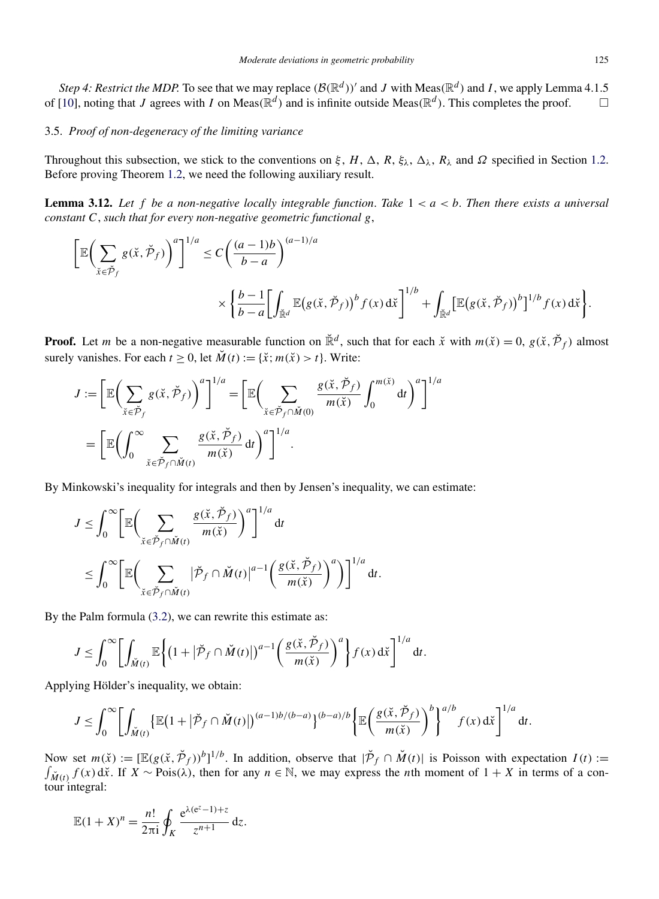*Step 4: Restrict the MDP.* To see that we may replace $(\mathcal{B}(\mathbb{R}^d))'$ and $J$ with $\mathrm{Meas}(\mathbb{R}^d)$ and $I$, we apply Lemma 4.1.5 of [10], noting that $J$ agrees with $I$ on $\mathrm{Meas}(\mathbb{R}^d)$ and is infinite outside $\mathrm{Meas}(\mathbb{R}^d)$. This completes the proof. $\square$

### 3.5. *Proof of non-degeneracy of the limiting variance*

Throughout this subsection, we stick to the conventions on $\xi$, $H$, $\Delta$, $R$, $\xi_\lambda$, $\Delta_\lambda$, $R_\lambda$ and $\Omega$ specified in Section 1.2. Before proving Theorem 1.2, we need the following auxiliary result.

**Lemma 3.12.** *Let $f$ be a non-negative locally integrable function. Take $1 < a < b$. Then there exists a universal constant $C$, such that for every non-negative geometric functional $g$,*

$$\left[\mathbb{E}\left(\sum_{\breve{x}\in\breve{\mathcal{P}}_f} g(\breve{x},\breve{\mathcal{P}}_f)\right)^a\right]^{1/a} \le C\left(\frac{(a-1)b}{b-a}\right)^{(a-1)/a} \times\left\{\frac{b-1}{b-a}\left[\int_{\breve{\mathbb{R}}^d}\mathbb{E}\big(g(\breve{x},\breve{\mathcal{P}}_f)\big)^b f(x)\,\mathrm{d}\breve{x}\right]^{1/b} + \int_{\breve{\mathbb{R}}^d}\left[\mathbb{E}\big(g(\breve{x},\breve{\mathcal{P}}_f)\big)^b\right]^{1/b} f(x)\,\mathrm{d}\breve{x}\right\}.$$

**Proof.** Let $m$ be a non-negative measurable function on $\breve{\mathbb{R}}^d$, such that for each $\breve{x}$ with $m(\breve{x}) = 0$, $g(\breve{x},\breve{\mathcal{P}}_f)$ almost surely vanishes. For each $t \ge 0$, let $\breve{M}(t) := \{\breve{x}; m(\breve{x}) > t\}$. Write:

$$\begin{aligned}
J &:= \left[\mathbb{E}\left(\sum_{\breve{x}\in\breve{\mathcal{P}}_f} g(\breve{x},\breve{\mathcal{P}}_f)\right)^a\right]^{1/a} = \left[\mathbb{E}\left(\sum_{\breve{x}\in\breve{\mathcal{P}}_f\cap\breve{M}(0)} \frac{g(\breve{x},\breve{\mathcal{P}}_f)}{m(\breve{x})}\int_0^{m(\breve{x})}\mathrm{d}t\right)^a\right]^{1/a} \\
&= \left[\mathbb{E}\left(\int_0^\infty \sum_{\breve{x}\in\breve{\mathcal{P}}_f\cap\breve{M}(t)} \frac{g(\breve{x},\breve{\mathcal{P}}_f)}{m(\breve{x})}\,\mathrm{d}t\right)^a\right]^{1/a}.
\end{aligned}$$

By Minkowski's inequality for integrals and then by Jensen's inequality, we can estimate:

$$\begin{aligned}
J &\le \int_0^\infty\left[\mathbb{E}\left(\sum_{\breve{x}\in\breve{\mathcal{P}}_f\cap\breve{M}(t)} \frac{g(\breve{x},\breve{\mathcal{P}}_f)}{m(\breve{x})}\right)^a\right]^{1/a}\mathrm{d}t \\
&\le \int_0^\infty\left[\mathbb{E}\left(\sum_{\breve{x}\in\breve{\mathcal{P}}_f\cap\breve{M}(t)} \left|\breve{\mathcal{P}}_f\cap\breve{M}(t)\right|^{a-1}\left(\frac{g(\breve{x},\breve{\mathcal{P}}_f)}{m(\breve{x})}\right)^a\right)\right]^{1/a}\mathrm{d}t.
\end{aligned}$$

By the Palm formula (3.2), we can rewrite this estimate as:

$$J \le \int_0^\infty\left[\int_{\breve{M}(t)}\mathbb{E}\left\{\left(1+\left|\breve{\mathcal{P}}_f\cap\breve{M}(t)\right|\right)^{a-1}\left(\frac{g(\breve{x},\breve{\mathcal{P}}_f)}{m(\breve{x})}\right)^a\right\}f(x)\,\mathrm{d}\breve{x}\right]^{1/a}\mathrm{d}t.$$

Applying Hölder's inequality, we obtain:

$$J \le \int_0^\infty\left[\int_{\breve{M}(t)}\left\{\mathbb{E}\left(1+\left|\breve{\mathcal{P}}_f\cap\breve{M}(t)\right|\right)^{(a-1)b/(b-a)}\right\}^{(b-a)/b}\left\{\mathbb{E}\left(\frac{g(\breve{x},\breve{\mathcal{P}}_f)}{m(\breve{x})}\right)^b\right\}^{a/b}f(x)\,\mathrm{d}\breve{x}\right]^{1/a}\mathrm{d}t.$$

Now set $m(\breve{x}) := [\mathbb{E}(g(\breve{x},\breve{\mathcal{P}}_f))^b]^{1/b}$. In addition, observe that $|\breve{\mathcal{P}}_f\cap\breve{M}(t)|$ is Poisson with expectation $I(t) := \int_{\breve{M}(t)} f(x)\,\mathrm{d}\breve{x}$. If $X \sim \mathrm{Pois}(\lambda)$, then for any $n \in \mathbb{N}$, we may express the $n$th moment of $1 + X$ in terms of a contour integral:

$$\mathbb{E}(1+X)^n = \frac{n!}{2\pi\mathrm{i}}\oint_K \frac{\mathrm{e}^{\lambda(\mathrm{e}^z-1)+z}}{z^{n+1}}\,\mathrm{d}z.$$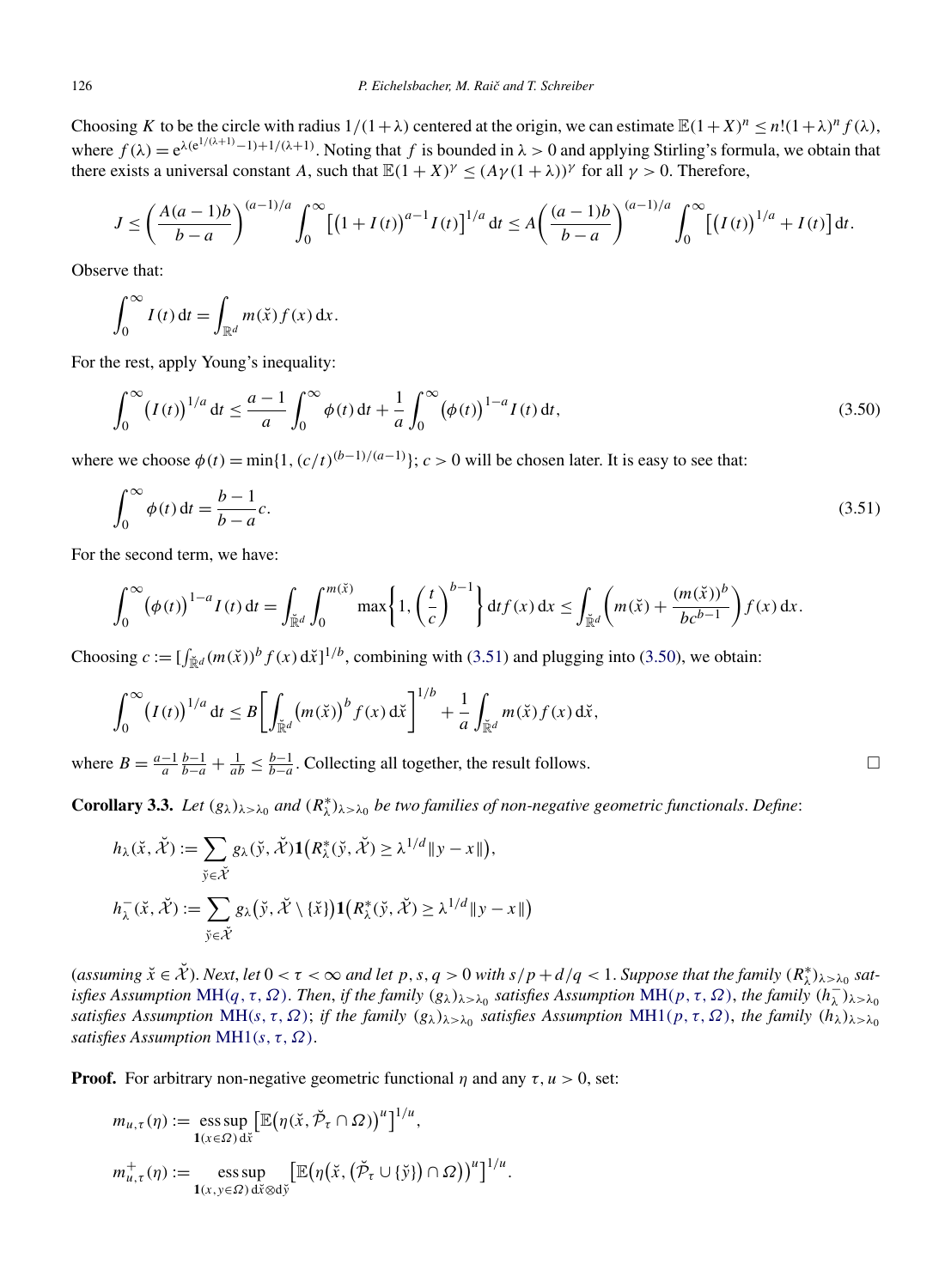Choosing $K$ to be the circle with radius $1/(1+\lambda)$ centered at the origin, we can estimate $\mathbb{E}(1+X)^n \le n!(1+\lambda)^n f(\lambda)$, where $f(\lambda) = \mathrm{e}^{\lambda(\mathrm{e}^{1/(\lambda+1)}-1)+1/(\lambda+1)}$. Noting that $f$ is bounded in $\lambda > 0$ and applying Stirling's formula, we obtain that there exists a universal constant $A$, such that $\mathbb{E}(1+X)^\gamma \le (A\gamma(1+\lambda))^\gamma$ for all $\gamma > 0$. Therefore,

$$J \le \left(\frac{A(a-1)b}{b-a}\right)^{(a-1)/a} \int_0^\infty \left[\left(1+I(t)\right)^{a-1} I(t)\right]^{1/a} \mathrm{d}t \le A\left(\frac{(a-1)b}{b-a}\right)^{(a-1)/a} \int_0^\infty \left[\left(I(t)\right)^{1/a} + I(t)\right] \mathrm{d}t.$$

Observe that:

$$\int_0^\infty I(t)\,\mathrm{d}t = \int_{\mathbb{R}^d} m(\check{x}) f(x)\,\mathrm{d}x.$$

For the rest, apply Young's inequality:

$$\int_0^\infty \left(I(t)\right)^{1/a} \mathrm{d}t \le \frac{a-1}{a} \int_0^\infty \phi(t)\,\mathrm{d}t + \frac{1}{a}\int_0^\infty \left(\phi(t)\right)^{1-a} I(t)\,\mathrm{d}t, \tag{3.50}$$

where we choose $\phi(t) = \min\{1, (c/t)^{(b-1)/(a-1)}\}$; $c > 0$ will be chosen later. It is easy to see that:

$$\int_0^\infty \phi(t)\,\mathrm{d}t = \frac{b-1}{b-a} c. \tag{3.51}$$

For the second term, we have:

$$\int_0^\infty \left(\phi(t)\right)^{1-a} I(t)\,\mathrm{d}t = \int_{\breve{\mathbb{R}}^d} \int_0^{m(\check{x})} \max\left\{1, \left(\frac{t}{c}\right)^{b-1}\right\} \mathrm{d}t\, f(x)\,\mathrm{d}x \le \int_{\breve{\mathbb{R}}^d} \left(m(\check{x}) + \frac{(m(\check{x}))^b}{bc^{b-1}}\right) f(x)\,\mathrm{d}x.$$

Choosing $c := [\int_{\breve{\mathbb{R}}^d} (m(\check{x}))^b f(x)\,\mathrm{d}\check{x}]^{1/b}$, combining with (3.51) and plugging into (3.50), we obtain:

$$\int_0^\infty \left(I(t)\right)^{1/a} \mathrm{d}t \le B\left[\int_{\breve{\mathbb{R}}^d} \left(m(\check{x})\right)^b f(x)\,\mathrm{d}\check{x}\right]^{1/b} + \frac{1}{a}\int_{\breve{\mathbb{R}}^d} m(\check{x}) f(x)\,\mathrm{d}\check{x},$$

where $B = \frac{a-1}{a}\frac{b-1}{b-a} + \frac{1}{ab} \le \frac{b-1}{b-a}$. Collecting all together, the result follows. □

**Corollary 3.3.** *Let $(g_\lambda)_{\lambda > \lambda_0}$ and $(R^*_\lambda)_{\lambda>\lambda_0}$ be two families of non-negative geometric functionals. Define*:

$$h_\lambda(\check{x}, \check{\mathcal{X}}) := \sum_{\check{y} \in \check{\mathcal{X}}} g_\lambda(\check{y}, \check{\mathcal{X}}) \mathbf{1}\left(R^*_\lambda(\check{y}, \check{\mathcal{X}}) \ge \lambda^{1/d}\|y - x\|\right),$$

$$h^-_\lambda(\check{x}, \check{\mathcal{X}}) := \sum_{\check{y} \in \check{\mathcal{X}}} g_\lambda\left(\check{y}, \check{\mathcal{X}} \setminus \{\check{x}\}\right) \mathbf{1}\left(R^*_\lambda(\check{y}, \check{\mathcal{X}}) \ge \lambda^{1/d}\|y - x\|\right)$$

(*assuming $\check{x} \in \check{\mathcal{X}}$*). *Next, let $0 < \tau < \infty$ and let $p, s, q > 0$ with $s/p + d/q < 1$. Suppose that the family $(R^*_\lambda)_{\lambda>\lambda_0}$ satisfies Assumption* MH($q, \tau, \Omega$). *Then, if the family $(g_\lambda)_{\lambda>\lambda_0}$ satisfies Assumption* MH($p, \tau, \Omega$), *the family $(h^-_\lambda)_{\lambda>\lambda_0}$ satisfies Assumption* MH($s, \tau, \Omega$); *if the family $(g_\lambda)_{\lambda>\lambda_0}$ satisfies Assumption* MH1($p, \tau, \Omega$), *the family $(h_\lambda)_{\lambda>\lambda_0}$ satisfies Assumption* MH1($s, \tau, \Omega$).

**Proof.** For arbitrary non-negative geometric functional $\eta$ and any $\tau, u > 0$, set:

$$m_{u,\tau}(\eta) := \operatorname*{ess\,sup}_{\mathbf{1}(x\in\Omega)\,\mathrm{d}\check{x}} \left[\mathbb{E}\left(\eta(\check{x}, \check{\mathcal{P}}_\tau \cap \Omega)\right)^u\right]^{1/u},$$

$$m^+_{u,\tau}(\eta) := \operatorname*{ess\,sup}_{\mathbf{1}(x,y\in\Omega)\,\mathrm{d}\check{x}\otimes\mathrm{d}\check{y}} \left[\mathbb{E}\left(\eta\left(\check{x}, \left(\check{\mathcal{P}}_\tau \cup \{\check{y}\}\right) \cap \Omega\right)\right)^u\right]^{1/u}.$$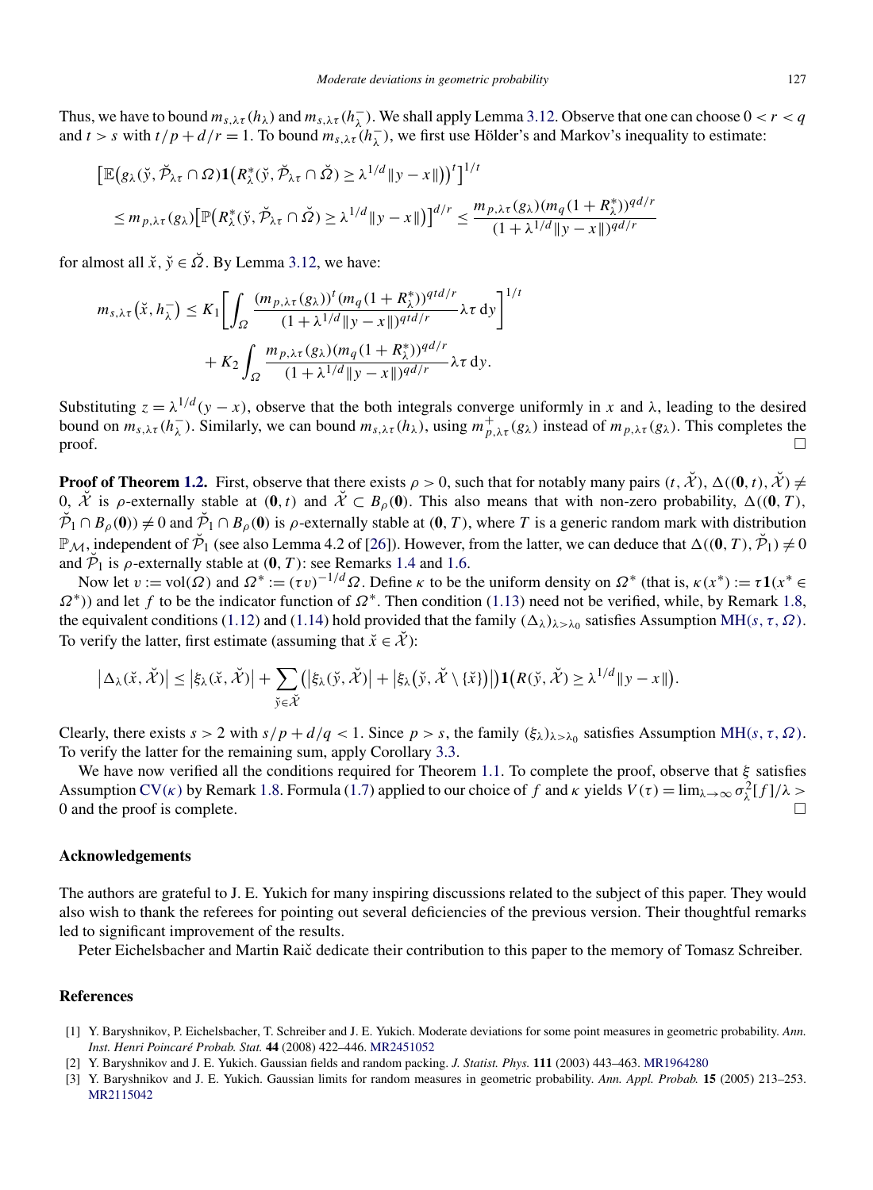Thus, we have to bound $m_{s,\lambda\tau}(h_\lambda)$ and $m_{s,\lambda\tau}(h_\lambda^-)$. We shall apply Lemma 3.12. Observe that one can choose $0 < r < q$ and $t > s$ with $t/p + d/r = 1$. To bound $m_{s,\lambda\tau}(h_\lambda^-)$, we first use Hölder's and Markov's inequality to estimate:

$$\begin{aligned}
&\bigl[\mathbb{E}\bigl(g_\lambda(\check{y}, \check{\mathcal{P}}_{\lambda\tau} \cap \Omega)\mathbf{1}\bigl(R_\lambda^*(\check{y}, \check{\mathcal{P}}_{\lambda\tau} \cap \check{\Omega}) \ge \lambda^{1/d}\|y - x\|\bigr)\bigr)^t\bigr]^{1/t} \\
&\quad \le m_{p,\lambda\tau}(g_\lambda)\bigl[\mathbb{P}\bigl(R_\lambda^*(\check{y}, \check{\mathcal{P}}_{\lambda\tau} \cap \check{\Omega}) \ge \lambda^{1/d}\|y - x\|\bigr)\bigr]^{d/r} \le \frac{m_{p,\lambda\tau}(g_\lambda)(m_q(1 + R_\lambda^*))^{qd/r}}{(1 + \lambda^{1/d}\|y - x\|)^{qd/r}}
\end{aligned}$$

for almost all $\check{x}, \check{y} \in \check{\Omega}$. By Lemma 3.12, we have:

$$\begin{aligned}
m_{s,\lambda\tau}\bigl(\check{x}, h_\lambda^-\bigr) &\le K_1\biggl[\int_\Omega \frac{(m_{p,\lambda\tau}(g_\lambda))^t(m_q(1 + R_\lambda^*))^{qtd/r}}{(1 + \lambda^{1/d}\|y - x\|)^{qtd/r}}\lambda\tau\,\mathrm{d}y\biggr]^{1/t} \\
&\quad + K_2\int_\Omega \frac{m_{p,\lambda\tau}(g_\lambda)(m_q(1 + R_\lambda^*))^{qd/r}}{(1 + \lambda^{1/d}\|y - x\|)^{qd/r}}\lambda\tau\,\mathrm{d}y.
\end{aligned}$$

Substituting $z = \lambda^{1/d}(y - x)$, observe that the both integrals converge uniformly in $x$ and $\lambda$, leading to the desired bound on $m_{s,\lambda\tau}(h_\lambda^-)$. Similarly, we can bound $m_{s,\lambda\tau}(h_\lambda)$, using $m_{p,\lambda\tau}^+(g_\lambda)$ instead of $m_{p,\lambda\tau}(g_\lambda)$. This completes the proof. □

**Proof of Theorem 1.2.** First, observe that there exists $\rho > 0$, such that for notably many pairs $(t, \check{\mathcal{X}})$, $\Delta((\mathbf{0}, t), \check{\mathcal{X}}) \ne 0$, $\check{\mathcal{X}}$ is $\rho$-externally stable at $(\mathbf{0}, t)$ and $\check{\mathcal{X}} \subset B_\rho(\mathbf{0})$. This also means that with non-zero probability, $\Delta((\mathbf{0}, T), \check{\mathcal{P}}_1 \cap B_\rho(\mathbf{0})) \ne 0$ and $\check{\mathcal{P}}_1 \cap B_\rho(\mathbf{0})$ is $\rho$-externally stable at $(\mathbf{0}, T)$, where $T$ is a generic random mark with distribution $\mathbb{P}_{\mathcal{M}}$, independent of $\check{\mathcal{P}}_1$ (see also Lemma 4.2 of [26]). However, from the latter, we can deduce that $\Delta((\mathbf{0}, T), \check{\mathcal{P}}_1) \ne 0$ and $\check{\mathcal{P}}_1$ is $\rho$-externally stable at $(\mathbf{0}, T)$: see Remarks 1.4 and 1.6.

Now let $v := \mathrm{vol}(\Omega)$ and $\Omega^* := (\tau v)^{-1/d}\Omega$. Define $\kappa$ to be the uniform density on $\Omega^*$ (that is, $\kappa(x^*) := \tau\mathbf{1}(x^* \in \Omega^*)$) and let $f$ to be the indicator function of $\Omega^*$. Then condition (1.13) need not be verified, while, by Remark 1.8, the equivalent conditions (1.12) and (1.14) hold provided that the family $(\Delta_\lambda)_{\lambda>\lambda_0}$ satisfies Assumption MH$(s, \tau, \Omega)$. To verify the latter, first estimate (assuming that $\check{x} \in \check{\mathcal{X}}$):

$$\bigl|\Delta_\lambda(\check{x}, \check{\mathcal{X}})\bigr| \le \bigl|\xi_\lambda(\check{x}, \check{\mathcal{X}})\bigr| + \sum_{\check{y}\in\check{\mathcal{X}}}\bigl(\bigl|\xi_\lambda(\check{y}, \check{\mathcal{X}})\bigr| + \bigl|\xi_\lambda\bigl(\check{y}, \check{\mathcal{X}} \setminus \{\check{x}\}\bigr)\bigr|\bigr)\mathbf{1}\bigl(R(\check{y}, \check{\mathcal{X}}) \ge \lambda^{1/d}\|y - x\|\bigr).$$

Clearly, there exists $s > 2$ with $s/p + d/q < 1$. Since $p > s$, the family $(\xi_\lambda)_{\lambda>\lambda_0}$ satisfies Assumption MH$(s, \tau, \Omega)$. To verify the latter for the remaining sum, apply Corollary 3.3.

We have now verified all the conditions required for Theorem 1.1. To complete the proof, observe that $\xi$ satisfies Assumption CV$(\kappa)$ by Remark 1.8. Formula (1.7) applied to our choice of $f$ and $\kappa$ yields $V(\tau) = \lim_{\lambda\to\infty}\sigma_\lambda^2[f]/\lambda > 0$ and the proof is complete. □

## Acknowledgements

The authors are grateful to J. E. Yukich for many inspiring discussions related to the subject of this paper. They would also wish to thank the referees for pointing out several deficiencies of the previous version. Their thoughtful remarks led to significant improvement of the results.

Peter Eichelsbacher and Martin Raič dedicate their contribution to this paper to the memory of Tomasz Schreiber.

## References

[1] Y. Baryshnikov, P. Eichelsbacher, T. Schreiber and J. E. Yukich. Moderate deviations for some point measures in geometric probability. *Ann. Inst. Henri Poincaré Probab. Stat.* **44** (2008) 422–446. MR2451052

[2] Y. Baryshnikov and J. E. Yukich. Gaussian fields and random packing. *J. Statist. Phys.* **111** (2003) 443–463. MR1964280

[3] Y. Baryshnikov and J. E. Yukich. Gaussian limits for random measures in geometric probability. *Ann. Appl. Probab.* **15** (2005) 213–253. MR2115042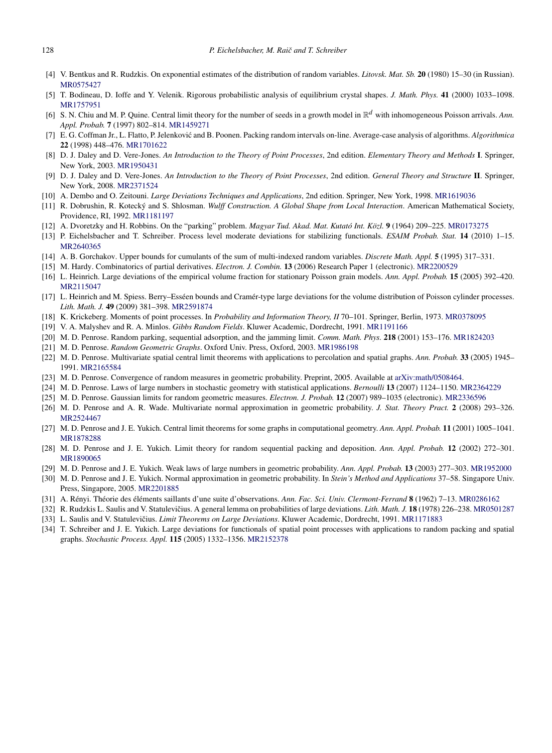[4] V. Bentkus and R. Rudzkis. On exponential estimates of the distribution of random variables. *Litovsk. Mat. Sb.* **20** (1980) 15–30 (in Russian). MR0575427

[5] T. Bodineau, D. Ioffe and Y. Velenik. Rigorous probabilistic analysis of equilibrium crystal shapes. *J. Math. Phys.* **41** (2000) 1033–1098. MR1757951

[6] S. N. Chiu and M. P. Quine. Central limit theory for the number of seeds in a growth model in $\mathbb{R}^d$ with inhomogeneous Poisson arrivals. *Ann. Appl. Probab.* **7** (1997) 802–814. MR1459271

[7] E. G. Coffman Jr., L. Flatto, P. Jelenković and B. Poonen. Packing random intervals on-line. Average-case analysis of algorithms. *Algorithmica* **22** (1998) 448–476. MR1701622

[8] D. J. Daley and D. Vere-Jones. *An Introduction to the Theory of Point Processes*, 2nd edition. *Elementary Theory and Methods* **I**. Springer, New York, 2003. MR1950431

[9] D. J. Daley and D. Vere-Jones. *An Introduction to the Theory of Point Processes*, 2nd edition. *General Theory and Structure* **II**. Springer, New York, 2008. MR2371524

[10] A. Dembo and O. Zeitouni. *Large Deviations Techniques and Applications*, 2nd edition. Springer, New York, 1998. MR1619036

[11] R. Dobrushin, R. Kotecký and S. Shlosman. *Wulff Construction. A Global Shape from Local Interaction*. American Mathematical Society, Providence, RI, 1992. MR1181197

[12] A. Dvoretzky and H. Robbins. On the "parking" problem. *Magyar Tud. Akad. Mat. Kutató Int. Közl.* **9** (1964) 209–225. MR0173275

[13] P. Eichelsbacher and T. Schreiber. Process level moderate deviations for stabilizing functionals. *ESAIM Probab. Stat.* **14** (2010) 1–15. MR2640365

[14] A. B. Gorchakov. Upper bounds for cumulants of the sum of multi-indexed random variables. *Discrete Math. Appl.* **5** (1995) 317–331.

[15] M. Hardy. Combinatorics of partial derivatives. *Electron. J. Combin.* **13** (2006) Research Paper 1 (electronic). MR2200529

[16] L. Heinrich. Large deviations of the empirical volume fraction for stationary Poisson grain models. *Ann. Appl. Probab.* **15** (2005) 392–420. MR2115047

[17] L. Heinrich and M. Spiess. Berry–Esséen bounds and Cramér-type large deviations for the volume distribution of Poisson cylinder processes. *Lith. Math. J.* **49** (2009) 381–398. MR2591874

[18] K. Krickeberg. Moments of point processes. In *Probability and Information Theory, II* 70–101. Springer, Berlin, 1973. MR0378095

[19] V. A. Malyshev and R. A. Minlos. *Gibbs Random Fields*. Kluwer Academic, Dordrecht, 1991. MR1191166

[20] M. D. Penrose. Random parking, sequential adsorption, and the jamming limit. *Comm. Math. Phys.* **218** (2001) 153–176. MR1824203

[21] M. D. Penrose. *Random Geometric Graphs*. Oxford Univ. Press, Oxford, 2003. MR1986198

[22] M. D. Penrose. Multivariate spatial central limit theorems with applications to percolation and spatial graphs. *Ann. Probab.* **33** (2005) 1945–1991. MR2165584

[23] M. D. Penrose. Convergence of random measures in geometric probability. Preprint, 2005. Available at arXiv:math/0508464.

[24] M. D. Penrose. Laws of large numbers in stochastic geometry with statistical applications. *Bernoulli* **13** (2007) 1124–1150. MR2364229

[25] M. D. Penrose. Gaussian limits for random geometric measures. *Electron. J. Probab.* **12** (2007) 989–1035 (electronic). MR2336596

[26] M. D. Penrose and A. R. Wade. Multivariate normal approximation in geometric probability. *J. Stat. Theory Pract.* **2** (2008) 293–326. MR2524467

[27] M. D. Penrose and J. E. Yukich. Central limit theorems for some graphs in computational geometry. *Ann. Appl. Probab.* **11** (2001) 1005–1041. MR1878288

[28] M. D. Penrose and J. E. Yukich. Limit theory for random sequential packing and deposition. *Ann. Appl. Probab.* **12** (2002) 272–301. MR1890065

[29] M. D. Penrose and J. E. Yukich. Weak laws of large numbers in geometric probability. *Ann. Appl. Probab.* **13** (2003) 277–303. MR1952000

[30] M. D. Penrose and J. E. Yukich. Normal approximation in geometric probability. In *Stein's Method and Applications* 37–58. Singapore Univ. Press, Singapore, 2005. MR2201885

[31] A. Rényi. Théorie des éléments saillants d'une suite d'observations. *Ann. Fac. Sci. Univ. Clermont-Ferrand* **8** (1962) 7–13. MR0286162

[32] R. Rudzkis L. Saulis and V. Statulevičius. A general lemma on probabilities of large deviations. *Lith. Math. J.* **18** (1978) 226–238. MR0501287

[33] L. Saulis and V. Statulevičius. *Limit Theorems on Large Deviations*. Kluwer Academic, Dordrecht, 1991. MR1171883

[34] T. Schreiber and J. E. Yukich. Large deviations for functionals of spatial point processes with applications to random packing and spatial graphs. *Stochastic Process. Appl.* **115** (2005) 1332–1356. MR2152378